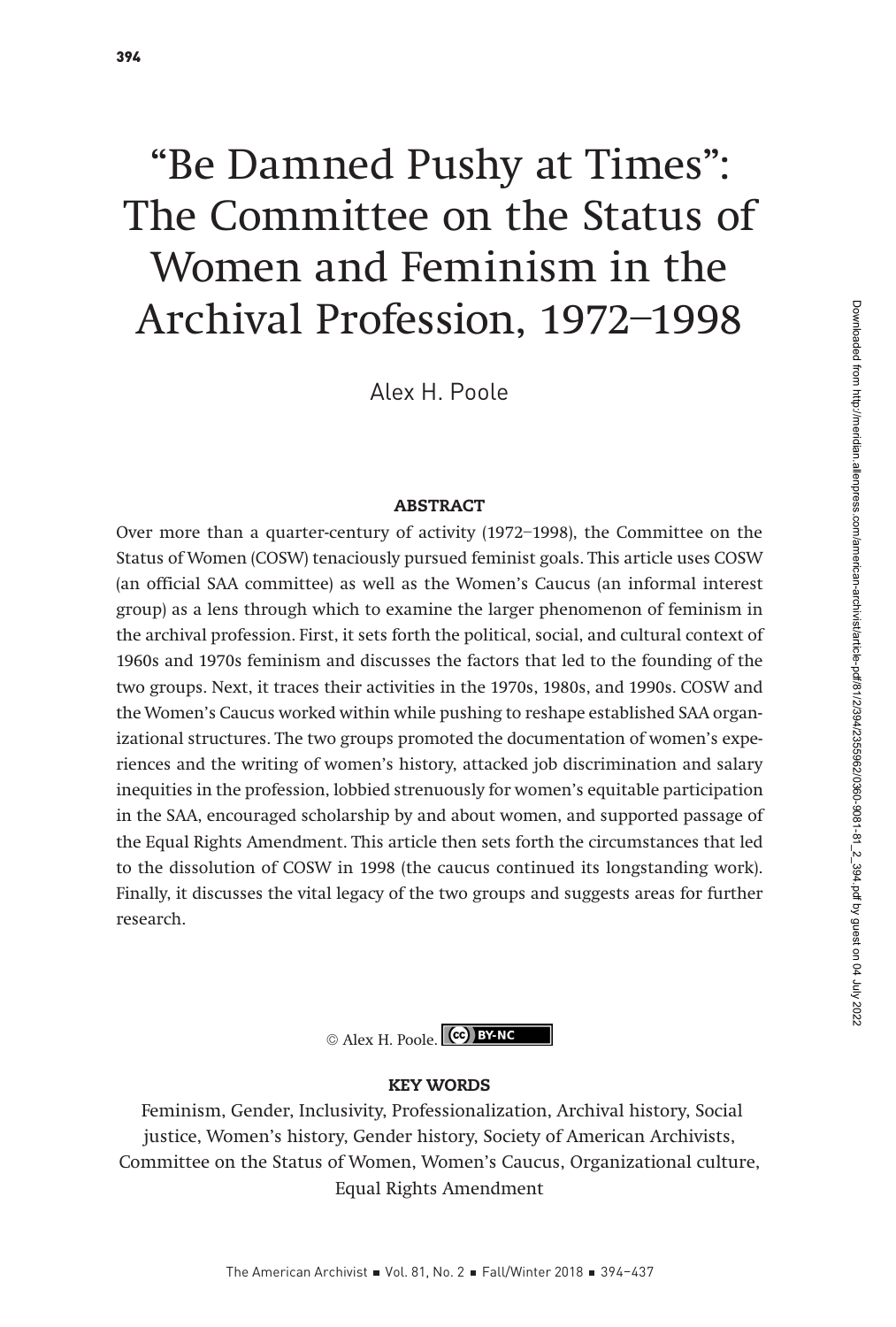# "Be Damned Pushy at Times": The Committee on the Status of Women and Feminism in the Archival Profession, 1972–1998

Alex H. Poole

## ABSTRACT

Over more than a quarter-century of activity (1972–1998), the Committee on the Status of Women (COSW) tenaciously pursued feminist goals. This article uses COSW (an official SAA committee) as well as the Women's Caucus (an informal interest group) as a lens through which to examine the larger phenomenon of feminism in the archival profession. First, it sets forth the political, social, and cultural context of 1960s and 1970s feminism and discusses the factors that led to the founding of the two groups. Next, it traces their activities in the 1970s, 1980s, and 1990s. COSW and the Women's Caucus worked within while pushing to reshape established SAA organizational structures. The two groups promoted the documentation of women's experiences and the writing of women's history, attacked job discrimination and salary inequities in the profession, lobbied strenuously for women's equitable participation in the SAA, encouraged scholarship by and about women, and supported passage of the Equal Rights Amendment. This article then sets forth the circumstances that led to the dissolution of COSW in 1998 (the caucus continued its longstanding work). Finally, it discusses the vital legacy of the two groups and suggests areas for further research.

© Alex H. Poole. CC BY-NC

## KEY WORDS

Feminism, Gender, Inclusivity, Professionalization, Archival history, Social justice, Women's history, Gender history, Society of American Archivists, Committee on the Status of Women, Women's Caucus, Organizational culture, Equal Rights Amendment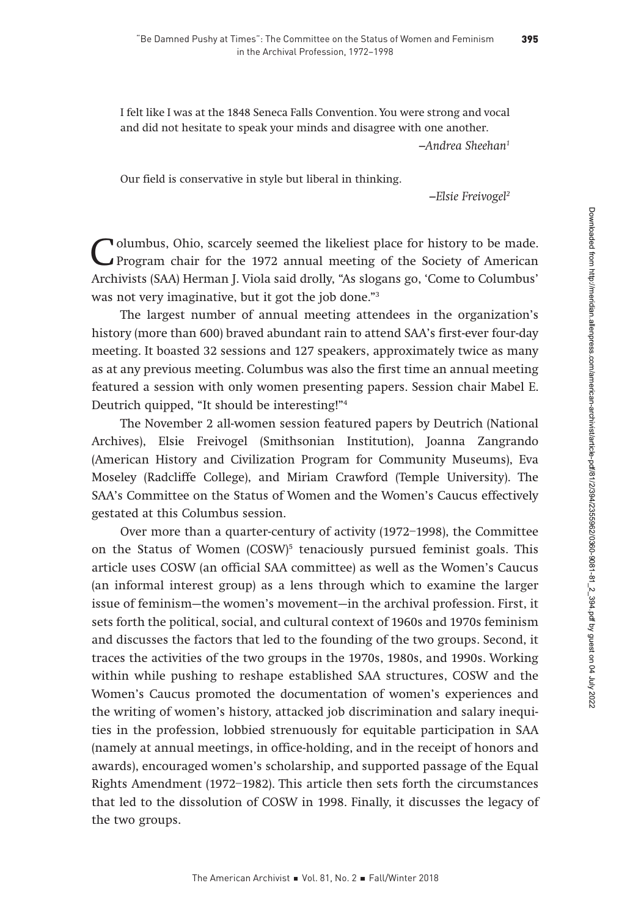I felt like I was at the 1848 Seneca Falls Convention. You were strong and vocal and did not hesitate to speak your minds and disagree with one another.

*—Andrea Sheehan*[1]

Our field is conservative in style but liberal in thinking.

*—Elsie Freivogel*[2]

Columbus, Ohio, scarcely seemed the likeliest place for history to be made. Program chair for the 1972 annual meeting of the Society of American Archivists (SAA) Herman J. Viola said drolly, "As slogans go, 'Come to Columbus' was not very imaginative, but it got the job done."[3]

The largest number of annual meeting attendees in the organization's history (more than 600) braved abundant rain to attend SAA's first-ever four-day meeting. It boasted 32 sessions and 127 speakers, approximately twice as many as at any previous meeting. Columbus was also the first time an annual meeting featured a session with only women presenting papers. Session chair Mabel E. Deutrich quipped, "It should be interesting!"[4]

The November 2 all-women session featured papers by Deutrich (National Archives), Elsie Freivogel (Smithsonian Institution), Joanna Zangrando (American History and Civilization Program for Community Museums), Eva Moseley (Radcliffe College), and Miriam Crawford (Temple University). The SAA's Committee on the Status of Women and the Women's Caucus effectively gestated at this Columbus session.

Over more than a quarter-century of activity (1972–1998), the Committee on the Status of Women (COSW)[5] tenaciously pursued feminist goals. This article uses COSW (an official SAA committee) as well as the Women's Caucus (an informal interest group) as a lens through which to examine the larger issue of feminism—the women's movement—in the archival profession. First, it sets forth the political, social, and cultural context of 1960s and 1970s feminism and discusses the factors that led to the founding of the two groups. Second, it traces the activities of the two groups in the 1970s, 1980s, and 1990s. Working within while pushing to reshape established SAA structures, COSW and the Women's Caucus promoted the documentation of women's experiences and the writing of women's history, attacked job discrimination and salary inequities in the profession, lobbied strenuously for equitable participation in SAA (namely at annual meetings, in office-holding, and in the receipt of honors and awards), encouraged women's scholarship, and supported passage of the Equal Rights Amendment (1972–1982). This article then sets forth the circumstances that led to the dissolution of COSW in 1998. Finally, it discusses the legacy of the two groups.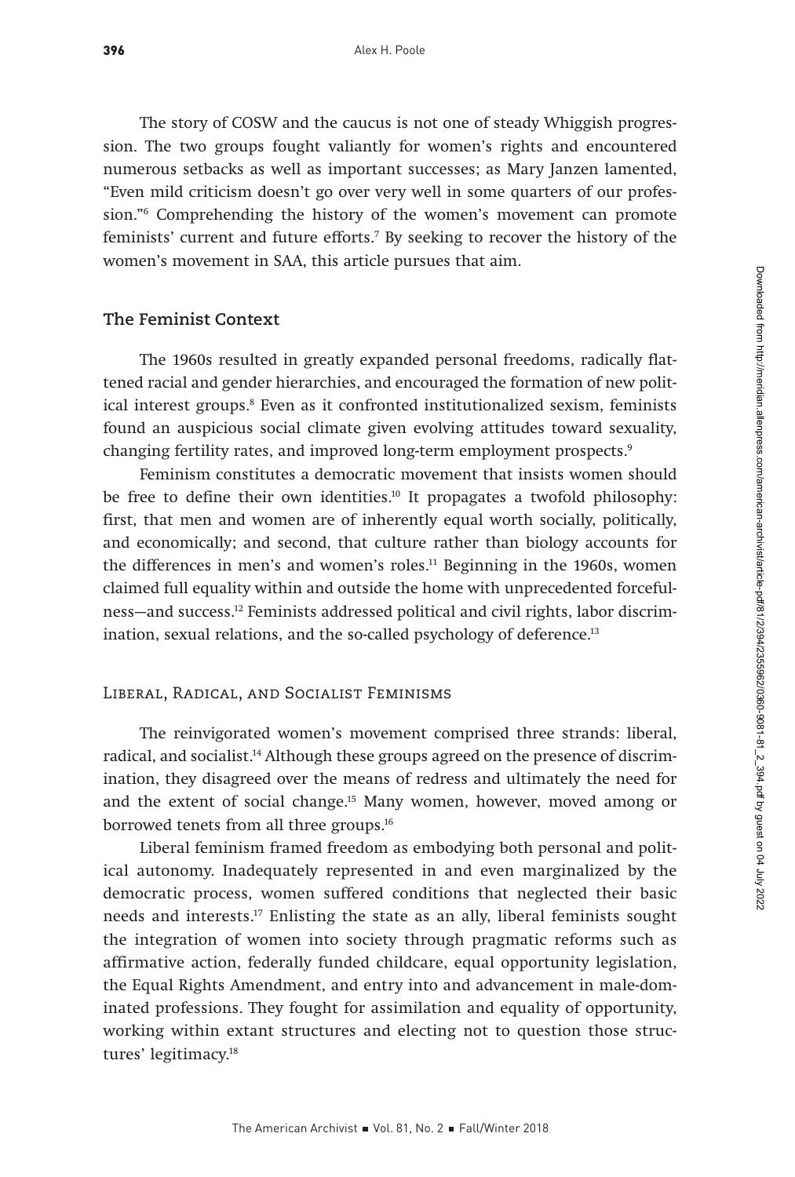The story of COSW and the caucus is not one of steady Whiggish progression. The two groups fought valiantly for women's rights and encountered numerous setbacks as well as important successes; as Mary Janzen lamented, "Even mild criticism doesn't go over very well in some quarters of our profession."[6] Comprehending the history of the women's movement can promote feminists' current and future efforts.[7] By seeking to recover the history of the women's movement in SAA, this article pursues that aim.

## The Feminist Context

The 1960s resulted in greatly expanded personal freedoms, radically flattened racial and gender hierarchies, and encouraged the formation of new political interest groups.[8] Even as it confronted institutionalized sexism, feminists found an auspicious social climate given evolving attitudes toward sexuality, changing fertility rates, and improved long-term employment prospects.[9]

Feminism constitutes a democratic movement that insists women should be free to define their own identities.[10] It propagates a twofold philosophy: first, that men and women are of inherently equal worth socially, politically, and economically; and second, that culture rather than biology accounts for the differences in men's and women's roles.[11] Beginning in the 1960s, women claimed full equality within and outside the home with unprecedented forcefulness—and success.[12] Feminists addressed political and civil rights, labor discrimination, sexual relations, and the so-called psychology of deference.[13]

### Liberal, Radical, and Socialist Feminisms

The reinvigorated women's movement comprised three strands: liberal, radical, and socialist.[14] Although these groups agreed on the presence of discrimination, they disagreed over the means of redress and ultimately the need for and the extent of social change.[15] Many women, however, moved among or borrowed tenets from all three groups.[16]

Liberal feminism framed freedom as embodying both personal and political autonomy. Inadequately represented in and even marginalized by the democratic process, women suffered conditions that neglected their basic needs and interests.[17] Enlisting the state as an ally, liberal feminists sought the integration of women into society through pragmatic reforms such as affirmative action, federally funded childcare, equal opportunity legislation, the Equal Rights Amendment, and entry into and advancement in male-dominated professions. They fought for assimilation and equality of opportunity, working within extant structures and electing not to question those structures' legitimacy.[18]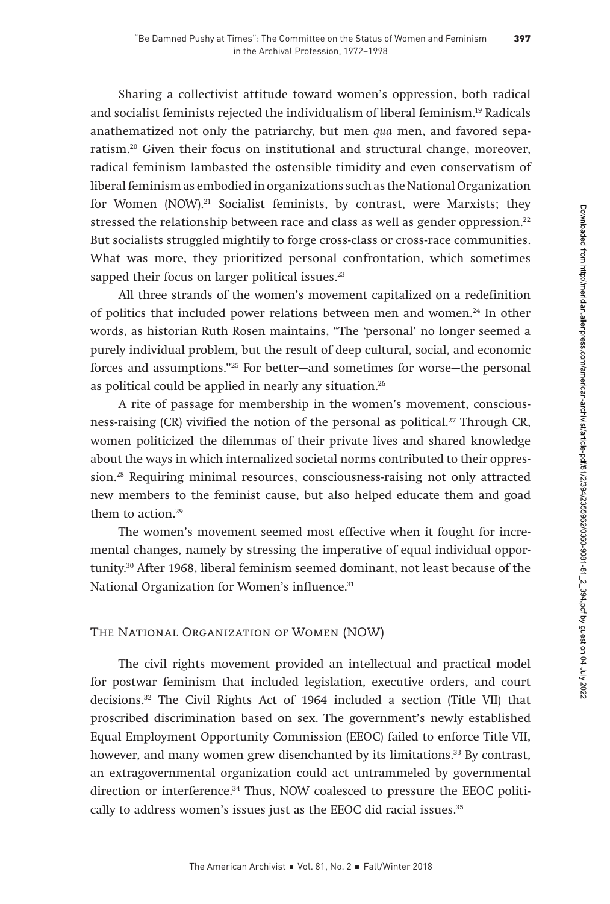Sharing a collectivist attitude toward women's oppression, both radical and socialist feminists rejected the individualism of liberal feminism.[19] Radicals anathematized not only the patriarchy, but men *qua* men, and favored separatism.[20] Given their focus on institutional and structural change, moreover, radical feminism lambasted the ostensible timidity and even conservatism of liberal feminism as embodied in organizations such as the National Organization for Women (NOW).[21] Socialist feminists, by contrast, were Marxists; they stressed the relationship between race and class as well as gender oppression.[22] But socialists struggled mightily to forge cross-class or cross-race communities. What was more, they prioritized personal confrontation, which sometimes sapped their focus on larger political issues.[23]

All three strands of the women's movement capitalized on a redefinition of politics that included power relations between men and women.[24] In other words, as historian Ruth Rosen maintains, "The 'personal' no longer seemed a purely individual problem, but the result of deep cultural, social, and economic forces and assumptions."[25] For better—and sometimes for worse—the personal as political could be applied in nearly any situation.[26]

A rite of passage for membership in the women's movement, consciousness-raising (CR) vivified the notion of the personal as political.[27] Through CR, women politicized the dilemmas of their private lives and shared knowledge about the ways in which internalized societal norms contributed to their oppression.[28] Requiring minimal resources, consciousness-raising not only attracted new members to the feminist cause, but also helped educate them and goad them to action.[29]

The women's movement seemed most effective when it fought for incremental changes, namely by stressing the imperative of equal individual opportunity.[30] After 1968, liberal feminism seemed dominant, not least because of the National Organization for Women's influence.[31]

## The National Organization of Women (NOW)

The civil rights movement provided an intellectual and practical model for postwar feminism that included legislation, executive orders, and court decisions.[32] The Civil Rights Act of 1964 included a section (Title VII) that proscribed discrimination based on sex. The government's newly established Equal Employment Opportunity Commission (EEOC) failed to enforce Title VII, however, and many women grew disenchanted by its limitations.[33] By contrast, an extragovernmental organization could act untrammeled by governmental direction or interference.[34] Thus, NOW coalesced to pressure the EEOC politically to address women's issues just as the EEOC did racial issues.[35]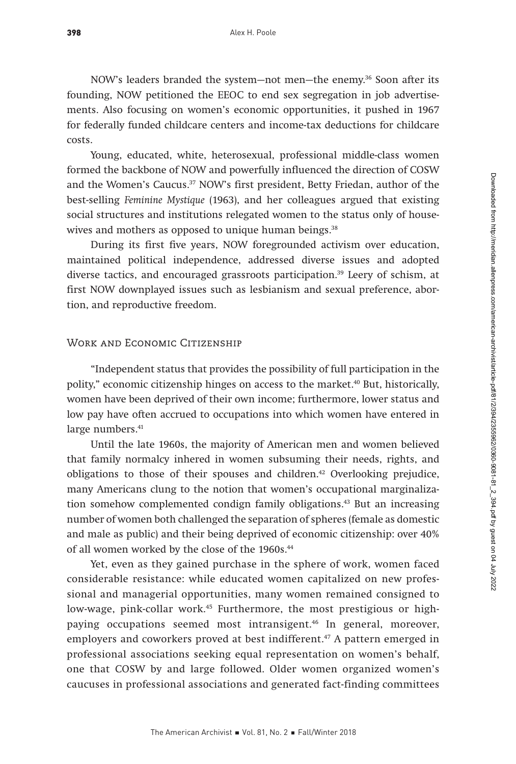NOW's leaders branded the system—not men—the enemy.[36] Soon after its founding, NOW petitioned the EEOC to end sex segregation in job advertisements. Also focusing on women's economic opportunities, it pushed in 1967 for federally funded childcare centers and income-tax deductions for childcare costs.

Young, educated, white, heterosexual, professional middle-class women formed the backbone of NOW and powerfully influenced the direction of COSW and the Women's Caucus.[37] NOW's first president, Betty Friedan, author of the best-selling *Feminine Mystique* (1963), and her colleagues argued that existing social structures and institutions relegated women to the status only of housewives and mothers as opposed to unique human beings.[38]

During its first five years, NOW foregrounded activism over education, maintained political independence, addressed diverse issues and adopted diverse tactics, and encouraged grassroots participation.[39] Leery of schism, at first NOW downplayed issues such as lesbianism and sexual preference, abortion, and reproductive freedom.

## Work and Economic Citizenship

"Independent status that provides the possibility of full participation in the polity," economic citizenship hinges on access to the market.[40] But, historically, women have been deprived of their own income; furthermore, lower status and low pay have often accrued to occupations into which women have entered in large numbers.[41]

Until the late 1960s, the majority of American men and women believed that family normalcy inhered in women subsuming their needs, rights, and obligations to those of their spouses and children.[42] Overlooking prejudice, many Americans clung to the notion that women's occupational marginalization somehow complemented condign family obligations.[43] But an increasing number of women both challenged the separation of spheres (female as domestic and male as public) and their being deprived of economic citizenship: over 40% of all women worked by the close of the 1960s.[44]

Yet, even as they gained purchase in the sphere of work, women faced considerable resistance: while educated women capitalized on new professional and managerial opportunities, many women remained consigned to low-wage, pink-collar work.[45] Furthermore, the most prestigious or high-paying occupations seemed most intransigent.[46] In general, moreover, employers and coworkers proved at best indifferent.[47] A pattern emerged in professional associations seeking equal representation on women's behalf, one that COSW by and large followed. Older women organized women's caucuses in professional associations and generated fact-finding committees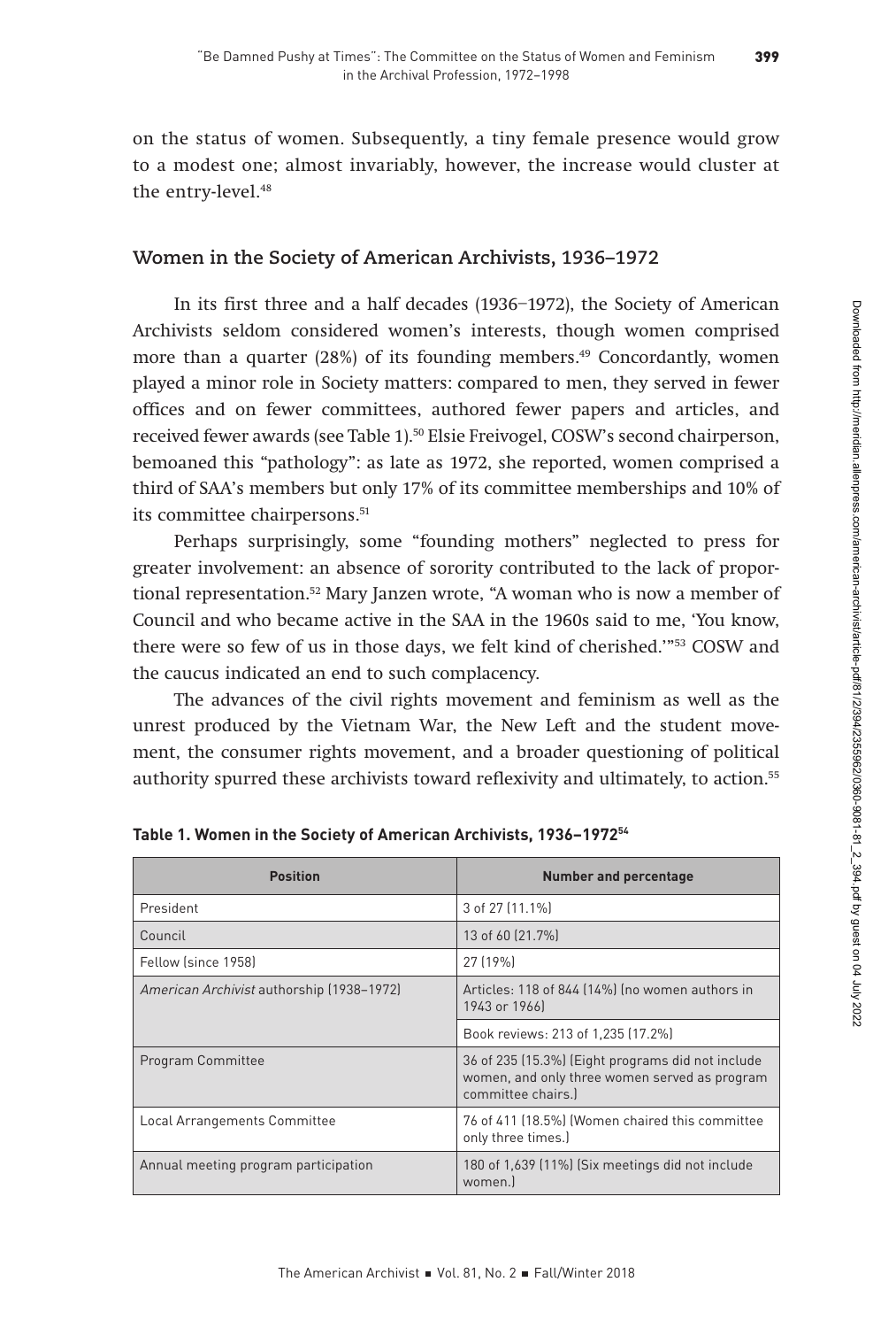on the status of women. Subsequently, a tiny female presence would grow to a modest one; almost invariably, however, the increase would cluster at the entry-level.[48]

## Women in the Society of American Archivists, 1936–1972

In its first three and a half decades (1936–1972), the Society of American Archivists seldom considered women's interests, though women comprised more than a quarter (28%) of its founding members.[49] Concordantly, women played a minor role in Society matters: compared to men, they served in fewer offices and on fewer committees, authored fewer papers and articles, and received fewer awards (see Table 1).[50] Elsie Freivogel, COSW's second chairperson, bemoaned this "pathology": as late as 1972, she reported, women comprised a third of SAA's members but only 17% of its committee memberships and 10% of its committee chairpersons.[51]

Perhaps surprisingly, some "founding mothers" neglected to press for greater involvement: an absence of sorority contributed to the lack of proportional representation.[52] Mary Janzen wrote, "A woman who is now a member of Council and who became active in the SAA in the 1960s said to me, 'You know, there were so few of us in those days, we felt kind of cherished.'"[53] COSW and the caucus indicated an end to such complacency.

The advances of the civil rights movement and feminism as well as the unrest produced by the Vietnam War, the New Left and the student movement, the consumer rights movement, and a broader questioning of political authority spurred these archivists toward reflexivity and ultimately, to action.[55]

**Table 1. Women in the Society of American Archivists, 1936–1972[54]**

| Position | Number and percentage |
| --- | --- |
| President | 3 of 27 (11.1%) |
| Council | 13 of 60 (21.7%) |
| Fellow (since 1958) | 27 (19%) |
| *American Archivist* authorship (1938–1972) | Articles: 118 of 844 (14%) (no women authors in 1943 or 1966) |
| | Book reviews: 213 of 1,235 (17.2%) |
| Program Committee | 36 of 235 (15.3%) (Eight programs did not include women, and only three women served as program committee chairs.) |
| Local Arrangements Committee | 76 of 411 (18.5%) (Women chaired this committee only three times.) |
| Annual meeting program participation | 180 of 1,639 (11%) (Six meetings did not include women.) |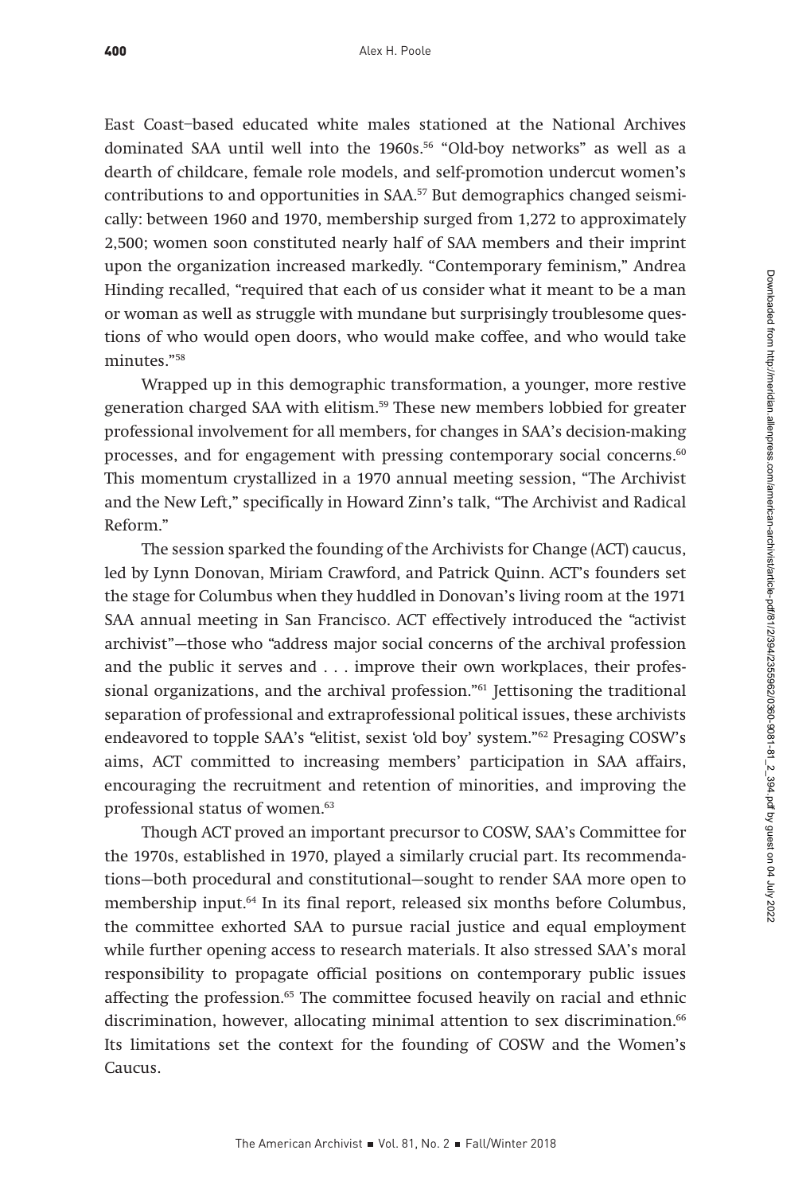East Coast–based educated white males stationed at the National Archives dominated SAA until well into the 1960s.[56] "Old-boy networks" as well as a dearth of childcare, female role models, and self-promotion undercut women's contributions to and opportunities in SAA.[57] But demographics changed seismically: between 1960 and 1970, membership surged from 1,272 to approximately 2,500; women soon constituted nearly half of SAA members and their imprint upon the organization increased markedly. "Contemporary feminism," Andrea Hinding recalled, "required that each of us consider what it meant to be a man or woman as well as struggle with mundane but surprisingly troublesome questions of who would open doors, who would make coffee, and who would take minutes."[58]

Wrapped up in this demographic transformation, a younger, more restive generation charged SAA with elitism.[59] These new members lobbied for greater professional involvement for all members, for changes in SAA's decision-making processes, and for engagement with pressing contemporary social concerns.[60] This momentum crystallized in a 1970 annual meeting session, "The Archivist and the New Left," specifically in Howard Zinn's talk, "The Archivist and Radical Reform."

The session sparked the founding of the Archivists for Change (ACT) caucus, led by Lynn Donovan, Miriam Crawford, and Patrick Quinn. ACT's founders set the stage for Columbus when they huddled in Donovan's living room at the 1971 SAA annual meeting in San Francisco. ACT effectively introduced the "activist archivist"—those who "address major social concerns of the archival profession and the public it serves and . . . improve their own workplaces, their professional organizations, and the archival profession."[61] Jettisoning the traditional separation of professional and extraprofessional political issues, these archivists endeavored to topple SAA's "elitist, sexist 'old boy' system."[62] Presaging COSW's aims, ACT committed to increasing members' participation in SAA affairs, encouraging the recruitment and retention of minorities, and improving the professional status of women.[63]

Though ACT proved an important precursor to COSW, SAA's Committee for the 1970s, established in 1970, played a similarly crucial part. Its recommendations—both procedural and constitutional—sought to render SAA more open to membership input.[64] In its final report, released six months before Columbus, the committee exhorted SAA to pursue racial justice and equal employment while further opening access to research materials. It also stressed SAA's moral responsibility to propagate official positions on contemporary public issues affecting the profession.[65] The committee focused heavily on racial and ethnic discrimination, however, allocating minimal attention to sex discrimination.[66] Its limitations set the context for the founding of COSW and the Women's Caucus.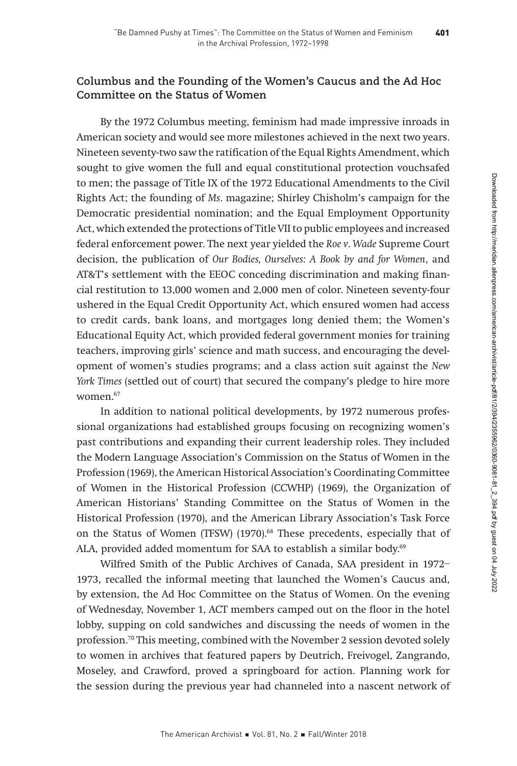## Columbus and the Founding of the Women's Caucus and the Ad Hoc Committee on the Status of Women

By the 1972 Columbus meeting, feminism had made impressive inroads in American society and would see more milestones achieved in the next two years. Nineteen seventy-two saw the ratification of the Equal Rights Amendment, which sought to give women the full and equal constitutional protection vouchsafed to men; the passage of Title IX of the 1972 Educational Amendments to the Civil Rights Act; the founding of *Ms.* magazine; Shirley Chisholm's campaign for the Democratic presidential nomination; and the Equal Employment Opportunity Act, which extended the protections of Title VII to public employees and increased federal enforcement power. The next year yielded the *Roe v. Wade* Supreme Court decision, the publication of *Our Bodies, Ourselves: A Book by and for Women*, and AT&T's settlement with the EEOC conceding discrimination and making financial restitution to 13,000 women and 2,000 men of color. Nineteen seventy-four ushered in the Equal Credit Opportunity Act, which ensured women had access to credit cards, bank loans, and mortgages long denied them; the Women's Educational Equity Act, which provided federal government monies for training teachers, improving girls' science and math success, and encouraging the development of women's studies programs; and a class action suit against the *New York Times* (settled out of court) that secured the company's pledge to hire more women.[67]

In addition to national political developments, by 1972 numerous professional organizations had established groups focusing on recognizing women's past contributions and expanding their current leadership roles. They included the Modern Language Association's Commission on the Status of Women in the Profession (1969), the American Historical Association's Coordinating Committee of Women in the Historical Profession (CCWHP) (1969), the Organization of American Historians' Standing Committee on the Status of Women in the Historical Profession (1970), and the American Library Association's Task Force on the Status of Women (TFSW) (1970).[68] These precedents, especially that of ALA, provided added momentum for SAA to establish a similar body.[69]

Wilfred Smith of the Public Archives of Canada, SAA president in 1972–1973, recalled the informal meeting that launched the Women's Caucus and, by extension, the Ad Hoc Committee on the Status of Women. On the evening of Wednesday, November 1, ACT members camped out on the floor in the hotel lobby, supping on cold sandwiches and discussing the needs of women in the profession.[70] This meeting, combined with the November 2 session devoted solely to women in archives that featured papers by Deutrich, Freivogel, Zangrando, Moseley, and Crawford, proved a springboard for action. Planning work for the session during the previous year had channeled into a nascent network of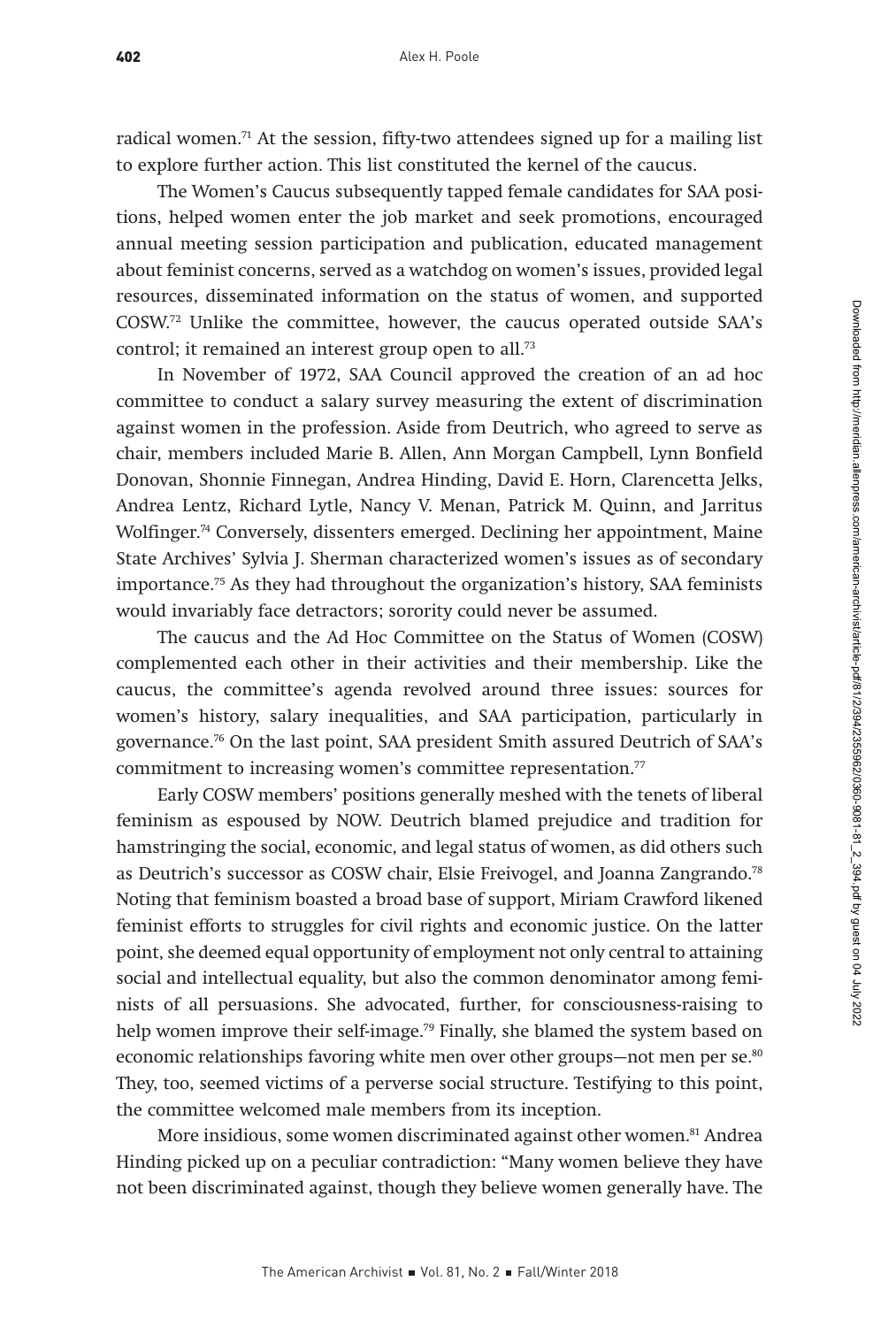radical women.[71] At the session, fifty-two attendees signed up for a mailing list to explore further action. This list constituted the kernel of the caucus.

The Women's Caucus subsequently tapped female candidates for SAA positions, helped women enter the job market and seek promotions, encouraged annual meeting session participation and publication, educated management about feminist concerns, served as a watchdog on women's issues, provided legal resources, disseminated information on the status of women, and supported COSW.[72] Unlike the committee, however, the caucus operated outside SAA's control; it remained an interest group open to all.[73]

In November of 1972, SAA Council approved the creation of an ad hoc committee to conduct a salary survey measuring the extent of discrimination against women in the profession. Aside from Deutrich, who agreed to serve as chair, members included Marie B. Allen, Ann Morgan Campbell, Lynn Bonfield Donovan, Shonnie Finnegan, Andrea Hinding, David E. Horn, Clarencetta Jelks, Andrea Lentz, Richard Lytle, Nancy V. Menan, Patrick M. Quinn, and Jarritus Wolfinger.[74] Conversely, dissenters emerged. Declining her appointment, Maine State Archives' Sylvia J. Sherman characterized women's issues as of secondary importance.[75] As they had throughout the organization's history, SAA feminists would invariably face detractors; sorority could never be assumed.

The caucus and the Ad Hoc Committee on the Status of Women (COSW) complemented each other in their activities and their membership. Like the caucus, the committee's agenda revolved around three issues: sources for women's history, salary inequalities, and SAA participation, particularly in governance.[76] On the last point, SAA president Smith assured Deutrich of SAA's commitment to increasing women's committee representation.[77]

Early COSW members' positions generally meshed with the tenets of liberal feminism as espoused by NOW. Deutrich blamed prejudice and tradition for hamstringing the social, economic, and legal status of women, as did others such as Deutrich's successor as COSW chair, Elsie Freivogel, and Joanna Zangrando.[78] Noting that feminism boasted a broad base of support, Miriam Crawford likened feminist efforts to struggles for civil rights and economic justice. On the latter point, she deemed equal opportunity of employment not only central to attaining social and intellectual equality, but also the common denominator among feminists of all persuasions. She advocated, further, for consciousness-raising to help women improve their self-image.[79] Finally, she blamed the system based on economic relationships favoring white men over other groups—not men per se.[80] They, too, seemed victims of a perverse social structure. Testifying to this point, the committee welcomed male members from its inception.

More insidious, some women discriminated against other women.[81] Andrea Hinding picked up on a peculiar contradiction: "Many women believe they have not been discriminated against, though they believe women generally have. The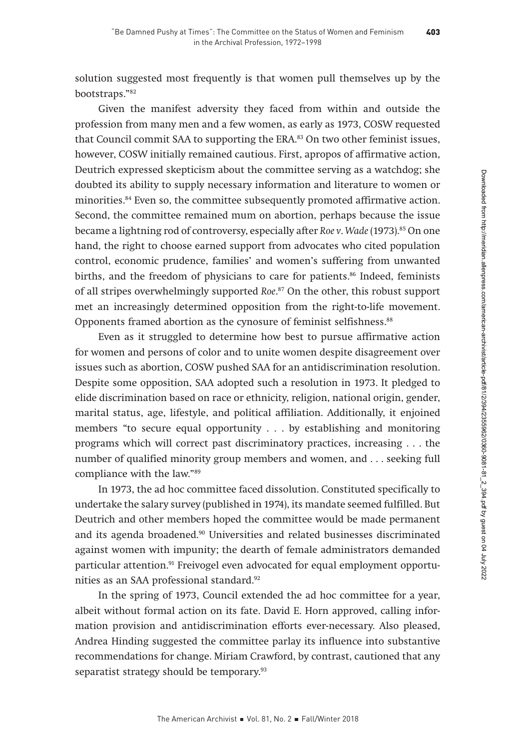solution suggested most frequently is that women pull themselves up by the bootstraps."[82]

Given the manifest adversity they faced from within and outside the profession from many men and a few women, as early as 1973, COSW requested that Council commit SAA to supporting the ERA.[83] On two other feminist issues, however, COSW initially remained cautious. First, apropos of affirmative action, Deutrich expressed skepticism about the committee serving as a watchdog; she doubted its ability to supply necessary information and literature to women or minorities.[84] Even so, the committee subsequently promoted affirmative action. Second, the committee remained mum on abortion, perhaps because the issue became a lightning rod of controversy, especially after *Roe v. Wade* (1973).[85] On one hand, the right to choose earned support from advocates who cited population control, economic prudence, families' and women's suffering from unwanted births, and the freedom of physicians to care for patients.[86] Indeed, feminists of all stripes overwhelmingly supported *Roe*.[87] On the other, this robust support met an increasingly determined opposition from the right-to-life movement. Opponents framed abortion as the cynosure of feminist selfishness.[88]

Even as it struggled to determine how best to pursue affirmative action for women and persons of color and to unite women despite disagreement over issues such as abortion, COSW pushed SAA for an antidiscrimination resolution. Despite some opposition, SAA adopted such a resolution in 1973. It pledged to elide discrimination based on race or ethnicity, religion, national origin, gender, marital status, age, lifestyle, and political affiliation. Additionally, it enjoined members "to secure equal opportunity . . . by establishing and monitoring programs which will correct past discriminatory practices, increasing . . . the number of qualified minority group members and women, and . . . seeking full compliance with the law."[89]

In 1973, the ad hoc committee faced dissolution. Constituted specifically to undertake the salary survey (published in 1974), its mandate seemed fulfilled. But Deutrich and other members hoped the committee would be made permanent and its agenda broadened.[90] Universities and related businesses discriminated against women with impunity; the dearth of female administrators demanded particular attention.[91] Freivogel even advocated for equal employment opportunities as an SAA professional standard.[92]

In the spring of 1973, Council extended the ad hoc committee for a year, albeit without formal action on its fate. David E. Horn approved, calling information provision and antidiscrimination efforts ever-necessary. Also pleased, Andrea Hinding suggested the committee parlay its influence into substantive recommendations for change. Miriam Crawford, by contrast, cautioned that any separatist strategy should be temporary.[93]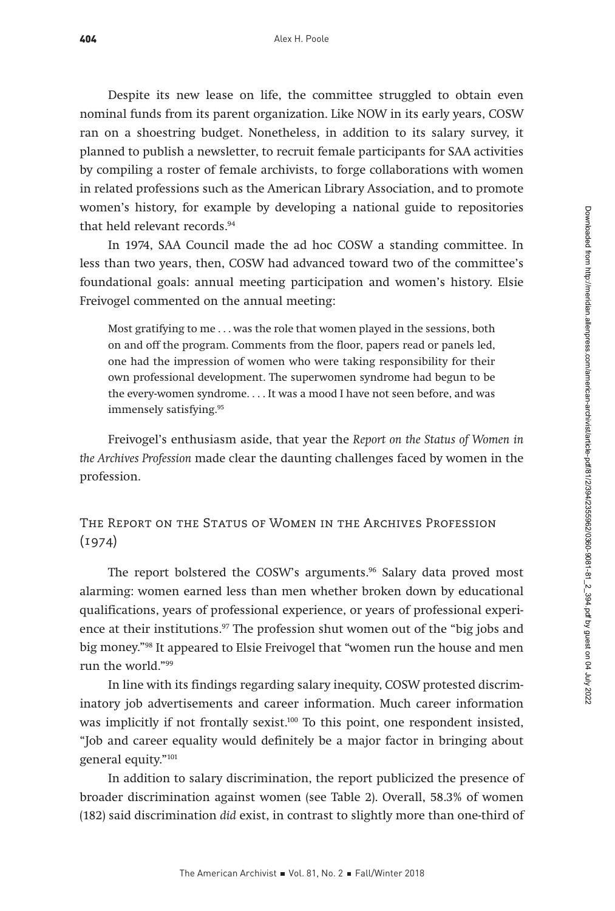Despite its new lease on life, the committee struggled to obtain even nominal funds from its parent organization. Like NOW in its early years, COSW ran on a shoestring budget. Nonetheless, in addition to its salary survey, it planned to publish a newsletter, to recruit female participants for SAA activities by compiling a roster of female archivists, to forge collaborations with women in related professions such as the American Library Association, and to promote women's history, for example by developing a national guide to repositories that held relevant records.[94]

In 1974, SAA Council made the ad hoc COSW a standing committee. In less than two years, then, COSW had advanced toward two of the committee's foundational goals: annual meeting participation and women's history. Elsie Freivogel commented on the annual meeting:

> Most gratifying to me . . . was the role that women played in the sessions, both on and off the program. Comments from the floor, papers read or panels led, one had the impression of women who were taking responsibility for their own professional development. The superwomen syndrome had begun to be the every-women syndrome. . . . It was a mood I have not seen before, and was immensely satisfying.[95]

Freivogel's enthusiasm aside, that year the *Report on the Status of Women in the Archives Profession* made clear the daunting challenges faced by women in the profession.

## The Report on the Status of Women in the Archives Profession (1974)

The report bolstered the COSW's arguments.[96] Salary data proved most alarming: women earned less than men whether broken down by educational qualifications, years of professional experience, or years of professional experience at their institutions.[97] The profession shut women out of the "big jobs and big money."[98] It appeared to Elsie Freivogel that "women run the house and men run the world."[99]

In line with its findings regarding salary inequity, COSW protested discriminatory job advertisements and career information. Much career information was implicitly if not frontally sexist.[100] To this point, one respondent insisted, "Job and career equality would definitely be a major factor in bringing about general equity."[101]

In addition to salary discrimination, the report publicized the presence of broader discrimination against women (see Table 2). Overall, 58.3% of women (182) said discrimination *did* exist, in contrast to slightly more than one-third of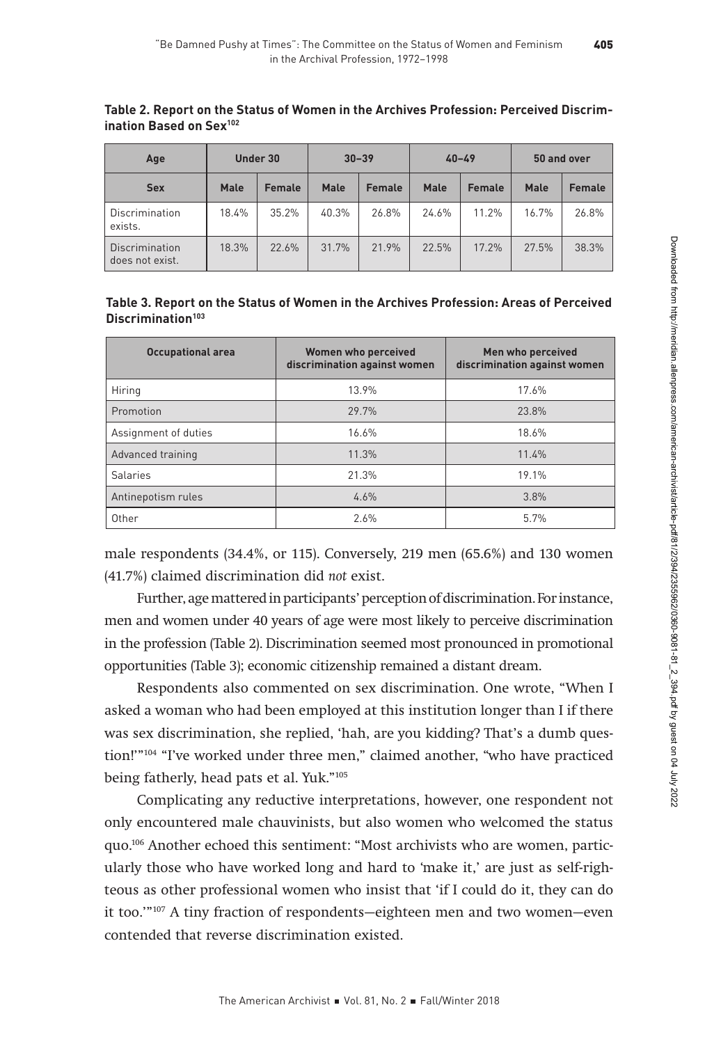**Table 2. Report on the Status of Women in the Archives Profession: Perceived Discrimination Based on Sex**[102]

| Age | Under 30 | | 30–39 | | 40–49 | | 50 and over | |
|---|---|---|---|---|---|---|---|---|
| **Sex** | **Male** | **Female** | **Male** | **Female** | **Male** | **Female** | **Male** | **Female** |
| Discrimination exists. | 18.4% | 35.2% | 40.3% | 26.8% | 24.6% | 11.2% | 16.7% | 26.8% |
| Discrimination does not exist. | 18.3% | 22.6% | 31.7% | 21.9% | 22.5% | 17.2% | 27.5% | 38.3% |

**Table 3. Report on the Status of Women in the Archives Profession: Areas of Perceived Discrimination**[103]

| Occupational area | Women who perceived discrimination against women | Men who perceived discrimination against women |
|---|---|---|
| Hiring | 13.9% | 17.6% |
| Promotion | 29.7% | 23.8% |
| Assignment of duties | 16.6% | 18.6% |
| Advanced training | 11.3% | 11.4% |
| Salaries | 21.3% | 19.1% |
| Antinepotism rules | 4.6% | 3.8% |
| Other | 2.6% | 5.7% |

male respondents (34.4%, or 115). Conversely, 219 men (65.6%) and 130 women (41.7%) claimed discrimination did *not* exist.

Further, age mattered in participants' perception of discrimination. For instance, men and women under 40 years of age were most likely to perceive discrimination in the profession (Table 2). Discrimination seemed most pronounced in promotional opportunities (Table 3); economic citizenship remained a distant dream.

Respondents also commented on sex discrimination. One wrote, "When I asked a woman who had been employed at this institution longer than I if there was sex discrimination, she replied, 'hah, are you kidding? That's a dumb question!'"[104] "I've worked under three men," claimed another, "who have practiced being fatherly, head pats et al. Yuk."[105]

Complicating any reductive interpretations, however, one respondent not only encountered male chauvinists, but also women who welcomed the status quo.[106] Another echoed this sentiment: "Most archivists who are women, particularly those who have worked long and hard to 'make it,' are just as self-righteous as other professional women who insist that 'if I could do it, they can do it too.'"[107] A tiny fraction of respondents—eighteen men and two women—even contended that reverse discrimination existed.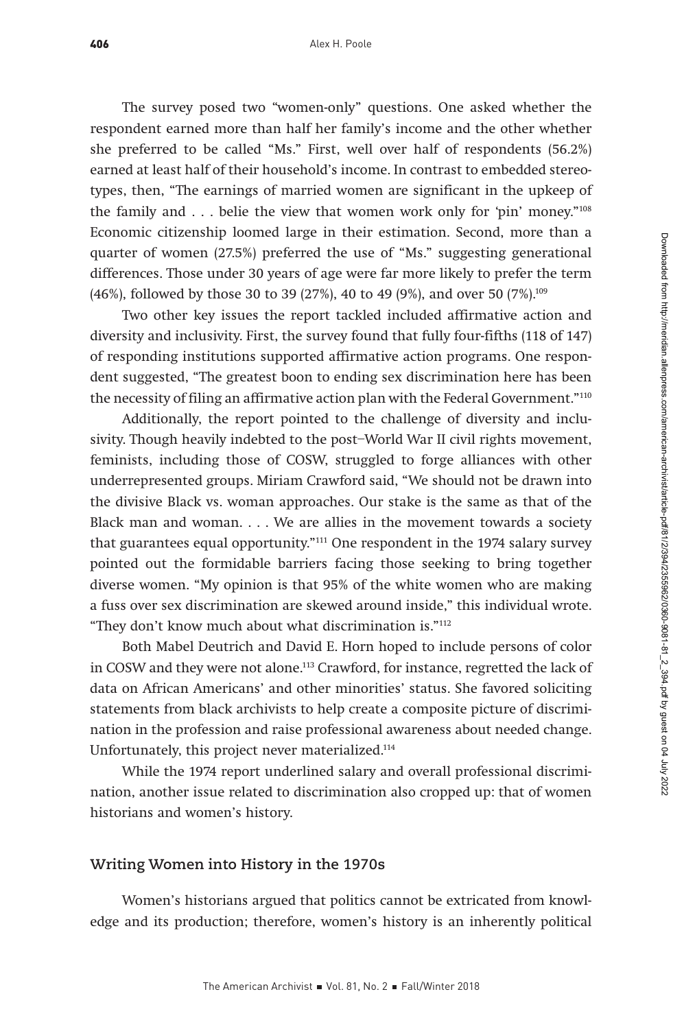The survey posed two "women-only" questions. One asked whether the respondent earned more than half her family's income and the other whether she preferred to be called "Ms." First, well over half of respondents (56.2%) earned at least half of their household's income. In contrast to embedded stereotypes, then, "The earnings of married women are significant in the upkeep of the family and . . . belie the view that women work only for 'pin' money."[108] Economic citizenship loomed large in their estimation. Second, more than a quarter of women (27.5%) preferred the use of "Ms." suggesting generational differences. Those under 30 years of age were far more likely to prefer the term (46%), followed by those 30 to 39 (27%), 40 to 49 (9%), and over 50 (7%).[109]

Two other key issues the report tackled included affirmative action and diversity and inclusivity. First, the survey found that fully four-fifths (118 of 147) of responding institutions supported affirmative action programs. One respondent suggested, "The greatest boon to ending sex discrimination here has been the necessity of filing an affirmative action plan with the Federal Government."[110]

Additionally, the report pointed to the challenge of diversity and inclusivity. Though heavily indebted to the post–World War II civil rights movement, feminists, including those of COSW, struggled to forge alliances with other underrepresented groups. Miriam Crawford said, "We should not be drawn into the divisive Black vs. woman approaches. Our stake is the same as that of the Black man and woman. . . . We are allies in the movement towards a society that guarantees equal opportunity."[111] One respondent in the 1974 salary survey pointed out the formidable barriers facing those seeking to bring together diverse women. "My opinion is that 95% of the white women who are making a fuss over sex discrimination are skewed around inside," this individual wrote. "They don't know much about what discrimination is."[112]

Both Mabel Deutrich and David E. Horn hoped to include persons of color in COSW and they were not alone.[113] Crawford, for instance, regretted the lack of data on African Americans' and other minorities' status. She favored soliciting statements from black archivists to help create a composite picture of discrimination in the profession and raise professional awareness about needed change. Unfortunately, this project never materialized.[114]

While the 1974 report underlined salary and overall professional discrimination, another issue related to discrimination also cropped up: that of women historians and women's history.

## Writing Women into History in the 1970s

Women's historians argued that politics cannot be extricated from knowledge and its production; therefore, women's history is an inherently political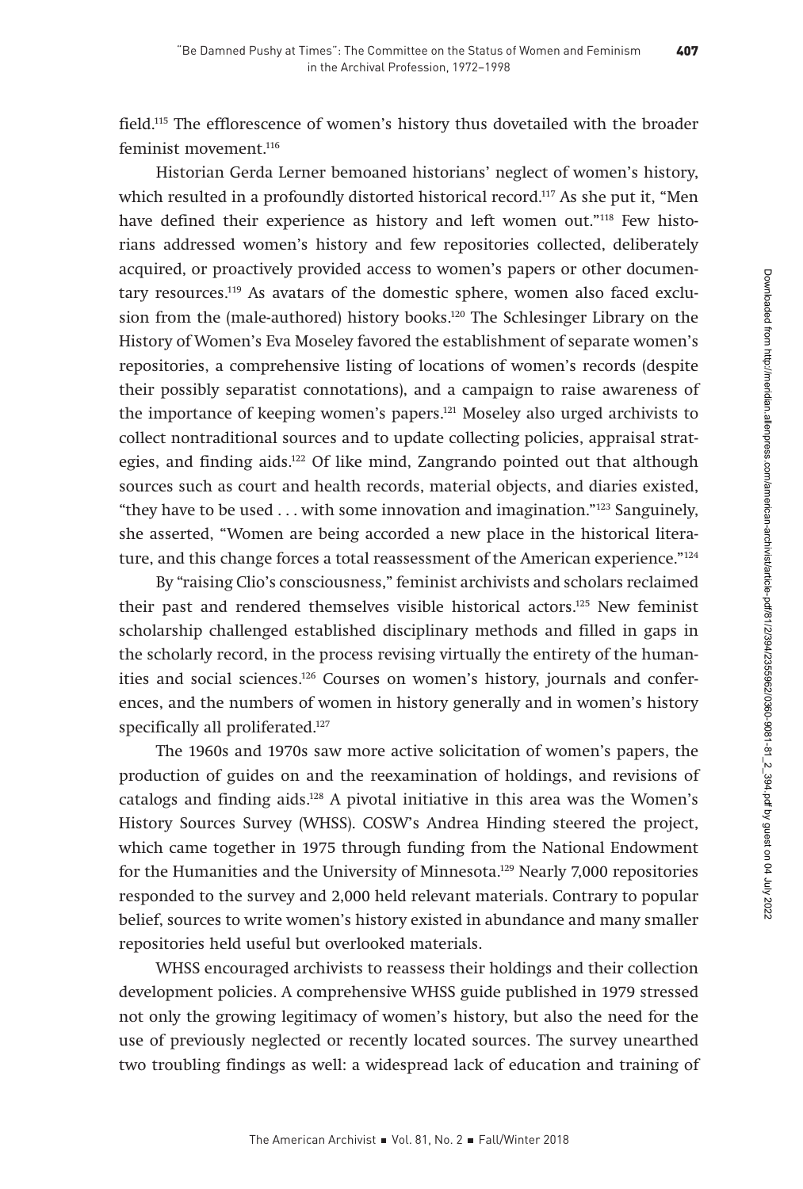field.[115] The efflorescence of women's history thus dovetailed with the broader feminist movement.[116]

Historian Gerda Lerner bemoaned historians' neglect of women's history, which resulted in a profoundly distorted historical record.[117] As she put it, "Men have defined their experience as history and left women out."[118] Few historians addressed women's history and few repositories collected, deliberately acquired, or proactively provided access to women's papers or other documentary resources.[119] As avatars of the domestic sphere, women also faced exclusion from the (male-authored) history books.[120] The Schlesinger Library on the History of Women's Eva Moseley favored the establishment of separate women's repositories, a comprehensive listing of locations of women's records (despite their possibly separatist connotations), and a campaign to raise awareness of the importance of keeping women's papers.[121] Moseley also urged archivists to collect nontraditional sources and to update collecting policies, appraisal strategies, and finding aids.[122] Of like mind, Zangrando pointed out that although sources such as court and health records, material objects, and diaries existed, "they have to be used . . . with some innovation and imagination."[123] Sanguinely, she asserted, "Women are being accorded a new place in the historical literature, and this change forces a total reassessment of the American experience."[124]

By "raising Clio's consciousness," feminist archivists and scholars reclaimed their past and rendered themselves visible historical actors.[125] New feminist scholarship challenged established disciplinary methods and filled in gaps in the scholarly record, in the process revising virtually the entirety of the humanities and social sciences.[126] Courses on women's history, journals and conferences, and the numbers of women in history generally and in women's history specifically all proliferated.[127]

The 1960s and 1970s saw more active solicitation of women's papers, the production of guides on and the reexamination of holdings, and revisions of catalogs and finding aids.[128] A pivotal initiative in this area was the Women's History Sources Survey (WHSS). COSW's Andrea Hinding steered the project, which came together in 1975 through funding from the National Endowment for the Humanities and the University of Minnesota.[129] Nearly 7,000 repositories responded to the survey and 2,000 held relevant materials. Contrary to popular belief, sources to write women's history existed in abundance and many smaller repositories held useful but overlooked materials.

WHSS encouraged archivists to reassess their holdings and their collection development policies. A comprehensive WHSS guide published in 1979 stressed not only the growing legitimacy of women's history, but also the need for the use of previously neglected or recently located sources. The survey unearthed two troubling findings as well: a widespread lack of education and training of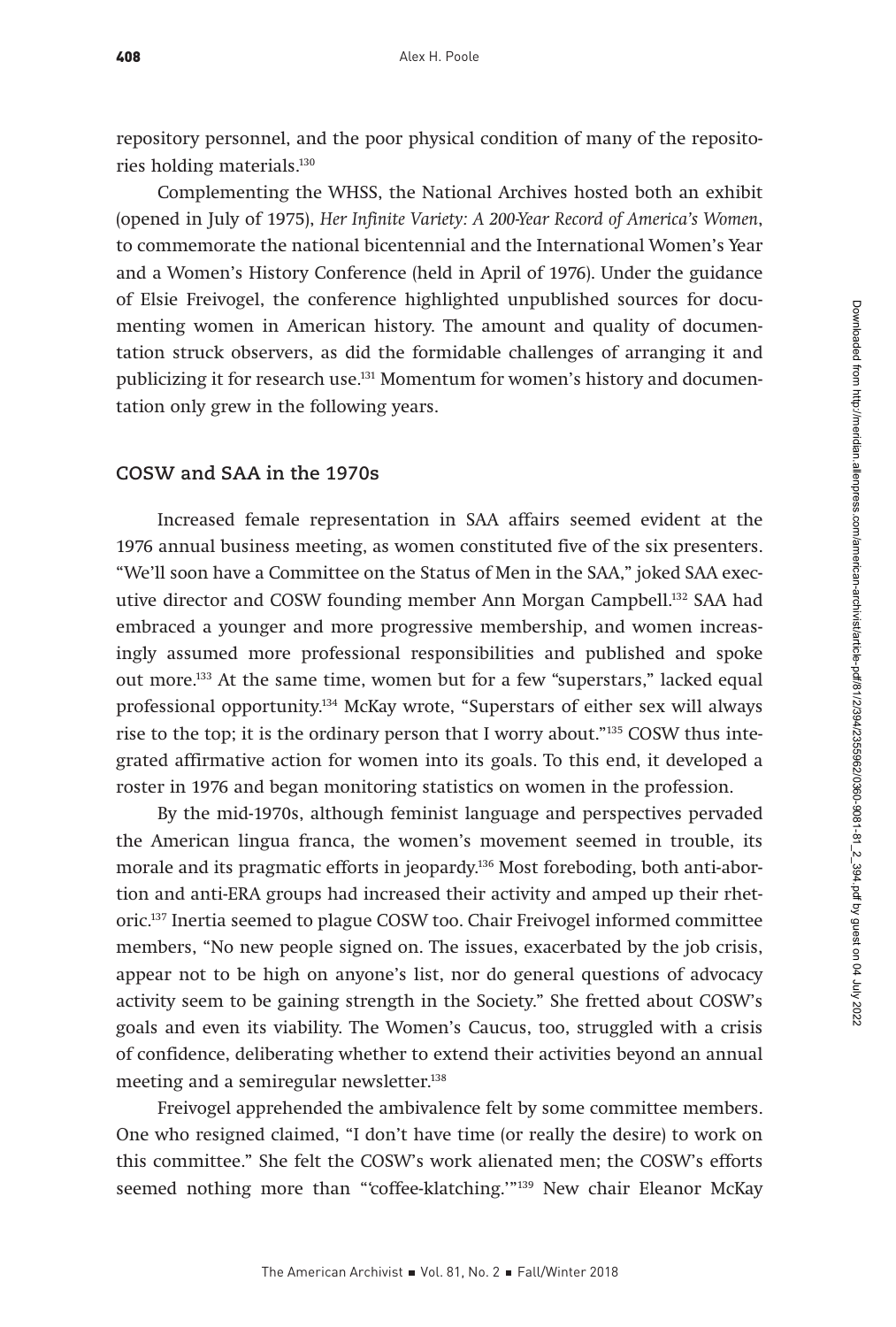repository personnel, and the poor physical condition of many of the repositories holding materials.[130]

Complementing the WHSS, the National Archives hosted both an exhibit (opened in July of 1975), *Her Infinite Variety: A 200-Year Record of America's Women*, to commemorate the national bicentennial and the International Women's Year and a Women's History Conference (held in April of 1976). Under the guidance of Elsie Freivogel, the conference highlighted unpublished sources for documenting women in American history. The amount and quality of documentation struck observers, as did the formidable challenges of arranging it and publicizing it for research use.[131] Momentum for women's history and documentation only grew in the following years.

## COSW and SAA in the 1970s

Increased female representation in SAA affairs seemed evident at the 1976 annual business meeting, as women constituted five of the six presenters. "We'll soon have a Committee on the Status of Men in the SAA," joked SAA executive director and COSW founding member Ann Morgan Campbell.[132] SAA had embraced a younger and more progressive membership, and women increasingly assumed more professional responsibilities and published and spoke out more.[133] At the same time, women but for a few "superstars," lacked equal professional opportunity.[134] McKay wrote, "Superstars of either sex will always rise to the top; it is the ordinary person that I worry about."[135] COSW thus integrated affirmative action for women into its goals. To this end, it developed a roster in 1976 and began monitoring statistics on women in the profession.

By the mid-1970s, although feminist language and perspectives pervaded the American lingua franca, the women's movement seemed in trouble, its morale and its pragmatic efforts in jeopardy.[136] Most foreboding, both anti-abortion and anti-ERA groups had increased their activity and amped up their rhetoric.[137] Inertia seemed to plague COSW too. Chair Freivogel informed committee members, "No new people signed on. The issues, exacerbated by the job crisis, appear not to be high on anyone's list, nor do general questions of advocacy activity seem to be gaining strength in the Society." She fretted about COSW's goals and even its viability. The Women's Caucus, too, struggled with a crisis of confidence, deliberating whether to extend their activities beyond an annual meeting and a semiregular newsletter.[138]

Freivogel apprehended the ambivalence felt by some committee members. One who resigned claimed, "I don't have time (or really the desire) to work on this committee." She felt the COSW's work alienated men; the COSW's efforts seemed nothing more than "'coffee-klatching.'"[139] New chair Eleanor McKay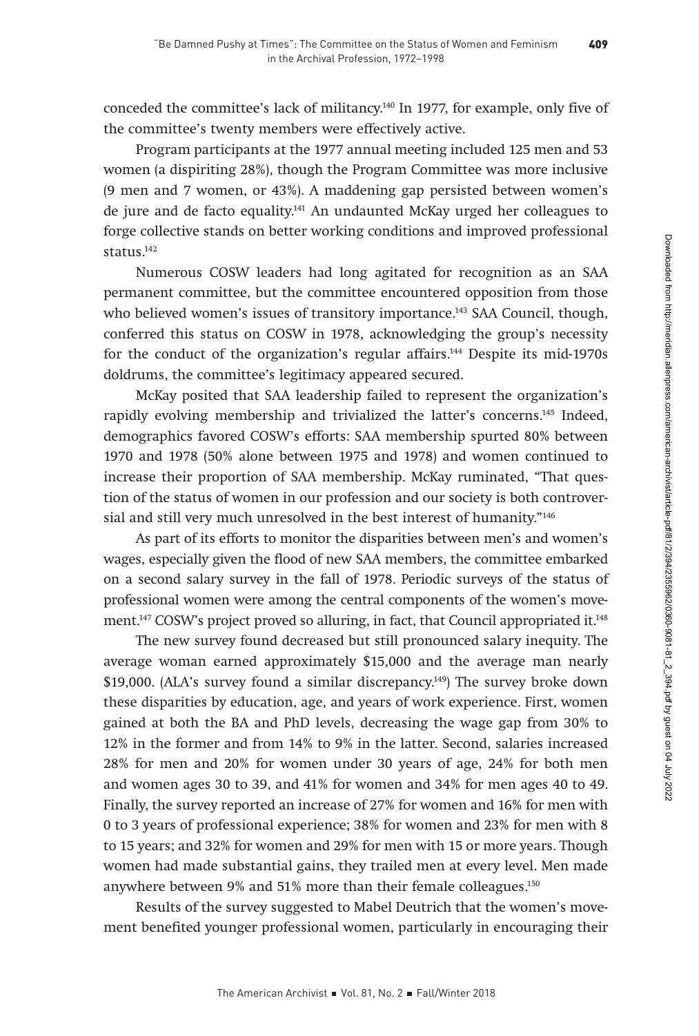conceded the committee's lack of militancy.[140] In 1977, for example, only five of the committee's twenty members were effectively active.

Program participants at the 1977 annual meeting included 125 men and 53 women (a dispiriting 28%), though the Program Committee was more inclusive (9 men and 7 women, or 43%). A maddening gap persisted between women's de jure and de facto equality.[141] An undaunted McKay urged her colleagues to forge collective stands on better working conditions and improved professional status.[142]

Numerous COSW leaders had long agitated for recognition as an SAA permanent committee, but the committee encountered opposition from those who believed women's issues of transitory importance.[143] SAA Council, though, conferred this status on COSW in 1978, acknowledging the group's necessity for the conduct of the organization's regular affairs.[144] Despite its mid-1970s doldrums, the committee's legitimacy appeared secured.

McKay posited that SAA leadership failed to represent the organization's rapidly evolving membership and trivialized the latter's concerns.[145] Indeed, demographics favored COSW's efforts: SAA membership spurted 80% between 1970 and 1978 (50% alone between 1975 and 1978) and women continued to increase their proportion of SAA membership. McKay ruminated, "That question of the status of women in our profession and our society is both controversial and still very much unresolved in the best interest of humanity."[146]

As part of its efforts to monitor the disparities between men's and women's wages, especially given the flood of new SAA members, the committee embarked on a second salary survey in the fall of 1978. Periodic surveys of the status of professional women were among the central components of the women's movement.[147] COSW's project proved so alluring, in fact, that Council appropriated it.[148]

The new survey found decreased but still pronounced salary inequity. The average woman earned approximately $15,000 and the average man nearly $19,000. (ALA's survey found a similar discrepancy.[149]) The survey broke down these disparities by education, age, and years of work experience. First, women gained at both the BA and PhD levels, decreasing the wage gap from 30% to 12% in the former and from 14% to 9% in the latter. Second, salaries increased 28% for men and 20% for women under 30 years of age, 24% for both men and women ages 30 to 39, and 41% for women and 34% for men ages 40 to 49. Finally, the survey reported an increase of 27% for women and 16% for men with 0 to 3 years of professional experience; 38% for women and 23% for men with 8 to 15 years; and 32% for women and 29% for men with 15 or more years. Though women had made substantial gains, they trailed men at every level. Men made anywhere between 9% and 51% more than their female colleagues.[150]

Results of the survey suggested to Mabel Deutrich that the women's movement benefited younger professional women, particularly in encouraging their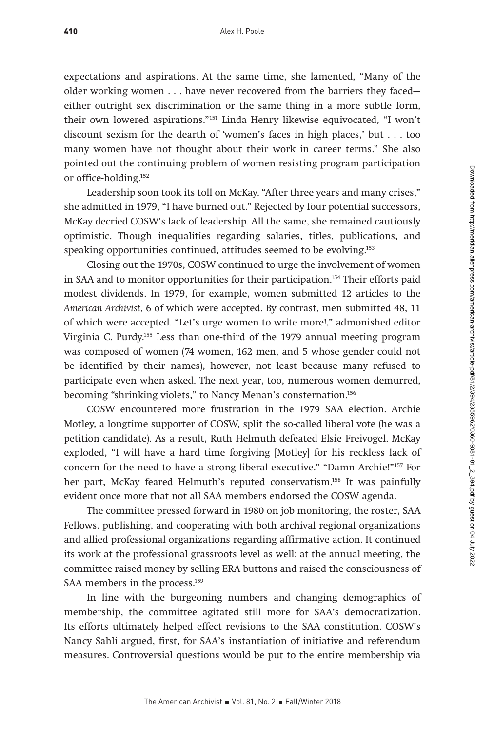expectations and aspirations. At the same time, she lamented, "Many of the older working women . . . have never recovered from the barriers they faced—either outright sex discrimination or the same thing in a more subtle form, their own lowered aspirations."[151] Linda Henry likewise equivocated, "I won't discount sexism for the dearth of 'women's faces in high places,' but . . . too many women have not thought about their work in career terms." She also pointed out the continuing problem of women resisting program participation or office-holding.[152]

Leadership soon took its toll on McKay. "After three years and many crises," she admitted in 1979, "I have burned out." Rejected by four potential successors, McKay decried COSW's lack of leadership. All the same, she remained cautiously optimistic. Though inequalities regarding salaries, titles, publications, and speaking opportunities continued, attitudes seemed to be evolving.[153]

Closing out the 1970s, COSW continued to urge the involvement of women in SAA and to monitor opportunities for their participation.[154] Their efforts paid modest dividends. In 1979, for example, women submitted 12 articles to the *American Archivist*, 6 of which were accepted. By contrast, men submitted 48, 11 of which were accepted. "Let's urge women to write more!," admonished editor Virginia C. Purdy.[155] Less than one-third of the 1979 annual meeting program was composed of women (74 women, 162 men, and 5 whose gender could not be identified by their names), however, not least because many refused to participate even when asked. The next year, too, numerous women demurred, becoming "shrinking violets," to Nancy Menan's consternation.[156]

COSW encountered more frustration in the 1979 SAA election. Archie Motley, a longtime supporter of COSW, split the so-called liberal vote (he was a petition candidate). As a result, Ruth Helmuth defeated Elsie Freivogel. McKay exploded, "I will have a hard time forgiving [Motley] for his reckless lack of concern for the need to have a strong liberal executive." "Damn Archie!"[157] For her part, McKay feared Helmuth's reputed conservatism.[158] It was painfully evident once more that not all SAA members endorsed the COSW agenda.

The committee pressed forward in 1980 on job monitoring, the roster, SAA Fellows, publishing, and cooperating with both archival regional organizations and allied professional organizations regarding affirmative action. It continued its work at the professional grassroots level as well: at the annual meeting, the committee raised money by selling ERA buttons and raised the consciousness of SAA members in the process.[159]

In line with the burgeoning numbers and changing demographics of membership, the committee agitated still more for SAA's democratization. Its efforts ultimately helped effect revisions to the SAA constitution. COSW's Nancy Sahli argued, first, for SAA's instantiation of initiative and referendum measures. Controversial questions would be put to the entire membership via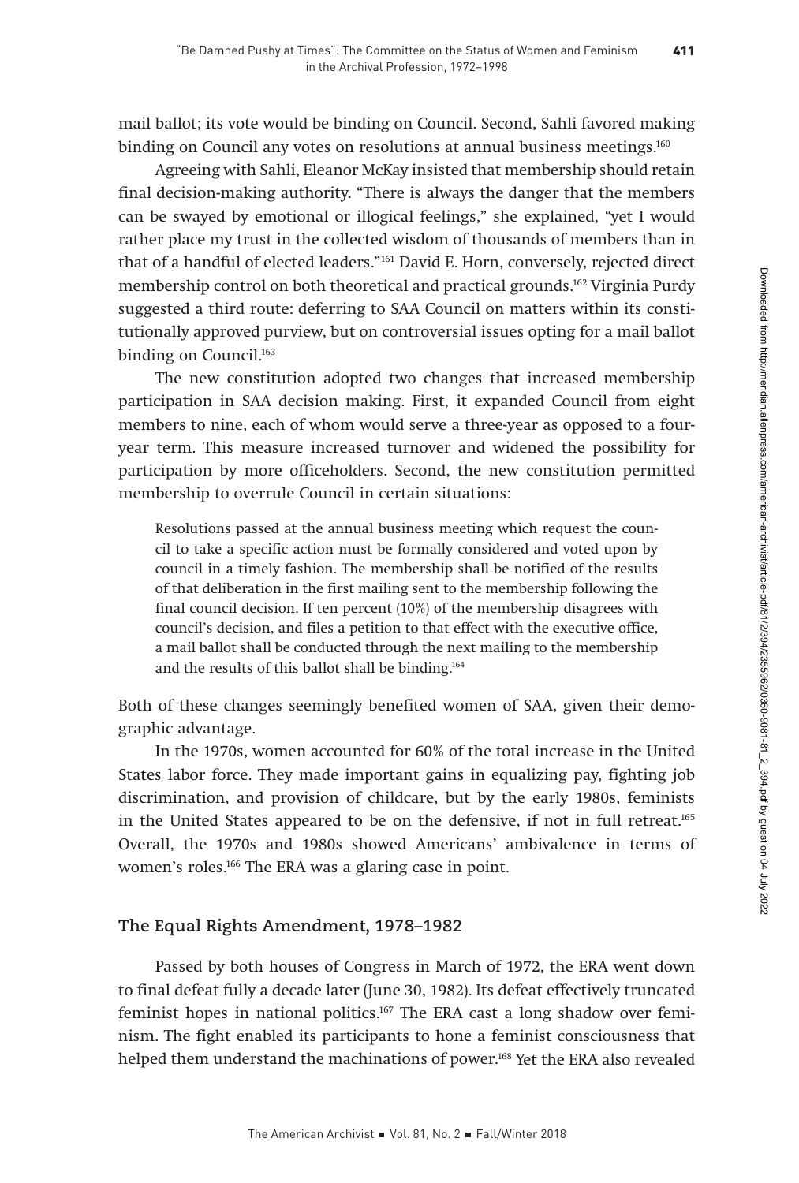mail ballot; its vote would be binding on Council. Second, Sahli favored making binding on Council any votes on resolutions at annual business meetings.[160]

Agreeing with Sahli, Eleanor McKay insisted that membership should retain final decision-making authority. "There is always the danger that the members can be swayed by emotional or illogical feelings," she explained, "yet I would rather place my trust in the collected wisdom of thousands of members than in that of a handful of elected leaders."[161] David E. Horn, conversely, rejected direct membership control on both theoretical and practical grounds.[162] Virginia Purdy suggested a third route: deferring to SAA Council on matters within its constitutionally approved purview, but on controversial issues opting for a mail ballot binding on Council.[163]

The new constitution adopted two changes that increased membership participation in SAA decision making. First, it expanded Council from eight members to nine, each of whom would serve a three-year as opposed to a four-year term. This measure increased turnover and widened the possibility for participation by more officeholders. Second, the new constitution permitted membership to overrule Council in certain situations:

> Resolutions passed at the annual business meeting which request the council to take a specific action must be formally considered and voted upon by council in a timely fashion. The membership shall be notified of the results of that deliberation in the first mailing sent to the membership following the final council decision. If ten percent (10%) of the membership disagrees with council's decision, and files a petition to that effect with the executive office, a mail ballot shall be conducted through the next mailing to the membership and the results of this ballot shall be binding.[164]

Both of these changes seemingly benefited women of SAA, given their demographic advantage.

In the 1970s, women accounted for 60% of the total increase in the United States labor force. They made important gains in equalizing pay, fighting job discrimination, and provision of childcare, but by the early 1980s, feminists in the United States appeared to be on the defensive, if not in full retreat.[165] Overall, the 1970s and 1980s showed Americans' ambivalence in terms of women's roles.[166] The ERA was a glaring case in point.

## The Equal Rights Amendment, 1978–1982

Passed by both houses of Congress in March of 1972, the ERA went down to final defeat fully a decade later (June 30, 1982). Its defeat effectively truncated feminist hopes in national politics.[167] The ERA cast a long shadow over feminism. The fight enabled its participants to hone a feminist consciousness that helped them understand the machinations of power.[168] Yet the ERA also revealed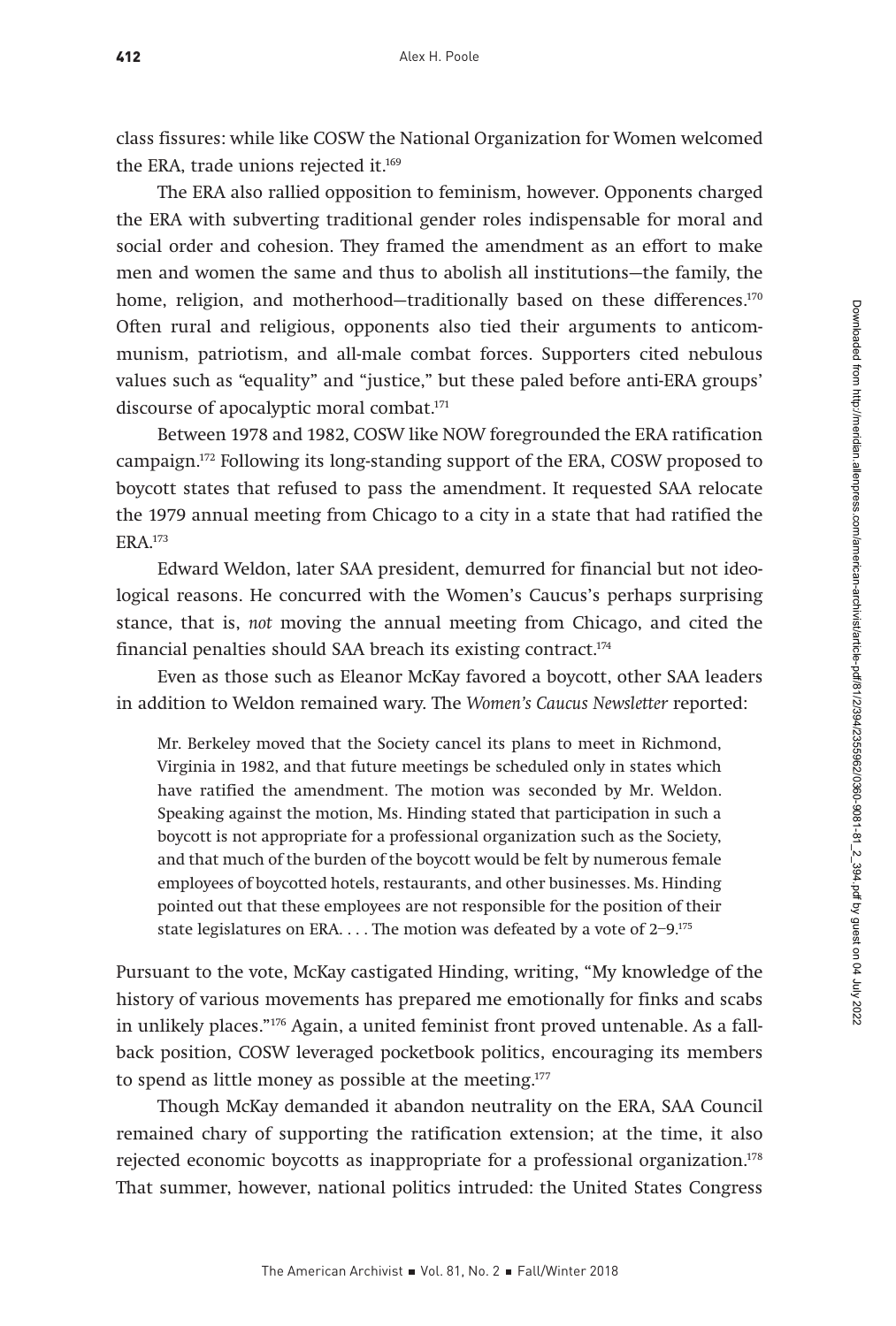class fissures: while like COSW the National Organization for Women welcomed the ERA, trade unions rejected it.[169]

The ERA also rallied opposition to feminism, however. Opponents charged the ERA with subverting traditional gender roles indispensable for moral and social order and cohesion. They framed the amendment as an effort to make men and women the same and thus to abolish all institutions—the family, the home, religion, and motherhood—traditionally based on these differences.[170] Often rural and religious, opponents also tied their arguments to anticommunism, patriotism, and all-male combat forces. Supporters cited nebulous values such as "equality" and "justice," but these paled before anti-ERA groups' discourse of apocalyptic moral combat.[171]

Between 1978 and 1982, COSW like NOW foregrounded the ERA ratification campaign.[172] Following its long-standing support of the ERA, COSW proposed to boycott states that refused to pass the amendment. It requested SAA relocate the 1979 annual meeting from Chicago to a city in a state that had ratified the ERA.[173]

Edward Weldon, later SAA president, demurred for financial but not ideological reasons. He concurred with the Women's Caucus's perhaps surprising stance, that is, *not* moving the annual meeting from Chicago, and cited the financial penalties should SAA breach its existing contract.[174]

Even as those such as Eleanor McKay favored a boycott, other SAA leaders in addition to Weldon remained wary. The *Women's Caucus Newsletter* reported:

> Mr. Berkeley moved that the Society cancel its plans to meet in Richmond, Virginia in 1982, and that future meetings be scheduled only in states which have ratified the amendment. The motion was seconded by Mr. Weldon. Speaking against the motion, Ms. Hinding stated that participation in such a boycott is not appropriate for a professional organization such as the Society, and that much of the burden of the boycott would be felt by numerous female employees of boycotted hotels, restaurants, and other businesses. Ms. Hinding pointed out that these employees are not responsible for the position of their state legislatures on ERA. . . . The motion was defeated by a vote of 2–9.[175]

Pursuant to the vote, McKay castigated Hinding, writing, "My knowledge of the history of various movements has prepared me emotionally for finks and scabs in unlikely places."[176] Again, a united feminist front proved untenable. As a fallback position, COSW leveraged pocketbook politics, encouraging its members to spend as little money as possible at the meeting.[177]

Though McKay demanded it abandon neutrality on the ERA, SAA Council remained chary of supporting the ratification extension; at the time, it also rejected economic boycotts as inappropriate for a professional organization.[178] That summer, however, national politics intruded: the United States Congress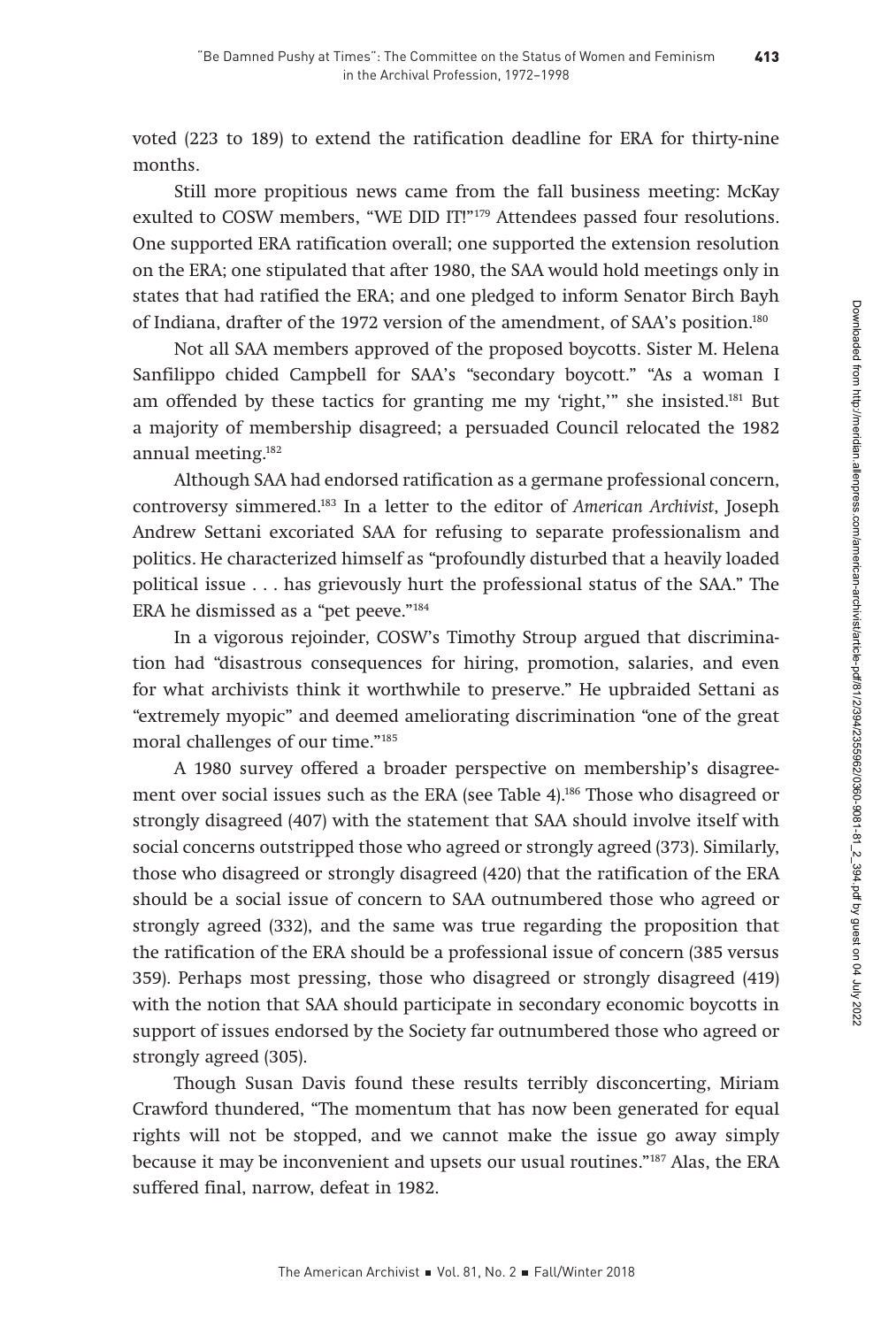voted (223 to 189) to extend the ratification deadline for ERA for thirty-nine months.

Still more propitious news came from the fall business meeting: McKay exulted to COSW members, "WE DID IT!"[179] Attendees passed four resolutions. One supported ERA ratification overall; one supported the extension resolution on the ERA; one stipulated that after 1980, the SAA would hold meetings only in states that had ratified the ERA; and one pledged to inform Senator Birch Bayh of Indiana, drafter of the 1972 version of the amendment, of SAA's position.[180]

Not all SAA members approved of the proposed boycotts. Sister M. Helena Sanfilippo chided Campbell for SAA's "secondary boycott." "As a woman I am offended by these tactics for granting me my 'right,'" she insisted.[181] But a majority of membership disagreed; a persuaded Council relocated the 1982 annual meeting.[182]

Although SAA had endorsed ratification as a germane professional concern, controversy simmered.[183] In a letter to the editor of *American Archivist*, Joseph Andrew Settani excoriated SAA for refusing to separate professionalism and politics. He characterized himself as "profoundly disturbed that a heavily loaded political issue . . . has grievously hurt the professional status of the SAA." The ERA he dismissed as a "pet peeve."[184]

In a vigorous rejoinder, COSW's Timothy Stroup argued that discrimination had "disastrous consequences for hiring, promotion, salaries, and even for what archivists think it worthwhile to preserve." He upbraided Settani as "extremely myopic" and deemed ameliorating discrimination "one of the great moral challenges of our time."[185]

A 1980 survey offered a broader perspective on membership's disagreement over social issues such as the ERA (see Table 4).[186] Those who disagreed or strongly disagreed (407) with the statement that SAA should involve itself with social concerns outstripped those who agreed or strongly agreed (373). Similarly, those who disagreed or strongly disagreed (420) that the ratification of the ERA should be a social issue of concern to SAA outnumbered those who agreed or strongly agreed (332), and the same was true regarding the proposition that the ratification of the ERA should be a professional issue of concern (385 versus 359). Perhaps most pressing, those who disagreed or strongly disagreed (419) with the notion that SAA should participate in secondary economic boycotts in support of issues endorsed by the Society far outnumbered those who agreed or strongly agreed (305).

Though Susan Davis found these results terribly disconcerting, Miriam Crawford thundered, "The momentum that has now been generated for equal rights will not be stopped, and we cannot make the issue go away simply because it may be inconvenient and upsets our usual routines."[187] Alas, the ERA suffered final, narrow, defeat in 1982.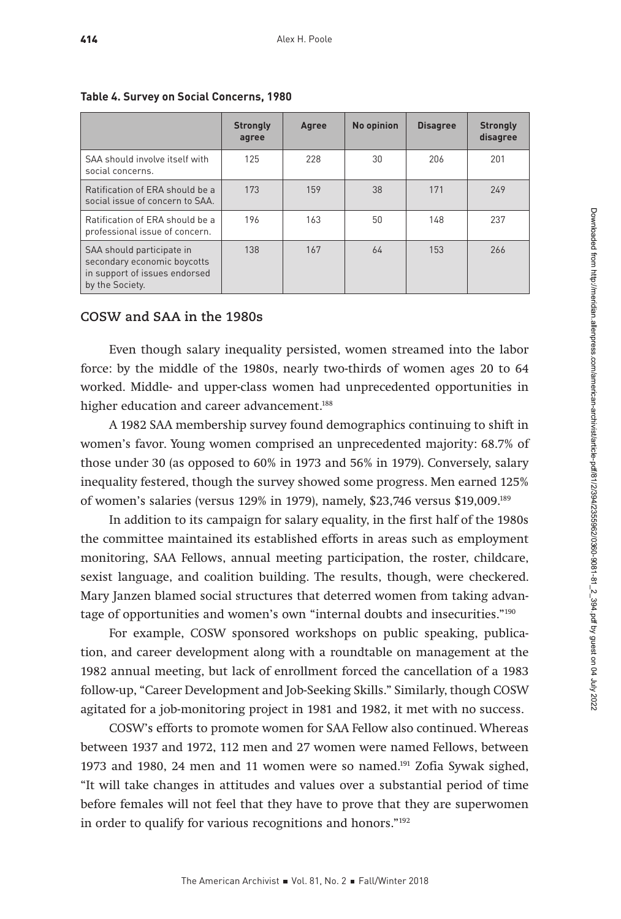**Table 4. Survey on Social Concerns, 1980**

| | Strongly agree | Agree | No opinion | Disagree | Strongly disagree |
|---|---|---|---|---|---|
| SAA should involve itself with social concerns. | 125 | 228 | 30 | 206 | 201 |
| Ratification of ERA should be a social issue of concern to SAA. | 173 | 159 | 38 | 171 | 249 |
| Ratification of ERA should be a professional issue of concern. | 196 | 163 | 50 | 148 | 237 |
| SAA should participate in secondary economic boycotts in support of issues endorsed by the Society. | 138 | 167 | 64 | 153 | 266 |

## COSW and SAA in the 1980s

Even though salary inequality persisted, women streamed into the labor force: by the middle of the 1980s, nearly two-thirds of women ages 20 to 64 worked. Middle- and upper-class women had unprecedented opportunities in higher education and career advancement.[188]

A 1982 SAA membership survey found demographics continuing to shift in women's favor. Young women comprised an unprecedented majority: 68.7% of those under 30 (as opposed to 60% in 1973 and 56% in 1979). Conversely, salary inequality festered, though the survey showed some progress. Men earned 125% of women's salaries (versus 129% in 1979), namely, $23,746 versus $19,009.[189]

In addition to its campaign for salary equality, in the first half of the 1980s the committee maintained its established efforts in areas such as employment monitoring, SAA Fellows, annual meeting participation, the roster, childcare, sexist language, and coalition building. The results, though, were checkered. Mary Janzen blamed social structures that deterred women from taking advantage of opportunities and women's own "internal doubts and insecurities."[190]

For example, COSW sponsored workshops on public speaking, publication, and career development along with a roundtable on management at the 1982 annual meeting, but lack of enrollment forced the cancellation of a 1983 follow-up, "Career Development and Job-Seeking Skills." Similarly, though COSW agitated for a job-monitoring project in 1981 and 1982, it met with no success.

COSW's efforts to promote women for SAA Fellow also continued. Whereas between 1937 and 1972, 112 men and 27 women were named Fellows, between 1973 and 1980, 24 men and 11 women were so named.[191] Zofia Sywak sighed, "It will take changes in attitudes and values over a substantial period of time before females will not feel that they have to prove that they are superwomen in order to qualify for various recognitions and honors."[192]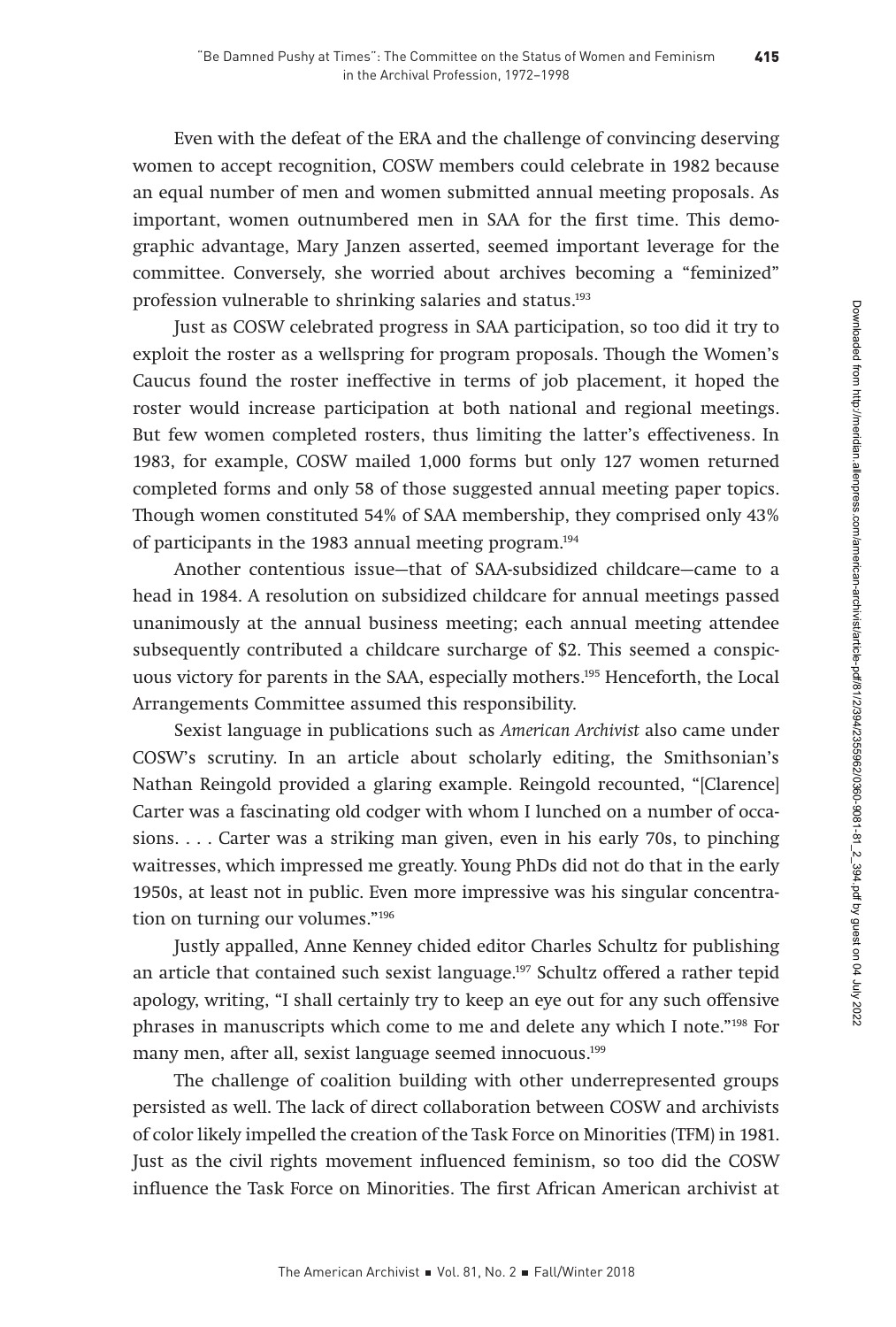Even with the defeat of the ERA and the challenge of convincing deserving women to accept recognition, COSW members could celebrate in 1982 because an equal number of men and women submitted annual meeting proposals. As important, women outnumbered men in SAA for the first time. This demographic advantage, Mary Janzen asserted, seemed important leverage for the committee. Conversely, she worried about archives becoming a "feminized" profession vulnerable to shrinking salaries and status.[193]

Just as COSW celebrated progress in SAA participation, so too did it try to exploit the roster as a wellspring for program proposals. Though the Women's Caucus found the roster ineffective in terms of job placement, it hoped the roster would increase participation at both national and regional meetings. But few women completed rosters, thus limiting the latter's effectiveness. In 1983, for example, COSW mailed 1,000 forms but only 127 women returned completed forms and only 58 of those suggested annual meeting paper topics. Though women constituted 54% of SAA membership, they comprised only 43% of participants in the 1983 annual meeting program.[194]

Another contentious issue—that of SAA-subsidized childcare—came to a head in 1984. A resolution on subsidized childcare for annual meetings passed unanimously at the annual business meeting; each annual meeting attendee subsequently contributed a childcare surcharge of $2. This seemed a conspicuous victory for parents in the SAA, especially mothers.[195] Henceforth, the Local Arrangements Committee assumed this responsibility.

Sexist language in publications such as *American Archivist* also came under COSW's scrutiny. In an article about scholarly editing, the Smithsonian's Nathan Reingold provided a glaring example. Reingold recounted, "[Clarence] Carter was a fascinating old codger with whom I lunched on a number of occasions. . . . Carter was a striking man given, even in his early 70s, to pinching waitresses, which impressed me greatly. Young PhDs did not do that in the early 1950s, at least not in public. Even more impressive was his singular concentration on turning our volumes."[196]

Justly appalled, Anne Kenney chided editor Charles Schultz for publishing an article that contained such sexist language.[197] Schultz offered a rather tepid apology, writing, "I shall certainly try to keep an eye out for any such offensive phrases in manuscripts which come to me and delete any which I note."[198] For many men, after all, sexist language seemed innocuous.[199]

The challenge of coalition building with other underrepresented groups persisted as well. The lack of direct collaboration between COSW and archivists of color likely impelled the creation of the Task Force on Minorities (TFM) in 1981. Just as the civil rights movement influenced feminism, so too did the COSW influence the Task Force on Minorities. The first African American archivist at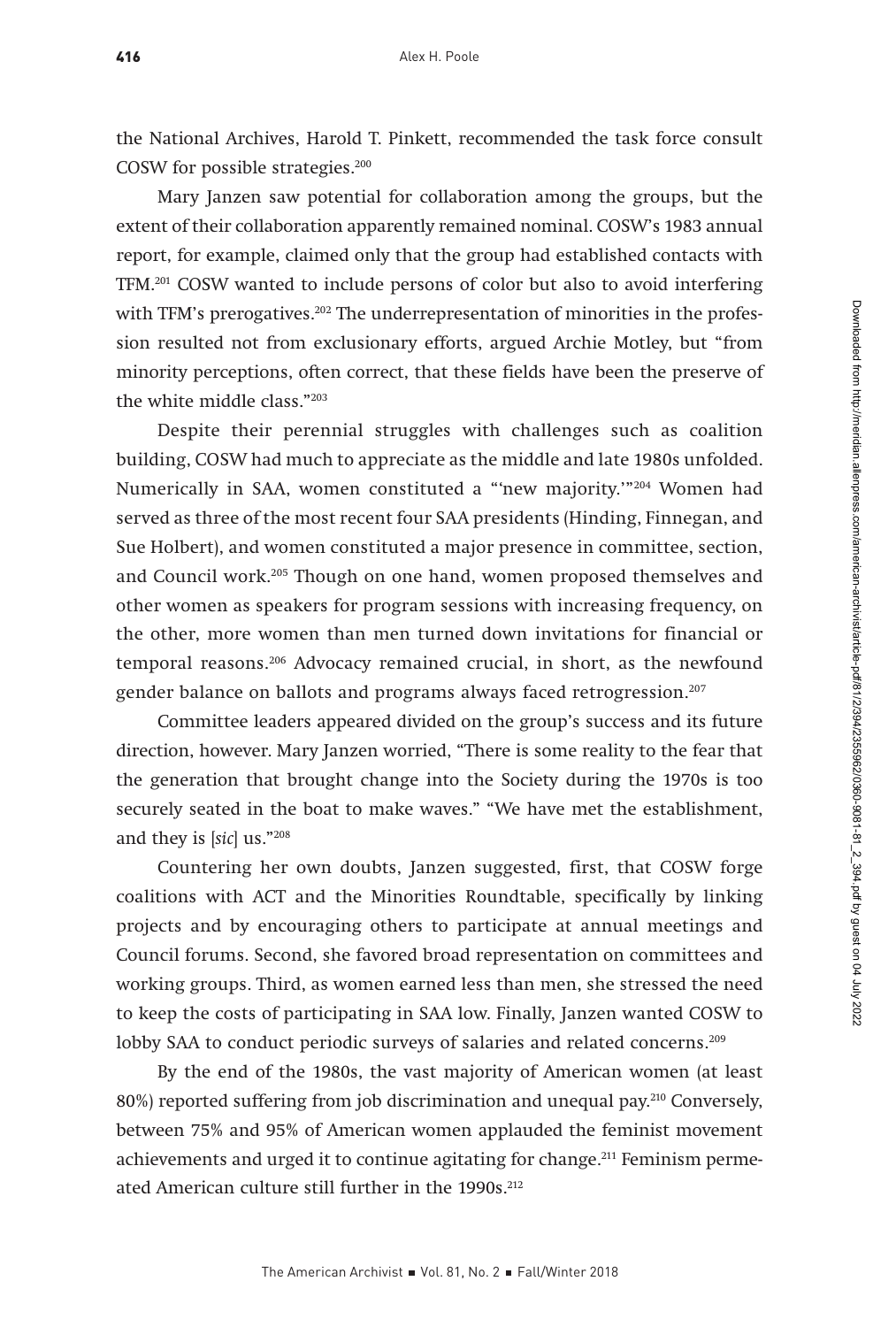the National Archives, Harold T. Pinkett, recommended the task force consult COSW for possible strategies.[200]

Mary Janzen saw potential for collaboration among the groups, but the extent of their collaboration apparently remained nominal. COSW's 1983 annual report, for example, claimed only that the group had established contacts with TFM.[201] COSW wanted to include persons of color but also to avoid interfering with TFM's prerogatives.[202] The underrepresentation of minorities in the profession resulted not from exclusionary efforts, argued Archie Motley, but "from minority perceptions, often correct, that these fields have been the preserve of the white middle class."[203]

Despite their perennial struggles with challenges such as coalition building, COSW had much to appreciate as the middle and late 1980s unfolded. Numerically in SAA, women constituted a "'new majority.'"[204] Women had served as three of the most recent four SAA presidents (Hinding, Finnegan, and Sue Holbert), and women constituted a major presence in committee, section, and Council work.[205] Though on one hand, women proposed themselves and other women as speakers for program sessions with increasing frequency, on the other, more women than men turned down invitations for financial or temporal reasons.[206] Advocacy remained crucial, in short, as the newfound gender balance on ballots and programs always faced retrogression.[207]

Committee leaders appeared divided on the group's success and its future direction, however. Mary Janzen worried, "There is some reality to the fear that the generation that brought change into the Society during the 1970s is too securely seated in the boat to make waves." "We have met the establishment, and they is [*sic*] us."[208]

Countering her own doubts, Janzen suggested, first, that COSW forge coalitions with ACT and the Minorities Roundtable, specifically by linking projects and by encouraging others to participate at annual meetings and Council forums. Second, she favored broad representation on committees and working groups. Third, as women earned less than men, she stressed the need to keep the costs of participating in SAA low. Finally, Janzen wanted COSW to lobby SAA to conduct periodic surveys of salaries and related concerns.[209]

By the end of the 1980s, the vast majority of American women (at least 80%) reported suffering from job discrimination and unequal pay.[210] Conversely, between 75% and 95% of American women applauded the feminist movement achievements and urged it to continue agitating for change.[211] Feminism permeated American culture still further in the 1990s.[212]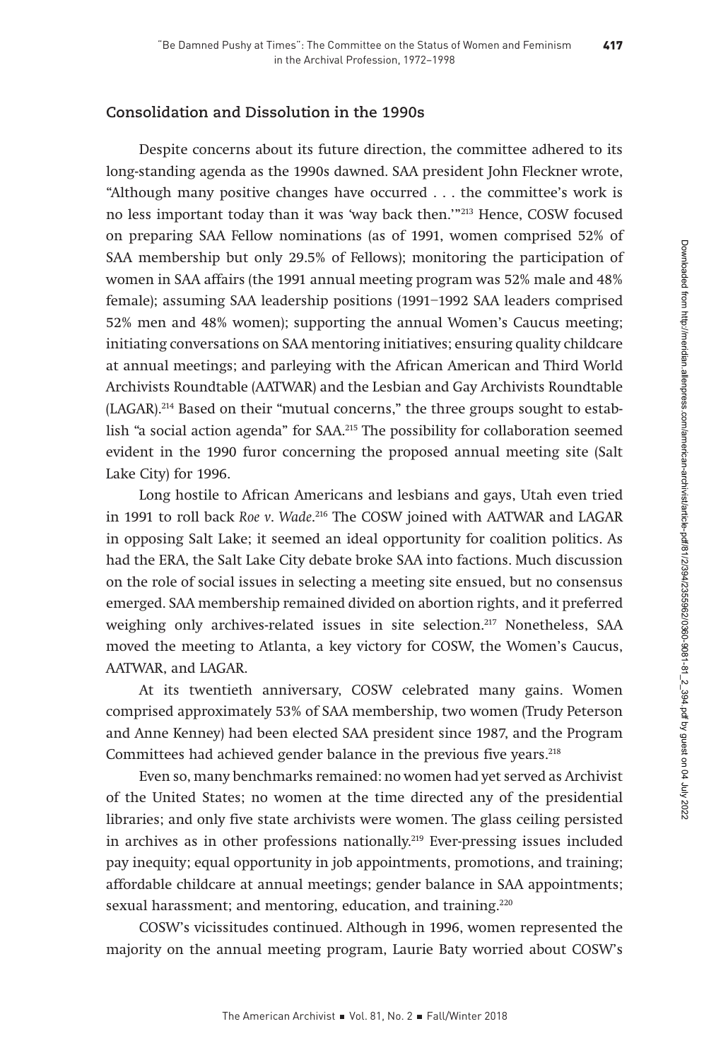## Consolidation and Dissolution in the 1990s

Despite concerns about its future direction, the committee adhered to its long-standing agenda as the 1990s dawned. SAA president John Fleckner wrote, "Although many positive changes have occurred . . . the committee's work is no less important today than it was 'way back then.'"[213] Hence, COSW focused on preparing SAA Fellow nominations (as of 1991, women comprised 52% of SAA membership but only 29.5% of Fellows); monitoring the participation of women in SAA affairs (the 1991 annual meeting program was 52% male and 48% female); assuming SAA leadership positions (1991–1992 SAA leaders comprised 52% men and 48% women); supporting the annual Women's Caucus meeting; initiating conversations on SAA mentoring initiatives; ensuring quality childcare at annual meetings; and parleying with the African American and Third World Archivists Roundtable (AATWAR) and the Lesbian and Gay Archivists Roundtable (LAGAR).[214] Based on their "mutual concerns," the three groups sought to establish "a social action agenda" for SAA.[215] The possibility for collaboration seemed evident in the 1990 furor concerning the proposed annual meeting site (Salt Lake City) for 1996.

Long hostile to African Americans and lesbians and gays, Utah even tried in 1991 to roll back *Roe v. Wade*.[216] The COSW joined with AATWAR and LAGAR in opposing Salt Lake; it seemed an ideal opportunity for coalition politics. As had the ERA, the Salt Lake City debate broke SAA into factions. Much discussion on the role of social issues in selecting a meeting site ensued, but no consensus emerged. SAA membership remained divided on abortion rights, and it preferred weighing only archives-related issues in site selection.[217] Nonetheless, SAA moved the meeting to Atlanta, a key victory for COSW, the Women's Caucus, AATWAR, and LAGAR.

At its twentieth anniversary, COSW celebrated many gains. Women comprised approximately 53% of SAA membership, two women (Trudy Peterson and Anne Kenney) had been elected SAA president since 1987, and the Program Committees had achieved gender balance in the previous five years.[218]

Even so, many benchmarks remained: no women had yet served as Archivist of the United States; no women at the time directed any of the presidential libraries; and only five state archivists were women. The glass ceiling persisted in archives as in other professions nationally.[219] Ever-pressing issues included pay inequity; equal opportunity in job appointments, promotions, and training; affordable childcare at annual meetings; gender balance in SAA appointments; sexual harassment; and mentoring, education, and training.[220]

COSW's vicissitudes continued. Although in 1996, women represented the majority on the annual meeting program, Laurie Baty worried about COSW's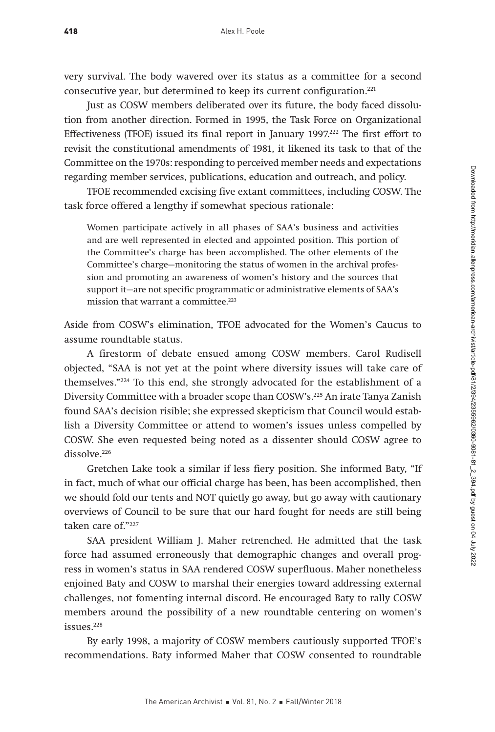very survival. The body wavered over its status as a committee for a second consecutive year, but determined to keep its current configuration.[221]

Just as COSW members deliberated over its future, the body faced dissolution from another direction. Formed in 1995, the Task Force on Organizational Effectiveness (TFOE) issued its final report in January 1997.[222] The first effort to revisit the constitutional amendments of 1981, it likened its task to that of the Committee on the 1970s: responding to perceived member needs and expectations regarding member services, publications, education and outreach, and policy.

TFOE recommended excising five extant committees, including COSW. The task force offered a lengthy if somewhat specious rationale:

> Women participate actively in all phases of SAA's business and activities and are well represented in elected and appointed position. This portion of the Committee's charge has been accomplished. The other elements of the Committee's charge—monitoring the status of women in the archival profession and promoting an awareness of women's history and the sources that support it—are not specific programmatic or administrative elements of SAA's mission that warrant a committee.[223]

Aside from COSW's elimination, TFOE advocated for the Women's Caucus to assume roundtable status.

A firestorm of debate ensued among COSW members. Carol Rudisell objected, "SAA is not yet at the point where diversity issues will take care of themselves."[224] To this end, she strongly advocated for the establishment of a Diversity Committee with a broader scope than COSW's.[225] An irate Tanya Zanish found SAA's decision risible; she expressed skepticism that Council would establish a Diversity Committee or attend to women's issues unless compelled by COSW. She even requested being noted as a dissenter should COSW agree to dissolve.[226]

Gretchen Lake took a similar if less fiery position. She informed Baty, "If in fact, much of what our official charge has been, has been accomplished, then we should fold our tents and NOT quietly go away, but go away with cautionary overviews of Council to be sure that our hard fought for needs are still being taken care of."[227]

SAA president William J. Maher retrenched. He admitted that the task force had assumed erroneously that demographic changes and overall progress in women's status in SAA rendered COSW superfluous. Maher nonetheless enjoined Baty and COSW to marshal their energies toward addressing external challenges, not fomenting internal discord. He encouraged Baty to rally COSW members around the possibility of a new roundtable centering on women's issues.[228]

By early 1998, a majority of COSW members cautiously supported TFOE's recommendations. Baty informed Maher that COSW consented to roundtable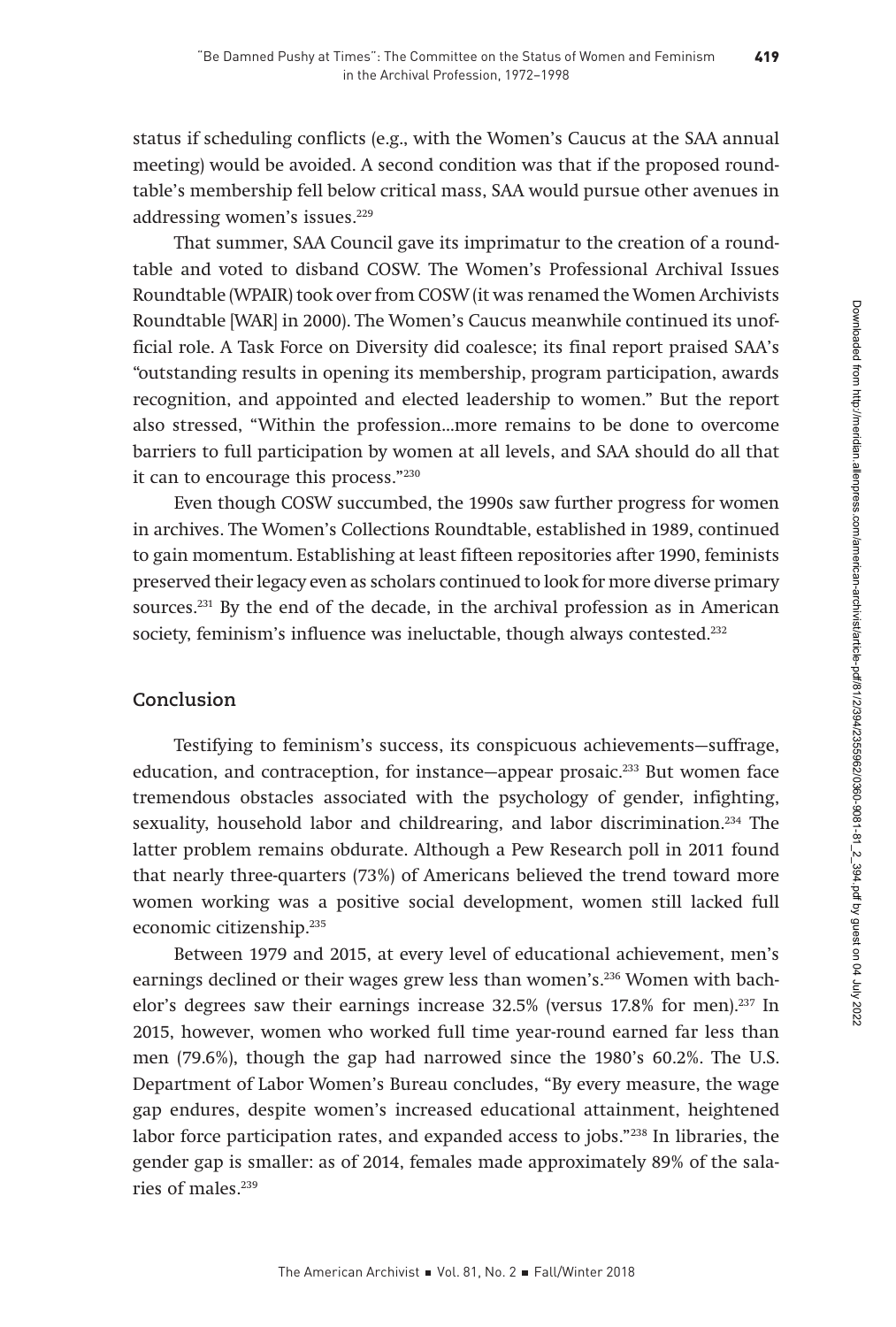status if scheduling conflicts (e.g., with the Women's Caucus at the SAA annual meeting) would be avoided. A second condition was that if the proposed roundtable's membership fell below critical mass, SAA would pursue other avenues in addressing women's issues.[229]

That summer, SAA Council gave its imprimatur to the creation of a roundtable and voted to disband COSW. The Women's Professional Archival Issues Roundtable (WPAIR) took over from COSW (it was renamed the Women Archivists Roundtable [WAR] in 2000). The Women's Caucus meanwhile continued its unofficial role. A Task Force on Diversity did coalesce; its final report praised SAA's "outstanding results in opening its membership, program participation, awards recognition, and appointed and elected leadership to women." But the report also stressed, "Within the profession…more remains to be done to overcome barriers to full participation by women at all levels, and SAA should do all that it can to encourage this process."[230]

Even though COSW succumbed, the 1990s saw further progress for women in archives. The Women's Collections Roundtable, established in 1989, continued to gain momentum. Establishing at least fifteen repositories after 1990, feminists preserved their legacy even as scholars continued to look for more diverse primary sources.[231] By the end of the decade, in the archival profession as in American society, feminism's influence was ineluctable, though always contested.[232]

## Conclusion

Testifying to feminism's success, its conspicuous achievements—suffrage, education, and contraception, for instance—appear prosaic.[233] But women face tremendous obstacles associated with the psychology of gender, infighting, sexuality, household labor and childrearing, and labor discrimination.[234] The latter problem remains obdurate. Although a Pew Research poll in 2011 found that nearly three-quarters (73%) of Americans believed the trend toward more women working was a positive social development, women still lacked full economic citizenship.[235]

Between 1979 and 2015, at every level of educational achievement, men's earnings declined or their wages grew less than women's.[236] Women with bachelor's degrees saw their earnings increase 32.5% (versus 17.8% for men).[237] In 2015, however, women who worked full time year-round earned far less than men (79.6%), though the gap had narrowed since the 1980's 60.2%. The U.S. Department of Labor Women's Bureau concludes, "By every measure, the wage gap endures, despite women's increased educational attainment, heightened labor force participation rates, and expanded access to jobs."[238] In libraries, the gender gap is smaller: as of 2014, females made approximately 89% of the salaries of males.[239]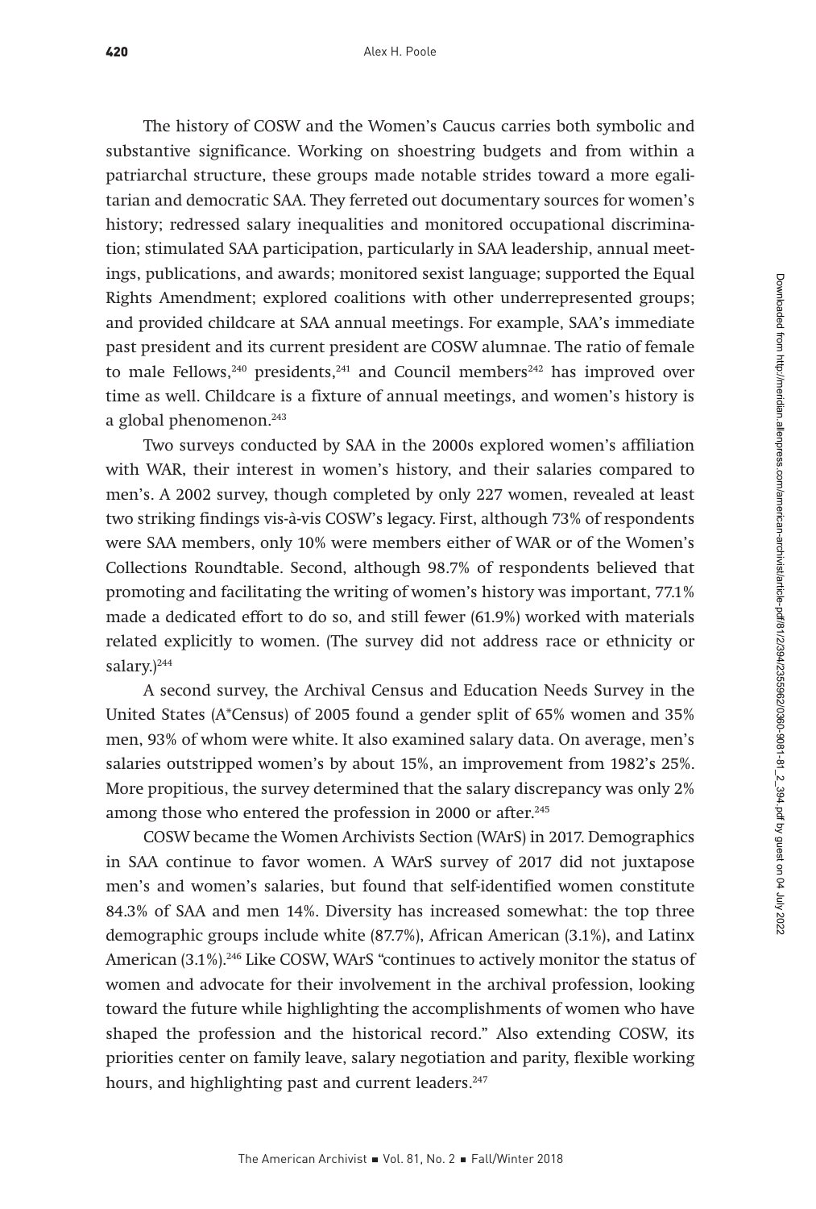The history of COSW and the Women's Caucus carries both symbolic and substantive significance. Working on shoestring budgets and from within a patriarchal structure, these groups made notable strides toward a more egalitarian and democratic SAA. They ferreted out documentary sources for women's history; redressed salary inequalities and monitored occupational discrimination; stimulated SAA participation, particularly in SAA leadership, annual meetings, publications, and awards; monitored sexist language; supported the Equal Rights Amendment; explored coalitions with other underrepresented groups; and provided childcare at SAA annual meetings. For example, SAA's immediate past president and its current president are COSW alumnae. The ratio of female to male Fellows,[240] presidents,[241] and Council members[242] has improved over time as well. Childcare is a fixture of annual meetings, and women's history is a global phenomenon.[243]

Two surveys conducted by SAA in the 2000s explored women's affiliation with WAR, their interest in women's history, and their salaries compared to men's. A 2002 survey, though completed by only 227 women, revealed at least two striking findings vis-à-vis COSW's legacy. First, although 73% of respondents were SAA members, only 10% were members either of WAR or of the Women's Collections Roundtable. Second, although 98.7% of respondents believed that promoting and facilitating the writing of women's history was important, 77.1% made a dedicated effort to do so, and still fewer (61.9%) worked with materials related explicitly to women. (The survey did not address race or ethnicity or salary.)[244]

A second survey, the Archival Census and Education Needs Survey in the United States (A*Census) of 2005 found a gender split of 65% women and 35% men, 93% of whom were white. It also examined salary data. On average, men's salaries outstripped women's by about 15%, an improvement from 1982's 25%. More propitious, the survey determined that the salary discrepancy was only 2% among those who entered the profession in 2000 or after.[245]

COSW became the Women Archivists Section (WArS) in 2017. Demographics in SAA continue to favor women. A WArS survey of 2017 did not juxtapose men's and women's salaries, but found that self-identified women constitute 84.3% of SAA and men 14%. Diversity has increased somewhat: the top three demographic groups include white (87.7%), African American (3.1%), and Latinx American (3.1%).[246] Like COSW, WArS "continues to actively monitor the status of women and advocate for their involvement in the archival profession, looking toward the future while highlighting the accomplishments of women who have shaped the profession and the historical record." Also extending COSW, its priorities center on family leave, salary negotiation and parity, flexible working hours, and highlighting past and current leaders.[247]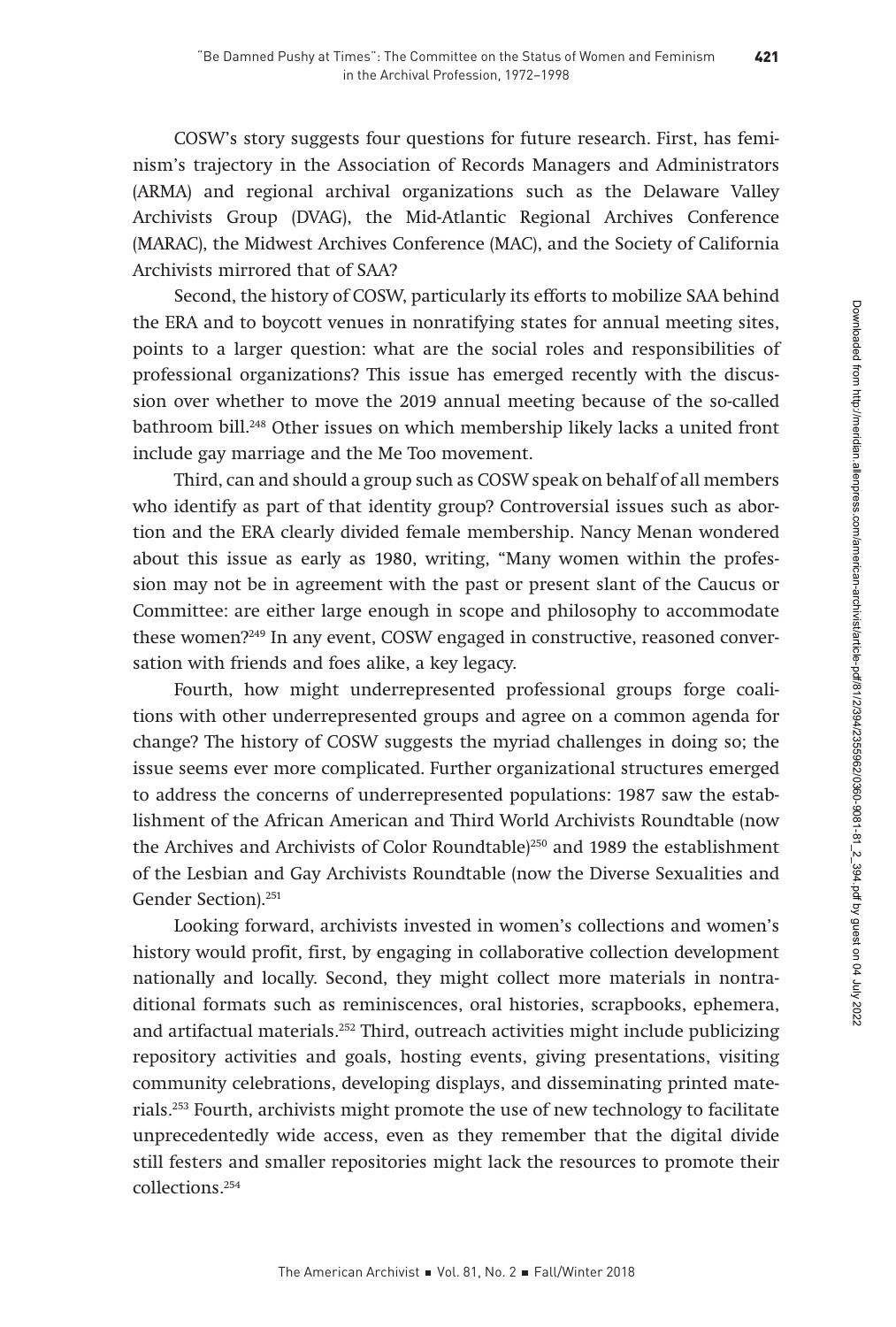COSW's story suggests four questions for future research. First, has feminism's trajectory in the Association of Records Managers and Administrators (ARMA) and regional archival organizations such as the Delaware Valley Archivists Group (DVAG), the Mid-Atlantic Regional Archives Conference (MARAC), the Midwest Archives Conference (MAC), and the Society of California Archivists mirrored that of SAA?

Second, the history of COSW, particularly its efforts to mobilize SAA behind the ERA and to boycott venues in nonratifying states for annual meeting sites, points to a larger question: what are the social roles and responsibilities of professional organizations? This issue has emerged recently with the discussion over whether to move the 2019 annual meeting because of the so-called bathroom bill.[248] Other issues on which membership likely lacks a united front include gay marriage and the Me Too movement.

Third, can and should a group such as COSW speak on behalf of all members who identify as part of that identity group? Controversial issues such as abortion and the ERA clearly divided female membership. Nancy Menan wondered about this issue as early as 1980, writing, "Many women within the profession may not be in agreement with the past or present slant of the Caucus or Committee: are either large enough in scope and philosophy to accommodate these women?[249] In any event, COSW engaged in constructive, reasoned conversation with friends and foes alike, a key legacy.

Fourth, how might underrepresented professional groups forge coalitions with other underrepresented groups and agree on a common agenda for change? The history of COSW suggests the myriad challenges in doing so; the issue seems ever more complicated. Further organizational structures emerged to address the concerns of underrepresented populations: 1987 saw the establishment of the African American and Third World Archivists Roundtable (now the Archives and Archivists of Color Roundtable)[250] and 1989 the establishment of the Lesbian and Gay Archivists Roundtable (now the Diverse Sexualities and Gender Section).[251]

Looking forward, archivists invested in women's collections and women's history would profit, first, by engaging in collaborative collection development nationally and locally. Second, they might collect more materials in nontraditional formats such as reminiscences, oral histories, scrapbooks, ephemera, and artifactual materials.[252] Third, outreach activities might include publicizing repository activities and goals, hosting events, giving presentations, visiting community celebrations, developing displays, and disseminating printed materials.[253] Fourth, archivists might promote the use of new technology to facilitate unprecedentedly wide access, even as they remember that the digital divide still festers and smaller repositories might lack the resources to promote their collections.[254]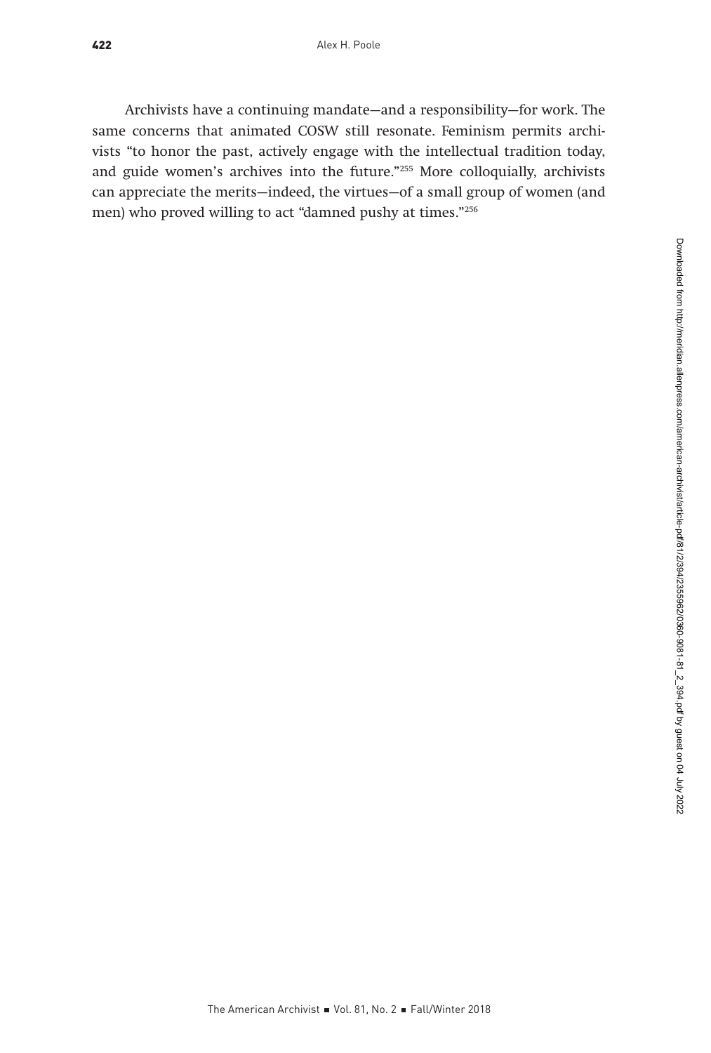Archivists have a continuing mandate—and a responsibility—for work. The same concerns that animated COSW still resonate. Feminism permits archivists "to honor the past, actively engage with the intellectual tradition today, and guide women's archives into the future."[255] More colloquially, archivists can appreciate the merits—indeed, the virtues—of a small group of women (and men) who proved willing to act "damned pushy at times."[256]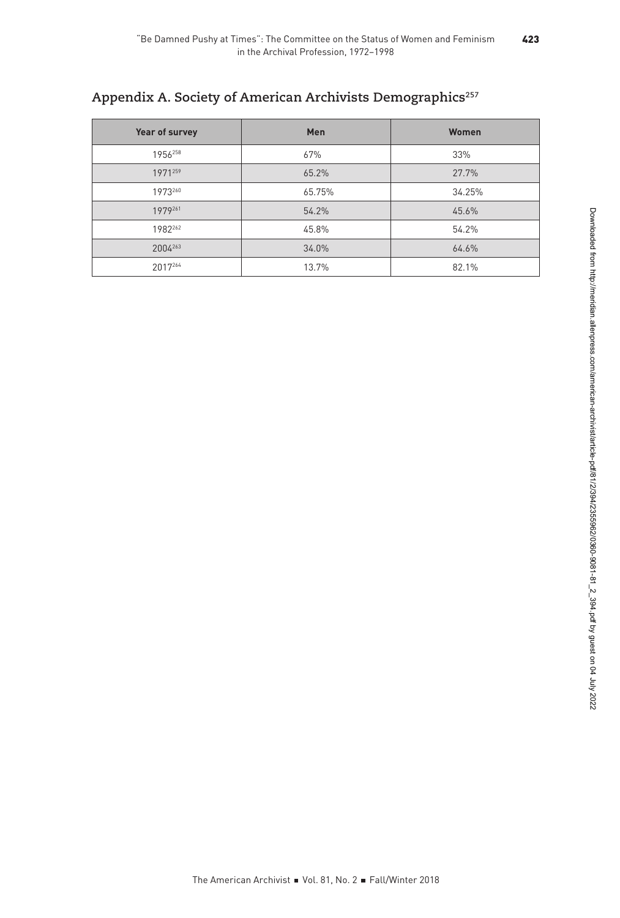## Appendix A. Society of American Archivists Demographics[257]

| Year of survey | Men | Women |
|---|---|---|
| 1956[258] | 67% | 33% |
| 1971[259] | 65.2% | 27.7% |
| 1973[260] | 65.75% | 34.25% |
| 1979[261] | 54.2% | 45.6% |
| 1982[262] | 45.8% | 54.2% |
| 2004[263] | 34.0% | 64.6% |
| 2017[264] | 13.7% | 82.1% |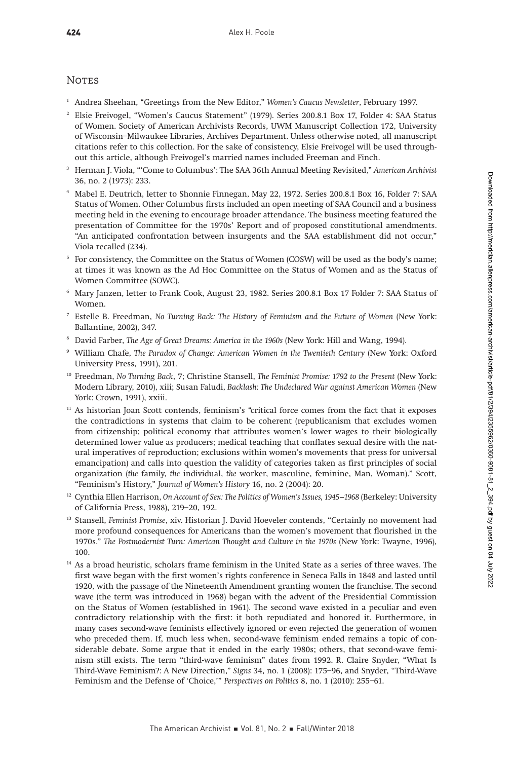## Notes

[1] Andrea Sheehan, "Greetings from the New Editor," *Women's Caucus Newsletter*, February 1997.

[2] Elsie Freivogel, "Women's Caucus Statement" (1979). Series 200.8.1 Box 17, Folder 4: SAA Status of Women. Society of American Archivists Records, UWM Manuscript Collection 172, University of Wisconsin–Milwaukee Libraries, Archives Department. Unless otherwise noted, all manuscript citations refer to this collection. For the sake of consistency, Elsie Freivogel will be used throughout this article, although Freivogel's married names included Freeman and Finch.

[3] Herman J. Viola, "'Come to Columbus': The SAA 36th Annual Meeting Revisited," *American Archivist* 36, no. 2 (1973): 233.

[4] Mabel E. Deutrich, letter to Shonnie Finnegan, May 22, 1972. Series 200.8.1 Box 16, Folder 7: SAA Status of Women. Other Columbus firsts included an open meeting of SAA Council and a business meeting held in the evening to encourage broader attendance. The business meeting featured the presentation of Committee for the 1970s' Report and of proposed constitutional amendments. "An anticipated confrontation between insurgents and the SAA establishment did not occur," Viola recalled (234).

[5] For consistency, the Committee on the Status of Women (COSW) will be used as the body's name; at times it was known as the Ad Hoc Committee on the Status of Women and as the Status of Women Committee (SOWC).

[6] Mary Janzen, letter to Frank Cook, August 23, 1982. Series 200.8.1 Box 17 Folder 7: SAA Status of Women.

[7] Estelle B. Freedman, *No Turning Back: The History of Feminism and the Future of Women* (New York: Ballantine, 2002), 347.

[8] David Farber, *The Age of Great Dreams: America in the 1960s* (New York: Hill and Wang, 1994).

[9] William Chafe, *The Paradox of Change: American Women in the Twentieth Century* (New York: Oxford University Press, 1991), 201.

[10] Freedman, *No Turning Back*, 7; Christine Stansell, *The Feminist Promise: 1792 to the Present* (New York: Modern Library, 2010), xiii; Susan Faludi, *Backlash: The Undeclared War against American Women* (New York: Crown, 1991), xxiii.

[11] As historian Joan Scott contends, feminism's "critical force comes from the fact that it exposes the contradictions in systems that claim to be coherent (republicanism that excludes women from citizenship; political economy that attributes women's lower wages to their biologically determined lower value as producers; medical teaching that conflates sexual desire with the natural imperatives of reproduction; exclusions within women's movements that press for universal emancipation) and calls into question the validity of categories taken as first principles of social organization (*the* family, *the* individual, *the* worker, masculine, feminine, Man, Woman)." Scott, "Feminism's History," *Journal of Women's History* 16, no. 2 (2004): 20.

[12] Cynthia Ellen Harrison, *On Account of Sex: The Politics of Women's Issues, 1945–1968* (Berkeley: University of California Press, 1988), 219–20, 192.

[13] Stansell, *Feminist Promise*, xiv. Historian J. David Hoeveler contends, "Certainly no movement had more profound consequences for Americans than the women's movement that flourished in the 1970s." *The Postmodernist Turn: American Thought and Culture in the 1970s* (New York: Twayne, 1996), 100.

[14] As a broad heuristic, scholars frame feminism in the United State as a series of three waves. The first wave began with the first women's rights conference in Seneca Falls in 1848 and lasted until 1920, with the passage of the Nineteenth Amendment granting women the franchise. The second wave (the term was introduced in 1968) began with the advent of the Presidential Commission on the Status of Women (established in 1961). The second wave existed in a peculiar and even contradictory relationship with the first: it both repudiated and honored it. Furthermore, in many cases second-wave feminists effectively ignored or even rejected the generation of women who preceded them. If, much less when, second-wave feminism ended remains a topic of considerable debate. Some argue that it ended in the early 1980s; others, that second-wave feminism still exists. The term "third-wave feminism" dates from 1992. R. Claire Snyder, "What Is Third-Wave Feminism?: A New Direction," *Signs* 34, no. 1 (2008): 175–96, and Snyder, "Third-Wave Feminism and the Defense of 'Choice,'" *Perspectives on Politics* 8, no. 1 (2010): 255–61.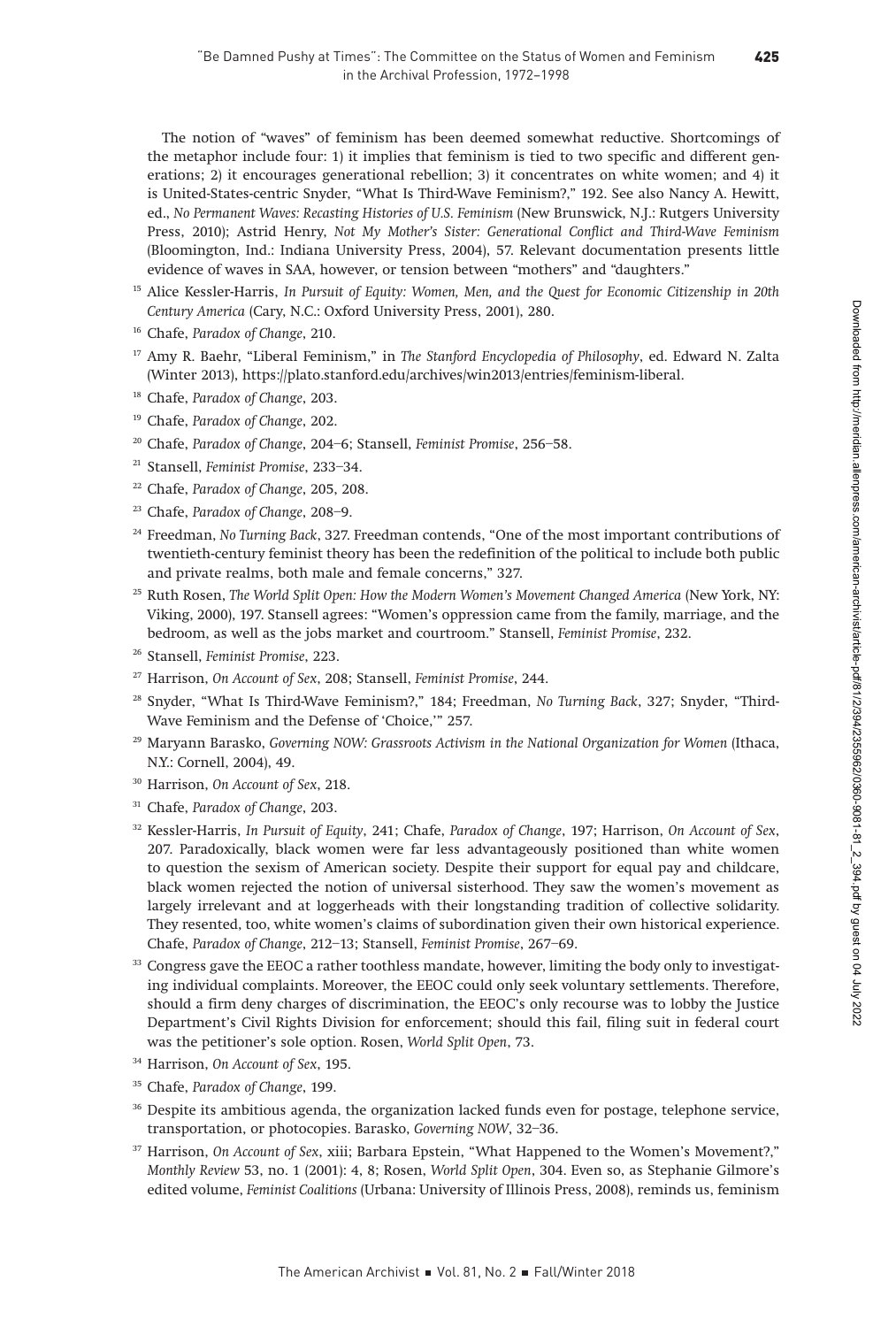The notion of "waves" of feminism has been deemed somewhat reductive. Shortcomings of the metaphor include four: 1) it implies that feminism is tied to two specific and different generations; 2) it encourages generational rebellion; 3) it concentrates on white women; and 4) it is United-States-centric Snyder, "What Is Third-Wave Feminism?," 192. See also Nancy A. Hewitt, ed., *No Permanent Waves: Recasting Histories of U.S. Feminism* (New Brunswick, N.J.: Rutgers University Press, 2010); Astrid Henry, *Not My Mother's Sister: Generational Conflict and Third-Wave Feminism* (Bloomington, Ind.: Indiana University Press, 2004), 57. Relevant documentation presents little evidence of waves in SAA, however, or tension between "mothers" and "daughters."

[15] Alice Kessler-Harris, *In Pursuit of Equity: Women, Men, and the Quest for Economic Citizenship in 20th Century America* (Cary, N.C.: Oxford University Press, 2001), 280.

[16] Chafe, *Paradox of Change*, 210.

[17] Amy R. Baehr, "Liberal Feminism," in *The Stanford Encyclopedia of Philosophy*, ed. Edward N. Zalta (Winter 2013), https://plato.stanford.edu/archives/win2013/entries/feminism-liberal.

[18] Chafe, *Paradox of Change*, 203.

[19] Chafe, *Paradox of Change*, 202.

[20] Chafe, *Paradox of Change*, 204–6; Stansell, *Feminist Promise*, 256–58.

[21] Stansell, *Feminist Promise*, 233–34.

[22] Chafe, *Paradox of Change*, 205, 208.

[23] Chafe, *Paradox of Change*, 208–9.

[24] Freedman, *No Turning Back*, 327. Freedman contends, "One of the most important contributions of twentieth-century feminist theory has been the redefinition of the political to include both public and private realms, both male and female concerns," 327.

[25] Ruth Rosen, *The World Split Open: How the Modern Women's Movement Changed America* (New York, NY: Viking, 2000), 197. Stansell agrees: "Women's oppression came from the family, marriage, and the bedroom, as well as the jobs market and courtroom." Stansell, *Feminist Promise*, 232.

[26] Stansell, *Feminist Promise*, 223.

[27] Harrison, *On Account of Sex*, 208; Stansell, *Feminist Promise*, 244.

[28] Snyder, "What Is Third-Wave Feminism?," 184; Freedman, *No Turning Back*, 327; Snyder, "Third-Wave Feminism and the Defense of 'Choice,'" 257.

[29] Maryann Barasko, *Governing NOW: Grassroots Activism in the National Organization for Women* (Ithaca, N.Y.: Cornell, 2004), 49.

[30] Harrison, *On Account of Sex*, 218.

[31] Chafe, *Paradox of Change*, 203.

[32] Kessler-Harris, *In Pursuit of Equity*, 241; Chafe, *Paradox of Change*, 197; Harrison, *On Account of Sex*, 207. Paradoxically, black women were far less advantageously positioned than white women to question the sexism of American society. Despite their support for equal pay and childcare, black women rejected the notion of universal sisterhood. They saw the women's movement as largely irrelevant and at loggerheads with their longstanding tradition of collective solidarity. They resented, too, white women's claims of subordination given their own historical experience. Chafe, *Paradox of Change*, 212–13; Stansell, *Feminist Promise*, 267–69.

[33] Congress gave the EEOC a rather toothless mandate, however, limiting the body only to investigating individual complaints. Moreover, the EEOC could only seek voluntary settlements. Therefore, should a firm deny charges of discrimination, the EEOC's only recourse was to lobby the Justice Department's Civil Rights Division for enforcement; should this fail, filing suit in federal court was the petitioner's sole option. Rosen, *World Split Open*, 73.

[34] Harrison, *On Account of Sex*, 195.

[35] Chafe, *Paradox of Change*, 199.

[36] Despite its ambitious agenda, the organization lacked funds even for postage, telephone service, transportation, or photocopies. Barasko, *Governing NOW*, 32–36.

[37] Harrison, *On Account of Sex*, xiii; Barbara Epstein, "What Happened to the Women's Movement?," *Monthly Review* 53, no. 1 (2001): 4, 8; Rosen, *World Split Open*, 304. Even so, as Stephanie Gilmore's edited volume, *Feminist Coalitions* (Urbana: University of Illinois Press, 2008), reminds us, feminism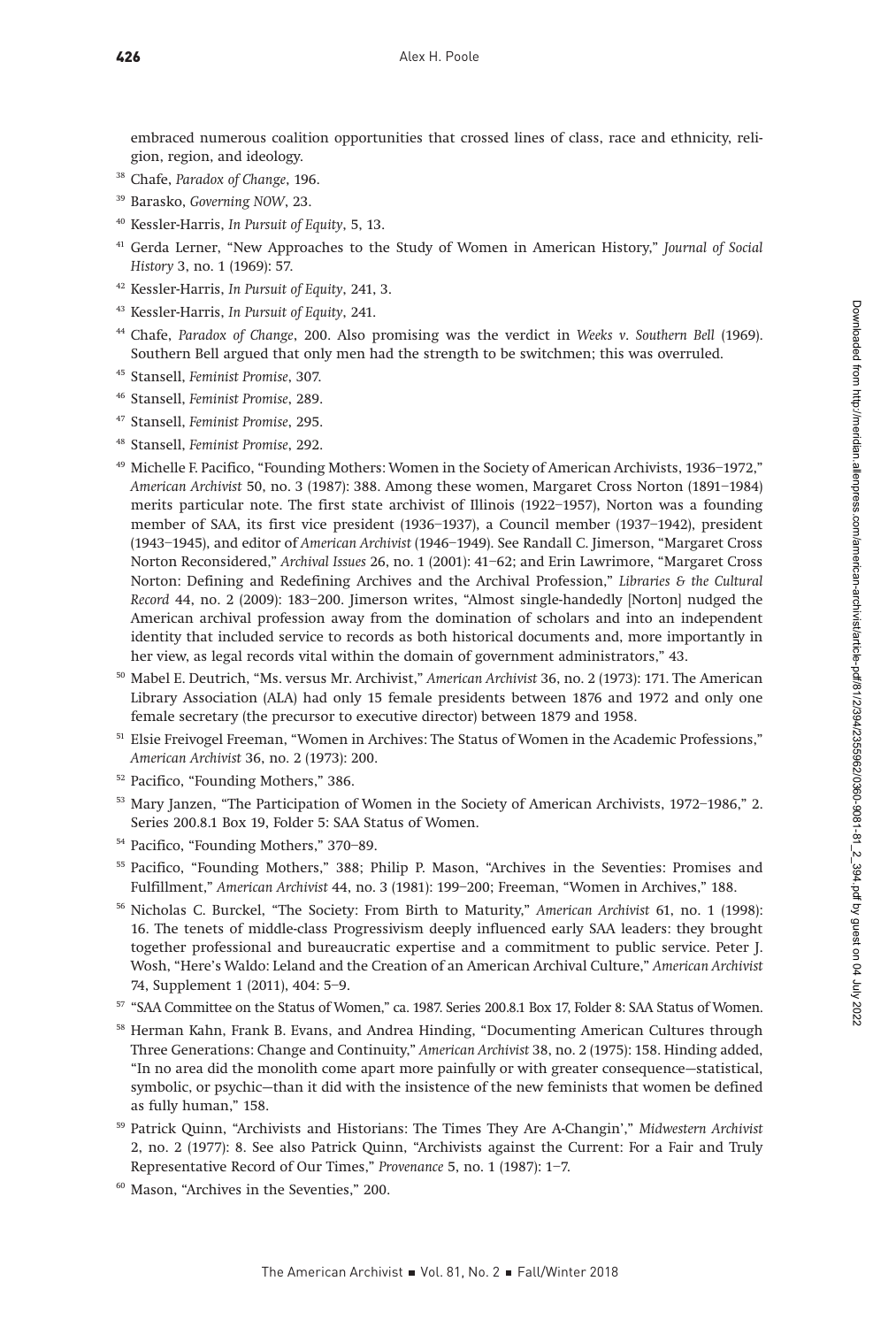embraced numerous coalition opportunities that crossed lines of class, race and ethnicity, religion, region, and ideology.

[38] Chafe, *Paradox of Change*, 196.

[39] Barasko, *Governing NOW*, 23.

[40] Kessler-Harris, *In Pursuit of Equity*, 5, 13.

[41] Gerda Lerner, "New Approaches to the Study of Women in American History," *Journal of Social History* 3, no. 1 (1969): 57.

[42] Kessler-Harris, *In Pursuit of Equity*, 241, 3.

[43] Kessler-Harris, *In Pursuit of Equity*, 241.

[44] Chafe, *Paradox of Change*, 200. Also promising was the verdict in *Weeks v. Southern Bell* (1969). Southern Bell argued that only men had the strength to be switchmen; this was overruled.

[45] Stansell, *Feminist Promise*, 307.

[46] Stansell, *Feminist Promise*, 289.

[47] Stansell, *Feminist Promise*, 295.

[48] Stansell, *Feminist Promise*, 292.

[49] Michelle F. Pacifico, "Founding Mothers: Women in the Society of American Archivists, 1936–1972," *American Archivist* 50, no. 3 (1987): 388. Among these women, Margaret Cross Norton (1891–1984) merits particular note. The first state archivist of Illinois (1922–1957), Norton was a founding member of SAA, its first vice president (1936–1937), a Council member (1937–1942), president (1943–1945), and editor of *American Archivist* (1946–1949). See Randall C. Jimerson, "Margaret Cross Norton Reconsidered," *Archival Issues* 26, no. 1 (2001): 41–62; and Erin Lawrimore, "Margaret Cross Norton: Defining and Redefining Archives and the Archival Profession," *Libraries & the Cultural Record* 44, no. 2 (2009): 183–200. Jimerson writes, "Almost single-handedly [Norton] nudged the American archival profession away from the domination of scholars and into an independent identity that included service to records as both historical documents and, more importantly in her view, as legal records vital within the domain of government administrators," 43.

[50] Mabel E. Deutrich, "Ms. versus Mr. Archivist," *American Archivist* 36, no. 2 (1973): 171. The American Library Association (ALA) had only 15 female presidents between 1876 and 1972 and only one female secretary (the precursor to executive director) between 1879 and 1958.

[51] Elsie Freivogel Freeman, "Women in Archives: The Status of Women in the Academic Professions," *American Archivist* 36, no. 2 (1973): 200.

[52] Pacifico, "Founding Mothers," 386.

[53] Mary Janzen, "The Participation of Women in the Society of American Archivists, 1972–1986," 2. Series 200.8.1 Box 19, Folder 5: SAA Status of Women.

[54] Pacifico, "Founding Mothers," 370–89.

[55] Pacifico, "Founding Mothers," 388; Philip P. Mason, "Archives in the Seventies: Promises and Fulfillment," *American Archivist* 44, no. 3 (1981): 199–200; Freeman, "Women in Archives," 188.

[56] Nicholas C. Burckel, "The Society: From Birth to Maturity," *American Archivist* 61, no. 1 (1998): 16. The tenets of middle-class Progressivism deeply influenced early SAA leaders: they brought together professional and bureaucratic expertise and a commitment to public service. Peter J. Wosh, "Here's Waldo: Leland and the Creation of an American Archival Culture," *American Archivist* 74, Supplement 1 (2011), 404: 5–9.

[57] "SAA Committee on the Status of Women," ca. 1987. Series 200.8.1 Box 17, Folder 8: SAA Status of Women.

[58] Herman Kahn, Frank B. Evans, and Andrea Hinding, "Documenting American Cultures through Three Generations: Change and Continuity," *American Archivist* 38, no. 2 (1975): 158. Hinding added, "In no area did the monolith come apart more painfully or with greater consequence—statistical, symbolic, or psychic—than it did with the insistence of the new feminists that women be defined as fully human," 158.

[59] Patrick Quinn, "Archivists and Historians: The Times They Are A-Changin'," *Midwestern Archivist* 2, no. 2 (1977): 8. See also Patrick Quinn, "Archivists against the Current: For a Fair and Truly Representative Record of Our Times," *Provenance* 5, no. 1 (1987): 1–7.

[60] Mason, "Archives in the Seventies," 200.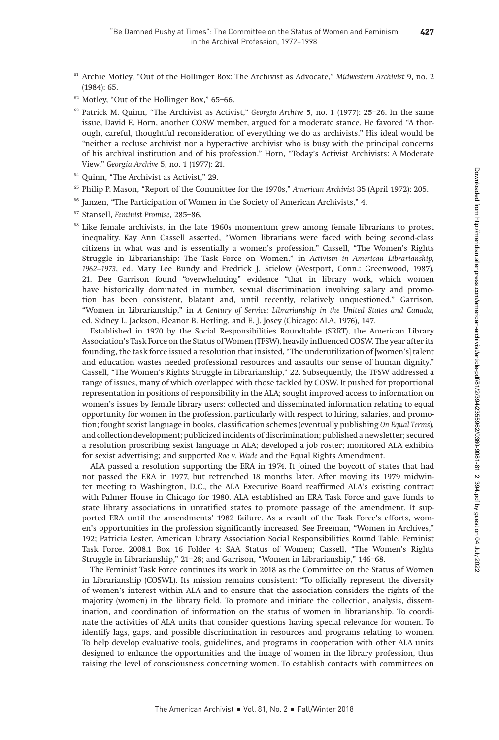[61] Archie Motley, "Out of the Hollinger Box: The Archivist as Advocate," *Midwestern Archivist* 9, no. 2 (1984): 65.

[62] Motley, "Out of the Hollinger Box," 65–66.

[63] Patrick M. Quinn, "The Archivist as Activist," *Georgia Archive* 5, no. 1 (1977): 25–26. In the same issue, David E. Horn, another COSW member, argued for a moderate stance. He favored "A thorough, careful, thoughtful reconsideration of everything we do as archivists." His ideal would be "neither a recluse archivist nor a hyperactive archivist who is busy with the principal concerns of his archival institution and of his profession." Horn, "Today's Activist Archivists: A Moderate View," *Georgia Archive* 5, no. 1 (1977): 21.

[64] Quinn, "The Archivist as Activist," 29.

[65] Philip P. Mason, "Report of the Committee for the 1970s," *American Archivist* 35 (April 1972): 205.

[66] Janzen, "The Participation of Women in the Society of American Archivists," 4.

[67] Stansell, *Feminist Promise*, 285–86.

[68] Like female archivists, in the late 1960s momentum grew among female librarians to protest inequality. Kay Ann Cassell asserted, "Women librarians were faced with being second-class citizens in what was and is essentially a women's profession." Cassell, "The Women's Rights Struggle in Librarianship: The Task Force on Women," in *Activism in American Librarianship, 1962–1973*, ed. Mary Lee Bundy and Fredrick J. Stielow (Westport, Conn.: Greenwood, 1987), 21. Dee Garrison found "overwhelming" evidence "that in library work, which women have historically dominated in number, sexual discrimination involving salary and promotion has been consistent, blatant and, until recently, relatively unquestioned." Garrison, "Women in Librarianship," in *A Century of Service: Librarianship in the United States and Canada*, ed. Sidney L. Jackson, Eleanor B. Herling, and E. J. Josey (Chicago: ALA, 1976), 147.

Established in 1970 by the Social Responsibilities Roundtable (SRRT), the American Library Association's Task Force on the Status of Women (TFSW), heavily influenced COSW. The year after its founding, the task force issued a resolution that insisted, "The underutilization of [women's] talent and education wastes needed professional resources and assaults our sense of human dignity." Cassell, "The Women's Rights Struggle in Librarianship," 22. Subsequently, the TFSW addressed a range of issues, many of which overlapped with those tackled by COSW. It pushed for proportional representation in positions of responsibility in the ALA; sought improved access to information on women's issues by female library users; collected and disseminated information relating to equal opportunity for women in the profession, particularly with respect to hiring, salaries, and promotion; fought sexist language in books, classification schemes (eventually publishing *On Equal Terms*), and collection development; publicized incidents of discrimination; published a newsletter; secured a resolution proscribing sexist language in ALA; developed a job roster; monitored ALA exhibits for sexist advertising; and supported *Roe v. Wade* and the Equal Rights Amendment.

ALA passed a resolution supporting the ERA in 1974. It joined the boycott of states that had not passed the ERA in 1977, but retrenched 18 months later. After moving its 1979 midwinter meeting to Washington, D.C., the ALA Executive Board reaffirmed ALA's existing contract with Palmer House in Chicago for 1980. ALA established an ERA Task Force and gave funds to state library associations in unratified states to promote passage of the amendment. It supported ERA until the amendments' 1982 failure. As a result of the Task Force's efforts, women's opportunities in the profession significantly increased. See Freeman, "Women in Archives," 192; Patricia Lester, American Library Association Social Responsibilities Round Table, Feminist Task Force. 2008.1 Box 16 Folder 4: SAA Status of Women; Cassell, "The Women's Rights Struggle in Librarianship," 21–28; and Garrison, "Women in Librarianship," 146–68.

The Feminist Task Force continues its work in 2018 as the Committee on the Status of Women in Librarianship (COSWL). Its mission remains consistent: "To officially represent the diversity of women's interest within ALA and to ensure that the association considers the rights of the majority (women) in the library field. To promote and initiate the collection, analysis, dissemination, and coordination of information on the status of women in librarianship. To coordinate the activities of ALA units that consider questions having special relevance for women. To identify lags, gaps, and possible discrimination in resources and programs relating to women. To help develop evaluative tools, guidelines, and programs in cooperation with other ALA units designed to enhance the opportunities and the image of women in the library profession, thus raising the level of consciousness concerning women. To establish contacts with committees on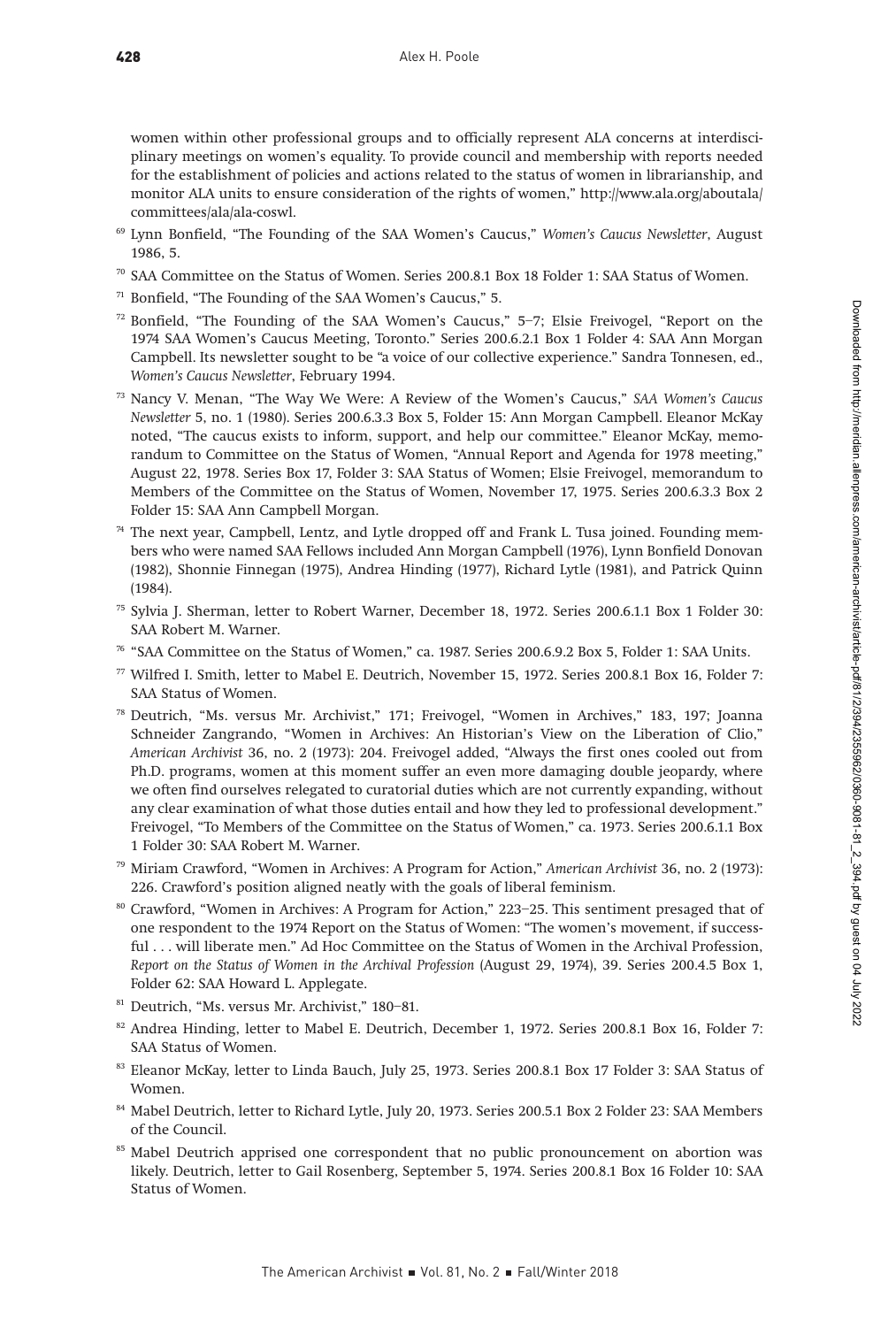women within other professional groups and to officially represent ALA concerns at interdisciplinary meetings on women's equality. To provide council and membership with reports needed for the establishment of policies and actions related to the status of women in librarianship, and monitor ALA units to ensure consideration of the rights of women," http://www.ala.org/aboutala/committees/ala/ala-coswl.

[69] Lynn Bonfield, "The Founding of the SAA Women's Caucus," *Women's Caucus Newsletter*, August 1986, 5.

[70] SAA Committee on the Status of Women. Series 200.8.1 Box 18 Folder 1: SAA Status of Women.

[71] Bonfield, "The Founding of the SAA Women's Caucus," 5.

[72] Bonfield, "The Founding of the SAA Women's Caucus," 5–7; Elsie Freivogel, "Report on the 1974 SAA Women's Caucus Meeting, Toronto." Series 200.6.2.1 Box 1 Folder 4: SAA Ann Morgan Campbell. Its newsletter sought to be "a voice of our collective experience." Sandra Tonnesen, ed., *Women's Caucus Newsletter*, February 1994.

[73] Nancy V. Menan, "The Way We Were: A Review of the Women's Caucus," *SAA Women's Caucus Newsletter* 5, no. 1 (1980). Series 200.6.3.3 Box 5, Folder 15: Ann Morgan Campbell. Eleanor McKay noted, "The caucus exists to inform, support, and help our committee." Eleanor McKay, memorandum to Committee on the Status of Women, "Annual Report and Agenda for 1978 meeting," August 22, 1978. Series Box 17, Folder 3: SAA Status of Women; Elsie Freivogel, memorandum to Members of the Committee on the Status of Women, November 17, 1975. Series 200.6.3.3 Box 2 Folder 15: SAA Ann Campbell Morgan.

[74] The next year, Campbell, Lentz, and Lytle dropped off and Frank L. Tusa joined. Founding members who were named SAA Fellows included Ann Morgan Campbell (1976), Lynn Bonfield Donovan (1982), Shonnie Finnegan (1975), Andrea Hinding (1977), Richard Lytle (1981), and Patrick Quinn (1984).

[75] Sylvia J. Sherman, letter to Robert Warner, December 18, 1972. Series 200.6.1.1 Box 1 Folder 30: SAA Robert M. Warner.

[76] "SAA Committee on the Status of Women," ca. 1987. Series 200.6.9.2 Box 5, Folder 1: SAA Units.

[77] Wilfred I. Smith, letter to Mabel E. Deutrich, November 15, 1972. Series 200.8.1 Box 16, Folder 7: SAA Status of Women.

[78] Deutrich, "Ms. versus Mr. Archivist," 171; Freivogel, "Women in Archives," 183, 197; Joanna Schneider Zangrando, "Women in Archives: An Historian's View on the Liberation of Clio," *American Archivist* 36, no. 2 (1973): 204. Freivogel added, "Always the first ones cooled out from Ph.D. programs, women at this moment suffer an even more damaging double jeopardy, where we often find ourselves relegated to curatorial duties which are not currently expanding, without any clear examination of what those duties entail and how they led to professional development." Freivogel, "To Members of the Committee on the Status of Women," ca. 1973. Series 200.6.1.1 Box 1 Folder 30: SAA Robert M. Warner.

[79] Miriam Crawford, "Women in Archives: A Program for Action," *American Archivist* 36, no. 2 (1973): 226. Crawford's position aligned neatly with the goals of liberal feminism.

[80] Crawford, "Women in Archives: A Program for Action," 223–25. This sentiment presaged that of one respondent to the 1974 Report on the Status of Women: "The women's movement, if successful . . . will liberate men." Ad Hoc Committee on the Status of Women in the Archival Profession, *Report on the Status of Women in the Archival Profession* (August 29, 1974), 39. Series 200.4.5 Box 1, Folder 62: SAA Howard L. Applegate.

[81] Deutrich, "Ms. versus Mr. Archivist," 180–81.

[82] Andrea Hinding, letter to Mabel E. Deutrich, December 1, 1972. Series 200.8.1 Box 16, Folder 7: SAA Status of Women.

[83] Eleanor McKay, letter to Linda Bauch, July 25, 1973. Series 200.8.1 Box 17 Folder 3: SAA Status of Women.

[84] Mabel Deutrich, letter to Richard Lytle, July 20, 1973. Series 200.5.1 Box 2 Folder 23: SAA Members of the Council.

[85] Mabel Deutrich apprised one correspondent that no public pronouncement on abortion was likely. Deutrich, letter to Gail Rosenberg, September 5, 1974. Series 200.8.1 Box 16 Folder 10: SAA Status of Women.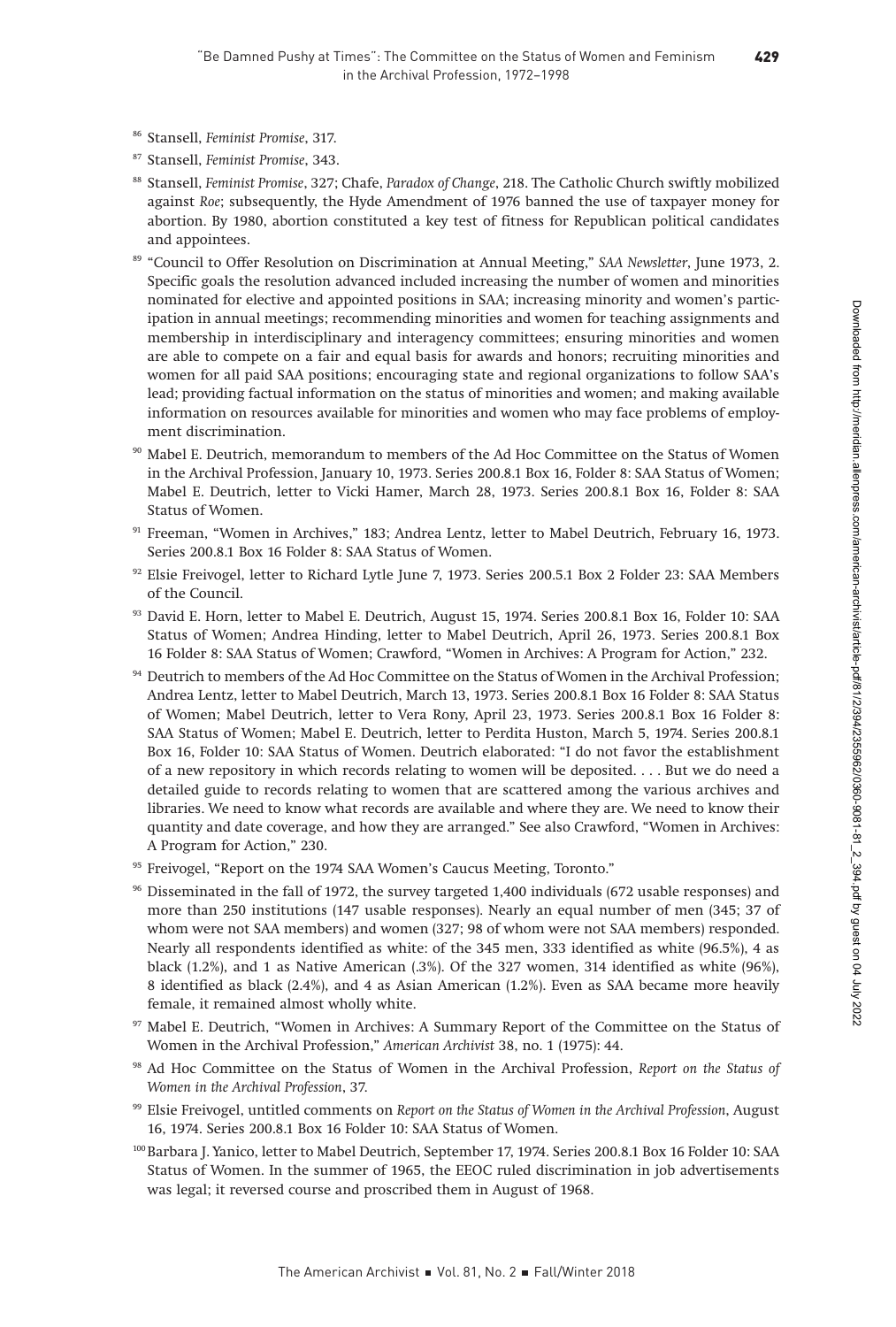[86] Stansell, *Feminist Promise*, 317.

[87] Stansell, *Feminist Promise*, 343.

[88] Stansell, *Feminist Promise*, 327; Chafe, *Paradox of Change*, 218. The Catholic Church swiftly mobilized against *Roe*; subsequently, the Hyde Amendment of 1976 banned the use of taxpayer money for abortion. By 1980, abortion constituted a key test of fitness for Republican political candidates and appointees.

[89] "Council to Offer Resolution on Discrimination at Annual Meeting," *SAA Newsletter*, June 1973, 2. Specific goals the resolution advanced included increasing the number of women and minorities nominated for elective and appointed positions in SAA; increasing minority and women's participation in annual meetings; recommending minorities and women for teaching assignments and membership in interdisciplinary and interagency committees; ensuring minorities and women are able to compete on a fair and equal basis for awards and honors; recruiting minorities and women for all paid SAA positions; encouraging state and regional organizations to follow SAA's lead; providing factual information on the status of minorities and women; and making available information on resources available for minorities and women who may face problems of employment discrimination.

[90] Mabel E. Deutrich, memorandum to members of the Ad Hoc Committee on the Status of Women in the Archival Profession, January 10, 1973. Series 200.8.1 Box 16, Folder 8: SAA Status of Women; Mabel E. Deutrich, letter to Vicki Hamer, March 28, 1973. Series 200.8.1 Box 16, Folder 8: SAA Status of Women.

[91] Freeman, "Women in Archives," 183; Andrea Lentz, letter to Mabel Deutrich, February 16, 1973. Series 200.8.1 Box 16 Folder 8: SAA Status of Women.

[92] Elsie Freivogel, letter to Richard Lytle June 7, 1973. Series 200.5.1 Box 2 Folder 23: SAA Members of the Council.

[93] David E. Horn, letter to Mabel E. Deutrich, August 15, 1974. Series 200.8.1 Box 16, Folder 10: SAA Status of Women; Andrea Hinding, letter to Mabel Deutrich, April 26, 1973. Series 200.8.1 Box 16 Folder 8: SAA Status of Women; Crawford, "Women in Archives: A Program for Action," 232.

[94] Deutrich to members of the Ad Hoc Committee on the Status of Women in the Archival Profession; Andrea Lentz, letter to Mabel Deutrich, March 13, 1973. Series 200.8.1 Box 16 Folder 8: SAA Status of Women; Mabel Deutrich, letter to Vera Rony, April 23, 1973. Series 200.8.1 Box 16 Folder 8: SAA Status of Women; Mabel E. Deutrich, letter to Perdita Huston, March 5, 1974. Series 200.8.1 Box 16, Folder 10: SAA Status of Women. Deutrich elaborated: "I do not favor the establishment of a new repository in which records relating to women will be deposited. . . . But we do need a detailed guide to records relating to women that are scattered among the various archives and libraries. We need to know what records are available and where they are. We need to know their quantity and date coverage, and how they are arranged." See also Crawford, "Women in Archives: A Program for Action," 230.

[95] Freivogel, "Report on the 1974 SAA Women's Caucus Meeting, Toronto."

[96] Disseminated in the fall of 1972, the survey targeted 1,400 individuals (672 usable responses) and more than 250 institutions (147 usable responses). Nearly an equal number of men (345; 37 of whom were not SAA members) and women (327; 98 of whom were not SAA members) responded. Nearly all respondents identified as white: of the 345 men, 333 identified as white (96.5%), 4 as black (1.2%), and 1 as Native American (.3%). Of the 327 women, 314 identified as white (96%), 8 identified as black (2.4%), and 4 as Asian American (1.2%). Even as SAA became more heavily female, it remained almost wholly white.

[97] Mabel E. Deutrich, "Women in Archives: A Summary Report of the Committee on the Status of Women in the Archival Profession," *American Archivist* 38, no. 1 (1975): 44.

[98] Ad Hoc Committee on the Status of Women in the Archival Profession, *Report on the Status of Women in the Archival Profession*, 37.

[99] Elsie Freivogel, untitled comments on *Report on the Status of Women in the Archival Profession*, August 16, 1974. Series 200.8.1 Box 16 Folder 10: SAA Status of Women.

[100] Barbara J. Yanico, letter to Mabel Deutrich, September 17, 1974. Series 200.8.1 Box 16 Folder 10: SAA Status of Women. In the summer of 1965, the EEOC ruled discrimination in job advertisements was legal; it reversed course and proscribed them in August of 1968.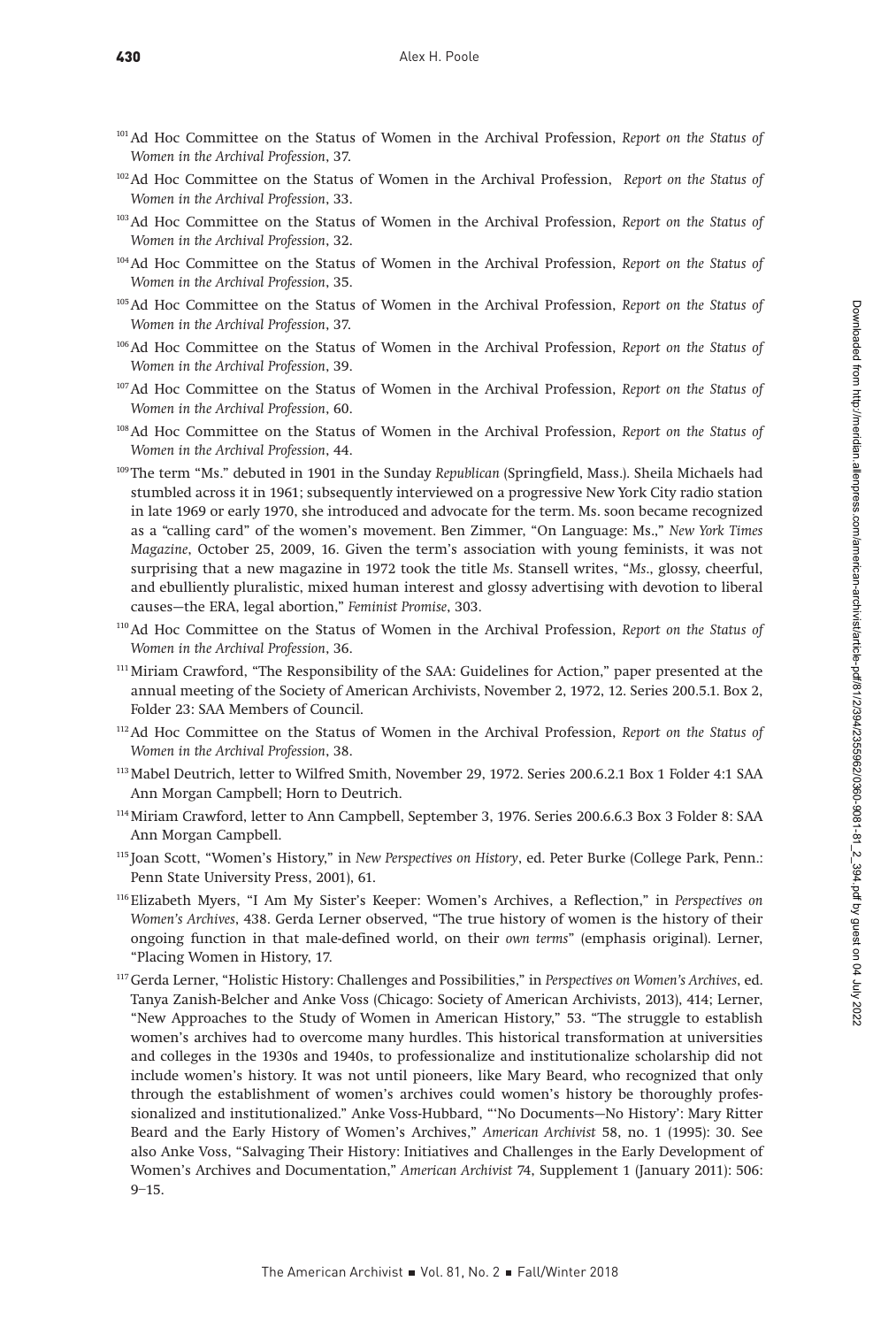[101] Ad Hoc Committee on the Status of Women in the Archival Profession, *Report on the Status of Women in the Archival Profession*, 37.

[102] Ad Hoc Committee on the Status of Women in the Archival Profession, *Report on the Status of Women in the Archival Profession*, 33.

[103] Ad Hoc Committee on the Status of Women in the Archival Profession, *Report on the Status of Women in the Archival Profession*, 32.

[104] Ad Hoc Committee on the Status of Women in the Archival Profession, *Report on the Status of Women in the Archival Profession*, 35.

[105] Ad Hoc Committee on the Status of Women in the Archival Profession, *Report on the Status of Women in the Archival Profession*, 37.

[106] Ad Hoc Committee on the Status of Women in the Archival Profession, *Report on the Status of Women in the Archival Profession*, 39.

[107] Ad Hoc Committee on the Status of Women in the Archival Profession, *Report on the Status of Women in the Archival Profession*, 60.

[108] Ad Hoc Committee on the Status of Women in the Archival Profession, *Report on the Status of Women in the Archival Profession*, 44.

[109] The term "Ms." debuted in 1901 in the Sunday *Republican* (Springfield, Mass.). Sheila Michaels had stumbled across it in 1961; subsequently interviewed on a progressive New York City radio station in late 1969 or early 1970, she introduced and advocate for the term. Ms. soon became recognized as a "calling card" of the women's movement. Ben Zimmer, "On Language: Ms.," *New York Times Magazine*, October 25, 2009, 16. Given the term's association with young feminists, it was not surprising that a new magazine in 1972 took the title *Ms*. Stansell writes, "*Ms*., glossy, cheerful, and ebulliently pluralistic, mixed human interest and glossy advertising with devotion to liberal causes—the ERA, legal abortion," *Feminist Promise*, 303.

[110] Ad Hoc Committee on the Status of Women in the Archival Profession, *Report on the Status of Women in the Archival Profession*, 36.

[111] Miriam Crawford, "The Responsibility of the SAA: Guidelines for Action," paper presented at the annual meeting of the Society of American Archivists, November 2, 1972, 12. Series 200.5.1. Box 2, Folder 23: SAA Members of Council.

[112] Ad Hoc Committee on the Status of Women in the Archival Profession, *Report on the Status of Women in the Archival Profession*, 38.

[113] Mabel Deutrich, letter to Wilfred Smith, November 29, 1972. Series 200.6.2.1 Box 1 Folder 4:1 SAA Ann Morgan Campbell; Horn to Deutrich.

[114] Miriam Crawford, letter to Ann Campbell, September 3, 1976. Series 200.6.6.3 Box 3 Folder 8: SAA Ann Morgan Campbell.

[115] Joan Scott, "Women's History," in *New Perspectives on History*, ed. Peter Burke (College Park, Penn.: Penn State University Press, 2001), 61.

[116] Elizabeth Myers, "I Am My Sister's Keeper: Women's Archives, a Reflection," in *Perspectives on Women's Archives*, 438. Gerda Lerner observed, "The true history of women is the history of their ongoing function in that male-defined world, on their *own terms*" (emphasis original). Lerner, "Placing Women in History, 17.

[117] Gerda Lerner, "Holistic History: Challenges and Possibilities," in *Perspectives on Women's Archives*, ed. Tanya Zanish-Belcher and Anke Voss (Chicago: Society of American Archivists, 2013), 414; Lerner, "New Approaches to the Study of Women in American History," 53. "The struggle to establish women's archives had to overcome many hurdles. This historical transformation at universities and colleges in the 1930s and 1940s, to professionalize and institutionalize scholarship did not include women's history. It was not until pioneers, like Mary Beard, who recognized that only through the establishment of women's archives could women's history be thoroughly professionalized and institutionalized." Anke Voss-Hubbard, "'No Documents—No History': Mary Ritter Beard and the Early History of Women's Archives," *American Archivist* 58, no. 1 (1995): 30. See also Anke Voss, "Salvaging Their History: Initiatives and Challenges in the Early Development of Women's Archives and Documentation," *American Archivist* 74, Supplement 1 (January 2011): 506: 9–15.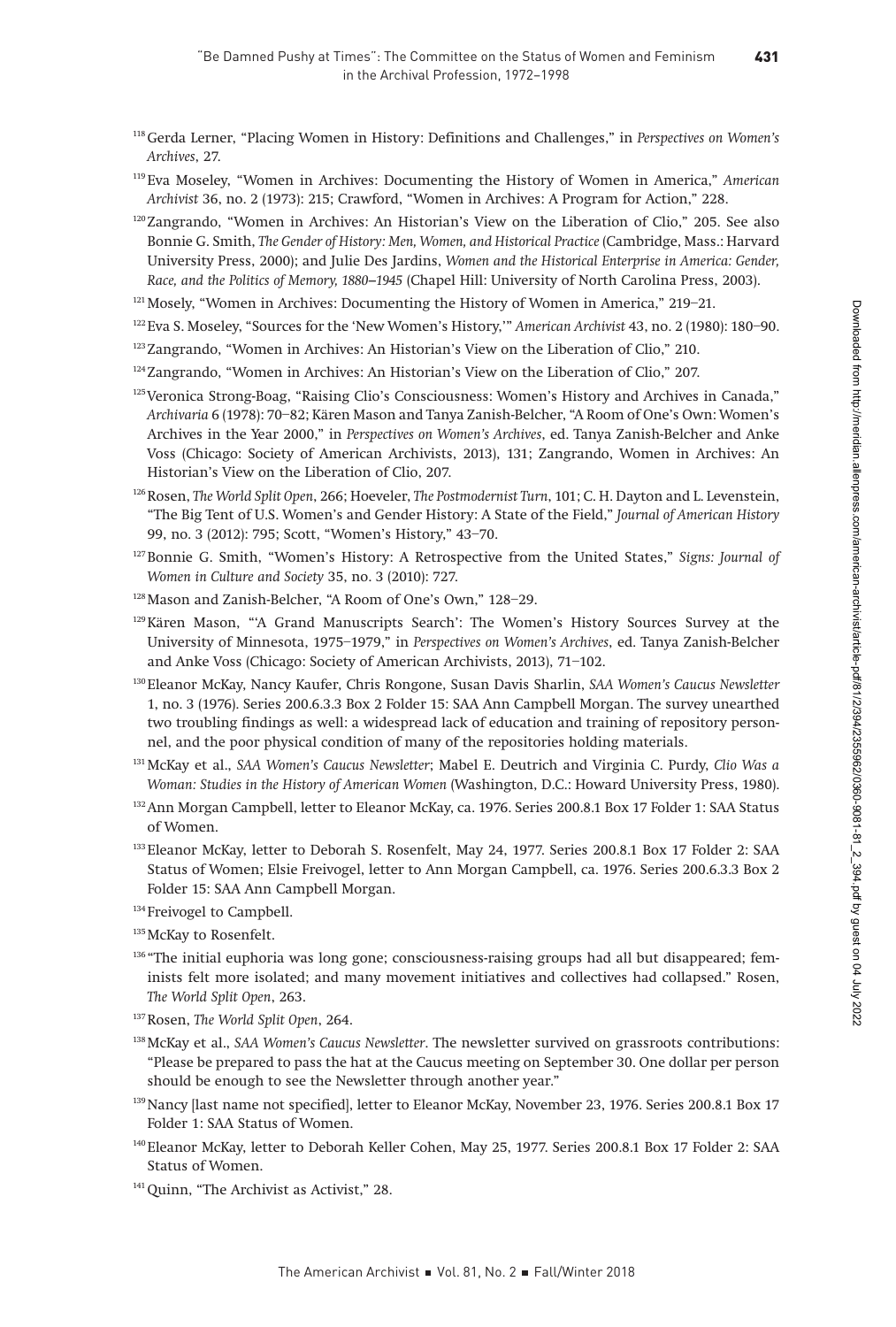[118] Gerda Lerner, "Placing Women in History: Definitions and Challenges," in *Perspectives on Women's Archives*, 27.

[119] Eva Moseley, "Women in Archives: Documenting the History of Women in America," *American Archivist* 36, no. 2 (1973): 215; Crawford, "Women in Archives: A Program for Action," 228.

[120] Zangrando, "Women in Archives: An Historian's View on the Liberation of Clio," 205. See also Bonnie G. Smith, *The Gender of History: Men, Women, and Historical Practice* (Cambridge, Mass.: Harvard University Press, 2000); and Julie Des Jardins, *Women and the Historical Enterprise in America: Gender, Race, and the Politics of Memory, 1880–1945* (Chapel Hill: University of North Carolina Press, 2003).

[121] Mosely, "Women in Archives: Documenting the History of Women in America," 219–21.

[122] Eva S. Moseley, "Sources for the 'New Women's History,'" *American Archivist* 43, no. 2 (1980): 180–90.

[123] Zangrando, "Women in Archives: An Historian's View on the Liberation of Clio," 210.

[124] Zangrando, "Women in Archives: An Historian's View on the Liberation of Clio," 207.

[125] Veronica Strong-Boag, "Raising Clio's Consciousness: Women's History and Archives in Canada," *Archivaria* 6 (1978): 70–82; Kären Mason and Tanya Zanish-Belcher, "A Room of One's Own: Women's Archives in the Year 2000," in *Perspectives on Women's Archives*, ed. Tanya Zanish-Belcher and Anke Voss (Chicago: Society of American Archivists, 2013), 131; Zangrando, Women in Archives: An Historian's View on the Liberation of Clio, 207.

[126] Rosen, *The World Split Open*, 266; Hoeveler, *The Postmodernist Turn*, 101; C. H. Dayton and L. Levenstein, "The Big Tent of U.S. Women's and Gender History: A State of the Field," *Journal of American History* 99, no. 3 (2012): 795; Scott, "Women's History," 43–70.

[127] Bonnie G. Smith, "Women's History: A Retrospective from the United States," *Signs: Journal of Women in Culture and Society* 35, no. 3 (2010): 727.

[128] Mason and Zanish-Belcher, "A Room of One's Own," 128–29.

[129] Kären Mason, "'A Grand Manuscripts Search': The Women's History Sources Survey at the University of Minnesota, 1975–1979," in *Perspectives on Women's Archives*, ed. Tanya Zanish-Belcher and Anke Voss (Chicago: Society of American Archivists, 2013), 71–102.

[130] Eleanor McKay, Nancy Kaufer, Chris Rongone, Susan Davis Sharlin, *SAA Women's Caucus Newsletter* 1, no. 3 (1976). Series 200.6.3.3 Box 2 Folder 15: SAA Ann Campbell Morgan. The survey unearthed two troubling findings as well: a widespread lack of education and training of repository personnel, and the poor physical condition of many of the repositories holding materials.

[131] McKay et al., *SAA Women's Caucus Newsletter*; Mabel E. Deutrich and Virginia C. Purdy, *Clio Was a Woman: Studies in the History of American Women* (Washington, D.C.: Howard University Press, 1980).

[132] Ann Morgan Campbell, letter to Eleanor McKay, ca. 1976. Series 200.8.1 Box 17 Folder 1: SAA Status of Women.

[133] Eleanor McKay, letter to Deborah S. Rosenfelt, May 24, 1977. Series 200.8.1 Box 17 Folder 2: SAA Status of Women; Elsie Freivogel, letter to Ann Morgan Campbell, ca. 1976. Series 200.6.3.3 Box 2 Folder 15: SAA Ann Campbell Morgan.

[134] Freivogel to Campbell.

[135] McKay to Rosenfelt.

[136] "The initial euphoria was long gone; consciousness-raising groups had all but disappeared; feminists felt more isolated; and many movement initiatives and collectives had collapsed." Rosen, *The World Split Open*, 263.

[137] Rosen, *The World Split Open*, 264.

[138] McKay et al., *SAA Women's Caucus Newsletter*. The newsletter survived on grassroots contributions: "Please be prepared to pass the hat at the Caucus meeting on September 30. One dollar per person should be enough to see the Newsletter through another year."

[139] Nancy [last name not specified], letter to Eleanor McKay, November 23, 1976. Series 200.8.1 Box 17 Folder 1: SAA Status of Women.

[140] Eleanor McKay, letter to Deborah Keller Cohen, May 25, 1977. Series 200.8.1 Box 17 Folder 2: SAA Status of Women.

[141] Quinn, "The Archivist as Activist," 28.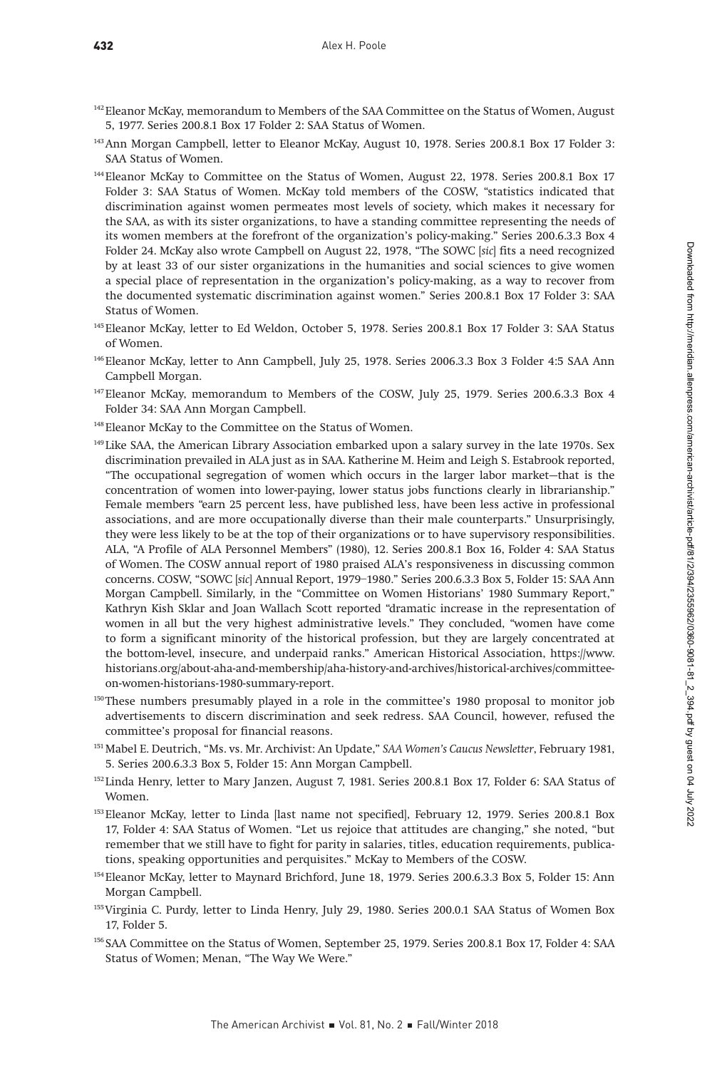[142] Eleanor McKay, memorandum to Members of the SAA Committee on the Status of Women, August 5, 1977. Series 200.8.1 Box 17 Folder 2: SAA Status of Women.

[143] Ann Morgan Campbell, letter to Eleanor McKay, August 10, 1978. Series 200.8.1 Box 17 Folder 3: SAA Status of Women.

[144] Eleanor McKay to Committee on the Status of Women, August 22, 1978. Series 200.8.1 Box 17 Folder 3: SAA Status of Women. McKay told members of the COSW, "statistics indicated that discrimination against women permeates most levels of society, which makes it necessary for the SAA, as with its sister organizations, to have a standing committee representing the needs of its women members at the forefront of the organization's policy-making." Series 200.6.3.3 Box 4 Folder 24. McKay also wrote Campbell on August 22, 1978, "The SOWC [*sic*] fits a need recognized by at least 33 of our sister organizations in the humanities and social sciences to give women a special place of representation in the organization's policy-making, as a way to recover from the documented systematic discrimination against women." Series 200.8.1 Box 17 Folder 3: SAA Status of Women.

[145] Eleanor McKay, letter to Ed Weldon, October 5, 1978. Series 200.8.1 Box 17 Folder 3: SAA Status of Women.

[146] Eleanor McKay, letter to Ann Campbell, July 25, 1978. Series 2006.3.3 Box 3 Folder 4:5 SAA Ann Campbell Morgan.

[147] Eleanor McKay, memorandum to Members of the COSW, July 25, 1979. Series 200.6.3.3 Box 4 Folder 34: SAA Ann Morgan Campbell.

[148] Eleanor McKay to the Committee on the Status of Women.

[149] Like SAA, the American Library Association embarked upon a salary survey in the late 1970s. Sex discrimination prevailed in ALA just as in SAA. Katherine M. Heim and Leigh S. Estabrook reported, "The occupational segregation of women which occurs in the larger labor market—that is the concentration of women into lower-paying, lower status jobs functions clearly in librarianship." Female members "earn 25 percent less, have published less, have been less active in professional associations, and are more occupationally diverse than their male counterparts." Unsurprisingly, they were less likely to be at the top of their organizations or to have supervisory responsibilities. ALA, "A Profile of ALA Personnel Members" (1980), 12. Series 200.8.1 Box 16, Folder 4: SAA Status of Women. The COSW annual report of 1980 praised ALA's responsiveness in discussing common concerns. COSW, "SOWC [*sic*] Annual Report, 1979–1980." Series 200.6.3.3 Box 5, Folder 15: SAA Ann Morgan Campbell. Similarly, in the "Committee on Women Historians' 1980 Summary Report," Kathryn Kish Sklar and Joan Wallach Scott reported "dramatic increase in the representation of women in all but the very highest administrative levels." They concluded, "women have come to form a significant minority of the historical profession, but they are largely concentrated at the bottom-level, insecure, and underpaid ranks." American Historical Association, https://www.historians.org/about-aha-and-membership/aha-history-and-archives/historical-archives/committee-on-women-historians-1980-summary-report.

[150] These numbers presumably played in a role in the committee's 1980 proposal to monitor job advertisements to discern discrimination and seek redress. SAA Council, however, refused the committee's proposal for financial reasons.

[151] Mabel E. Deutrich, "Ms. vs. Mr. Archivist: An Update," *SAA Women's Caucus Newsletter*, February 1981, 5. Series 200.6.3.3 Box 5, Folder 15: Ann Morgan Campbell.

[152] Linda Henry, letter to Mary Janzen, August 7, 1981. Series 200.8.1 Box 17, Folder 6: SAA Status of Women.

[153] Eleanor McKay, letter to Linda [last name not specified], February 12, 1979. Series 200.8.1 Box 17, Folder 4: SAA Status of Women. "Let us rejoice that attitudes are changing," she noted, "but remember that we still have to fight for parity in salaries, titles, education requirements, publications, speaking opportunities and perquisites." McKay to Members of the COSW.

[154] Eleanor McKay, letter to Maynard Brichford, June 18, 1979. Series 200.6.3.3 Box 5, Folder 15: Ann Morgan Campbell.

[155] Virginia C. Purdy, letter to Linda Henry, July 29, 1980. Series 200.0.1 SAA Status of Women Box 17, Folder 5.

[156] SAA Committee on the Status of Women, September 25, 1979. Series 200.8.1 Box 17, Folder 4: SAA Status of Women; Menan, "The Way We Were."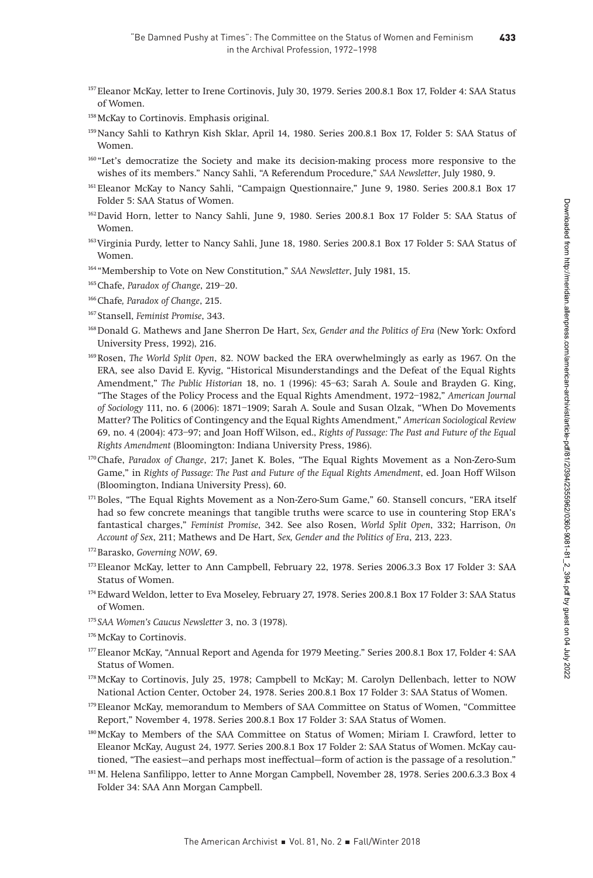[157] Eleanor McKay, letter to Irene Cortinovis, July 30, 1979. Series 200.8.1 Box 17, Folder 4: SAA Status of Women.

[158] McKay to Cortinovis. Emphasis original.

[159] Nancy Sahli to Kathryn Kish Sklar, April 14, 1980. Series 200.8.1 Box 17, Folder 5: SAA Status of Women.

[160] "Let's democratize the Society and make its decision-making process more responsive to the wishes of its members." Nancy Sahli, "A Referendum Procedure," *SAA Newsletter*, July 1980, 9.

[161] Eleanor McKay to Nancy Sahli, "Campaign Questionnaire," June 9, 1980. Series 200.8.1 Box 17 Folder 5: SAA Status of Women.

[162] David Horn, letter to Nancy Sahli, June 9, 1980. Series 200.8.1 Box 17 Folder 5: SAA Status of Women.

[163] Virginia Purdy, letter to Nancy Sahli, June 18, 1980. Series 200.8.1 Box 17 Folder 5: SAA Status of Women.

[164] "Membership to Vote on New Constitution," *SAA Newsletter*, July 1981, 15.

[165] Chafe, *Paradox of Change*, 219–20.

[166] Chafe, *Paradox of Change*, 215.

[167] Stansell, *Feminist Promise*, 343.

[168] Donald G. Mathews and Jane Sherron De Hart, *Sex, Gender and the Politics of Era* (New York: Oxford University Press, 1992), 216.

[169] Rosen, *The World Split Open*, 82. NOW backed the ERA overwhelmingly as early as 1967. On the ERA, see also David E. Kyvig, "Historical Misunderstandings and the Defeat of the Equal Rights Amendment," *The Public Historian* 18, no. 1 (1996): 45–63; Sarah A. Soule and Brayden G. King, "The Stages of the Policy Process and the Equal Rights Amendment, 1972–1982," *American Journal of Sociology* 111, no. 6 (2006): 1871–1909; Sarah A. Soule and Susan Olzak, "When Do Movements Matter? The Politics of Contingency and the Equal Rights Amendment," *American Sociological Review* 69, no. 4 (2004): 473–97; and Joan Hoff Wilson, ed., *Rights of Passage: The Past and Future of the Equal Rights Amendment* (Bloomington: Indiana University Press, 1986).

[170] Chafe, *Paradox of Change*, 217; Janet K. Boles, "The Equal Rights Movement as a Non-Zero-Sum Game," in *Rights of Passage: The Past and Future of the Equal Rights Amendment*, ed. Joan Hoff Wilson (Bloomington, Indiana University Press), 60.

[171] Boles, "The Equal Rights Movement as a Non-Zero-Sum Game," 60. Stansell concurs, "ERA itself had so few concrete meanings that tangible truths were scarce to use in countering Stop ERA's fantastical charges," *Feminist Promise*, 342. See also Rosen, *World Split Open*, 332; Harrison, *On Account of Sex*, 211; Mathews and De Hart, *Sex, Gender and the Politics of Era*, 213, 223.

[172] Barasko, *Governing NOW*, 69.

[173] Eleanor McKay, letter to Ann Campbell, February 22, 1978. Series 2006.3.3 Box 17 Folder 3: SAA Status of Women.

[174] Edward Weldon, letter to Eva Moseley, February 27, 1978. Series 200.8.1 Box 17 Folder 3: SAA Status of Women.

[175] *SAA Women's Caucus Newsletter* 3, no. 3 (1978).

[176] McKay to Cortinovis.

[177] Eleanor McKay, "Annual Report and Agenda for 1979 Meeting." Series 200.8.1 Box 17, Folder 4: SAA Status of Women.

[178] McKay to Cortinovis, July 25, 1978; Campbell to McKay; M. Carolyn Dellenbach, letter to NOW National Action Center, October 24, 1978. Series 200.8.1 Box 17 Folder 3: SAA Status of Women.

[179] Eleanor McKay, memorandum to Members of SAA Committee on Status of Women, "Committee Report," November 4, 1978. Series 200.8.1 Box 17 Folder 3: SAA Status of Women.

[180] McKay to Members of the SAA Committee on Status of Women; Miriam I. Crawford, letter to Eleanor McKay, August 24, 1977. Series 200.8.1 Box 17 Folder 2: SAA Status of Women. McKay cautioned, "The easiest—and perhaps most ineffectual—form of action is the passage of a resolution."

[181] M. Helena Sanfilippo, letter to Anne Morgan Campbell, November 28, 1978. Series 200.6.3.3 Box 4 Folder 34: SAA Ann Morgan Campbell.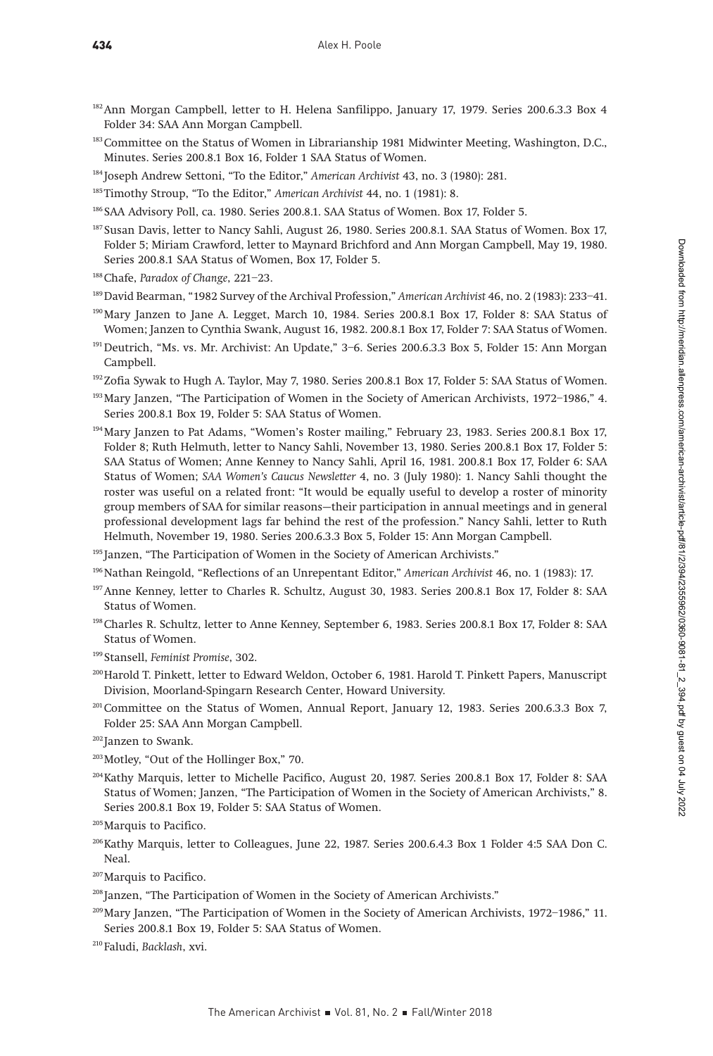[182] Ann Morgan Campbell, letter to H. Helena Sanfilippo, January 17, 1979. Series 200.6.3.3 Box 4 Folder 34: SAA Ann Morgan Campbell.

[183] Committee on the Status of Women in Librarianship 1981 Midwinter Meeting, Washington, D.C., Minutes. Series 200.8.1 Box 16, Folder 1 SAA Status of Women.

[184] Joseph Andrew Settoni, "To the Editor," *American Archivist* 43, no. 3 (1980): 281.

[185] Timothy Stroup, "To the Editor," *American Archivist* 44, no. 1 (1981): 8.

[186] SAA Advisory Poll, ca. 1980. Series 200.8.1. SAA Status of Women. Box 17, Folder 5.

[187] Susan Davis, letter to Nancy Sahli, August 26, 1980. Series 200.8.1. SAA Status of Women. Box 17, Folder 5; Miriam Crawford, letter to Maynard Brichford and Ann Morgan Campbell, May 19, 1980. Series 200.8.1 SAA Status of Women, Box 17, Folder 5.

[188] Chafe, *Paradox of Change*, 221–23.

[189] David Bearman, "1982 Survey of the Archival Profession," *American Archivist* 46, no. 2 (1983): 233–41.

[190] Mary Janzen to Jane A. Legget, March 10, 1984. Series 200.8.1 Box 17, Folder 8: SAA Status of Women; Janzen to Cynthia Swank, August 16, 1982. 200.8.1 Box 17, Folder 7: SAA Status of Women.

[191] Deutrich, "Ms. vs. Mr. Archivist: An Update," 3–6. Series 200.6.3.3 Box 5, Folder 15: Ann Morgan Campbell.

[192] Zofia Sywak to Hugh A. Taylor, May 7, 1980. Series 200.8.1 Box 17, Folder 5: SAA Status of Women.

[193] Mary Janzen, "The Participation of Women in the Society of American Archivists, 1972–1986," 4. Series 200.8.1 Box 19, Folder 5: SAA Status of Women.

[194] Mary Janzen to Pat Adams, "Women's Roster mailing," February 23, 1983. Series 200.8.1 Box 17, Folder 8; Ruth Helmuth, letter to Nancy Sahli, November 13, 1980. Series 200.8.1 Box 17, Folder 5: SAA Status of Women; Anne Kenney to Nancy Sahli, April 16, 1981. 200.8.1 Box 17, Folder 6: SAA Status of Women; *SAA Women's Caucus Newsletter* 4, no. 3 (July 1980): 1. Nancy Sahli thought the roster was useful on a related front: "It would be equally useful to develop a roster of minority group members of SAA for similar reasons—their participation in annual meetings and in general professional development lags far behind the rest of the profession." Nancy Sahli, letter to Ruth Helmuth, November 19, 1980. Series 200.6.3.3 Box 5, Folder 15: Ann Morgan Campbell.

[195] Janzen, "The Participation of Women in the Society of American Archivists."

[196] Nathan Reingold, "Reflections of an Unrepentant Editor," *American Archivist* 46, no. 1 (1983): 17.

[197] Anne Kenney, letter to Charles R. Schultz, August 30, 1983. Series 200.8.1 Box 17, Folder 8: SAA Status of Women.

[198] Charles R. Schultz, letter to Anne Kenney, September 6, 1983. Series 200.8.1 Box 17, Folder 8: SAA Status of Women.

[199] Stansell, *Feminist Promise*, 302.

[200] Harold T. Pinkett, letter to Edward Weldon, October 6, 1981. Harold T. Pinkett Papers, Manuscript Division, Moorland-Spingarn Research Center, Howard University.

[201] Committee on the Status of Women, Annual Report, January 12, 1983. Series 200.6.3.3 Box 7, Folder 25: SAA Ann Morgan Campbell.

[202] Janzen to Swank.

[203] Motley, "Out of the Hollinger Box," 70.

[204] Kathy Marquis, letter to Michelle Pacifico, August 20, 1987. Series 200.8.1 Box 17, Folder 8: SAA Status of Women; Janzen, "The Participation of Women in the Society of American Archivists," 8. Series 200.8.1 Box 19, Folder 5: SAA Status of Women.

[205] Marquis to Pacifico.

[206] Kathy Marquis, letter to Colleagues, June 22, 1987. Series 200.6.4.3 Box 1 Folder 4:5 SAA Don C. Neal.

[207] Marquis to Pacifico.

[208] Janzen, "The Participation of Women in the Society of American Archivists."

[209] Mary Janzen, "The Participation of Women in the Society of American Archivists, 1972–1986," 11. Series 200.8.1 Box 19, Folder 5: SAA Status of Women.

[210] Faludi, *Backlash*, xvi.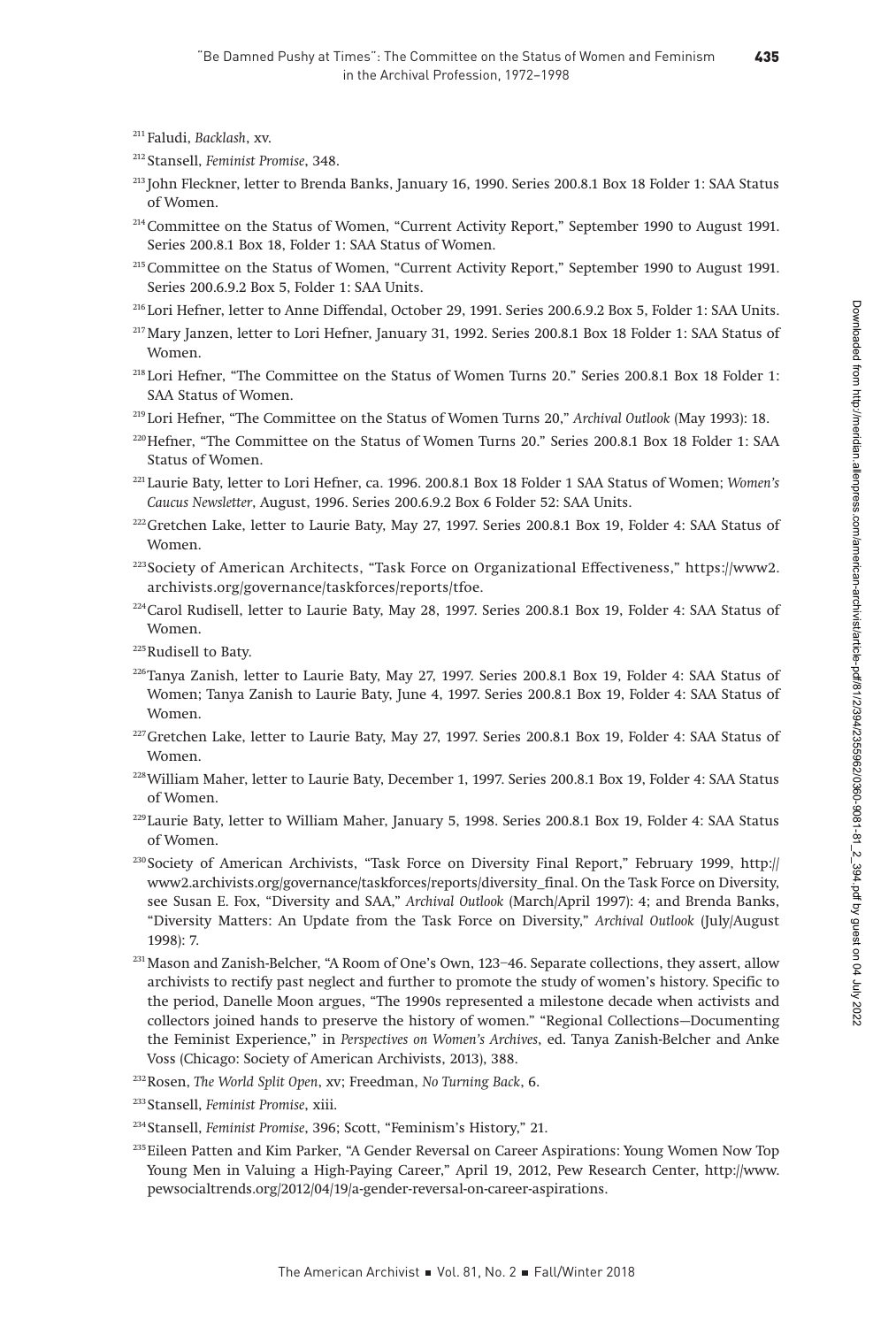[211] Faludi, *Backlash*, xv.

[212] Stansell, *Feminist Promise*, 348.

[213] John Fleckner, letter to Brenda Banks, January 16, 1990. Series 200.8.1 Box 18 Folder 1: SAA Status of Women.

[214] Committee on the Status of Women, "Current Activity Report," September 1990 to August 1991. Series 200.8.1 Box 18, Folder 1: SAA Status of Women.

[215] Committee on the Status of Women, "Current Activity Report," September 1990 to August 1991. Series 200.6.9.2 Box 5, Folder 1: SAA Units.

[216] Lori Hefner, letter to Anne Diffendal, October 29, 1991. Series 200.6.9.2 Box 5, Folder 1: SAA Units.

[217] Mary Janzen, letter to Lori Hefner, January 31, 1992. Series 200.8.1 Box 18 Folder 1: SAA Status of Women.

[218] Lori Hefner, "The Committee on the Status of Women Turns 20." Series 200.8.1 Box 18 Folder 1: SAA Status of Women.

[219] Lori Hefner, "The Committee on the Status of Women Turns 20," *Archival Outlook* (May 1993): 18.

[220] Hefner, "The Committee on the Status of Women Turns 20." Series 200.8.1 Box 18 Folder 1: SAA Status of Women.

[221] Laurie Baty, letter to Lori Hefner, ca. 1996. 200.8.1 Box 18 Folder 1 SAA Status of Women; *Women's Caucus Newsletter*, August, 1996. Series 200.6.9.2 Box 6 Folder 52: SAA Units.

[222] Gretchen Lake, letter to Laurie Baty, May 27, 1997. Series 200.8.1 Box 19, Folder 4: SAA Status of Women.

[223] Society of American Architects, "Task Force on Organizational Effectiveness," https://www2.archivists.org/governance/taskforces/reports/tfoe.

[224] Carol Rudisell, letter to Laurie Baty, May 28, 1997. Series 200.8.1 Box 19, Folder 4: SAA Status of Women.

[225] Rudisell to Baty.

[226] Tanya Zanish, letter to Laurie Baty, May 27, 1997. Series 200.8.1 Box 19, Folder 4: SAA Status of Women; Tanya Zanish to Laurie Baty, June 4, 1997. Series 200.8.1 Box 19, Folder 4: SAA Status of Women.

[227] Gretchen Lake, letter to Laurie Baty, May 27, 1997. Series 200.8.1 Box 19, Folder 4: SAA Status of Women.

[228] William Maher, letter to Laurie Baty, December 1, 1997. Series 200.8.1 Box 19, Folder 4: SAA Status of Women.

[229] Laurie Baty, letter to William Maher, January 5, 1998. Series 200.8.1 Box 19, Folder 4: SAA Status of Women.

[230] Society of American Archivists, "Task Force on Diversity Final Report," February 1999, http://www2.archivists.org/governance/taskforces/reports/diversity_final. On the Task Force on Diversity, see Susan E. Fox, "Diversity and SAA," *Archival Outlook* (March/April 1997): 4; and Brenda Banks, "Diversity Matters: An Update from the Task Force on Diversity," *Archival Outlook* (July/August 1998): 7.

[231] Mason and Zanish-Belcher, "A Room of One's Own, 123–46. Separate collections, they assert, allow archivists to rectify past neglect and further to promote the study of women's history. Specific to the period, Danelle Moon argues, "The 1990s represented a milestone decade when activists and collectors joined hands to preserve the history of women." "Regional Collections—Documenting the Feminist Experience," in *Perspectives on Women's Archives*, ed. Tanya Zanish-Belcher and Anke Voss (Chicago: Society of American Archivists, 2013), 388.

[232] Rosen, *The World Split Open*, xv; Freedman, *No Turning Back*, 6.

[233] Stansell, *Feminist Promise*, xiii.

[234] Stansell, *Feminist Promise*, 396; Scott, "Feminism's History," 21.

[235] Eileen Patten and Kim Parker, "A Gender Reversal on Career Aspirations: Young Women Now Top Young Men in Valuing a High-Paying Career," April 19, 2012, Pew Research Center, http://www.pewsocialtrends.org/2012/04/19/a-gender-reversal-on-career-aspirations.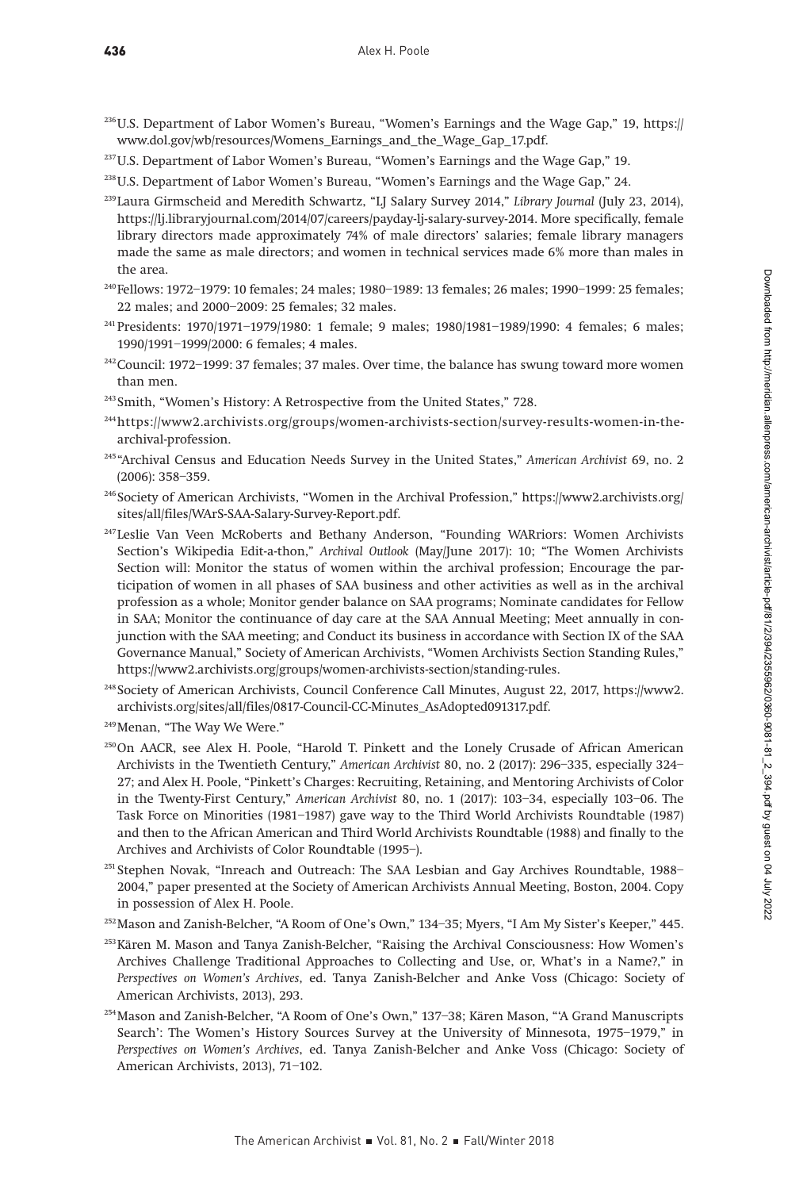[236] U.S. Department of Labor Women's Bureau, "Women's Earnings and the Wage Gap," 19, https://www.dol.gov/wb/resources/Womens_Earnings_and_the_Wage_Gap_17.pdf.

[237] U.S. Department of Labor Women's Bureau, "Women's Earnings and the Wage Gap," 19.

[238] U.S. Department of Labor Women's Bureau, "Women's Earnings and the Wage Gap," 24.

[239] Laura Girmscheid and Meredith Schwartz, "LJ Salary Survey 2014," *Library Journal* (July 23, 2014), https://lj.libraryjournal.com/2014/07/careers/payday-lj-salary-survey-2014. More specifically, female library directors made approximately 74% of male directors' salaries; female library managers made the same as male directors; and women in technical services made 6% more than males in the area.

[240] Fellows: 1972–1979: 10 females; 24 males; 1980–1989: 13 females; 26 males; 1990–1999: 25 females; 22 males; and 2000–2009: 25 females; 32 males.

[241] Presidents: 1970/1971–1979/1980: 1 female; 9 males; 1980/1981–1989/1990: 4 females; 6 males; 1990/1991–1999/2000: 6 females; 4 males.

[242] Council: 1972–1999: 37 females; 37 males. Over time, the balance has swung toward more women than men.

[243] Smith, "Women's History: A Retrospective from the United States," 728.

[244] https://www2.archivists.org/groups/women-archivists-section/survey-results-women-in-the-archival-profession.

[245] "Archival Census and Education Needs Survey in the United States," *American Archivist* 69, no. 2 (2006): 358–359.

[246] Society of American Archivists, "Women in the Archival Profession," https://www2.archivists.org/sites/all/files/WArS-SAA-Salary-Survey-Report.pdf.

[247] Leslie Van Veen McRoberts and Bethany Anderson, "Founding WARriors: Women Archivists Section's Wikipedia Edit-a-thon," *Archival Outlook* (May/June 2017): 10; "The Women Archivists Section will: Monitor the status of women within the archival profession; Encourage the participation of women in all phases of SAA business and other activities as well as in the archival profession as a whole; Monitor gender balance on SAA programs; Nominate candidates for Fellow in SAA; Monitor the continuance of day care at the SAA Annual Meeting; Meet annually in conjunction with the SAA meeting; and Conduct its business in accordance with Section IX of the SAA Governance Manual," Society of American Archivists, "Women Archivists Section Standing Rules," https://www2.archivists.org/groups/women-archivists-section/standing-rules.

[248] Society of American Archivists, Council Conference Call Minutes, August 22, 2017, https://www2.archivists.org/sites/all/files/0817-Council-CC-Minutes_AsAdopted091317.pdf.

[249] Menan, "The Way We Were."

[250] On AACR, see Alex H. Poole, "Harold T. Pinkett and the Lonely Crusade of African American Archivists in the Twentieth Century," *American Archivist* 80, no. 2 (2017): 296–335, especially 324–27; and Alex H. Poole, "Pinkett's Charges: Recruiting, Retaining, and Mentoring Archivists of Color in the Twenty-First Century," *American Archivist* 80, no. 1 (2017): 103–34, especially 103–06. The Task Force on Minorities (1981–1987) gave way to the Third World Archivists Roundtable (1987) and then to the African American and Third World Archivists Roundtable (1988) and finally to the Archives and Archivists of Color Roundtable (1995–).

[251] Stephen Novak, "Inreach and Outreach: The SAA Lesbian and Gay Archives Roundtable, 1988–2004," paper presented at the Society of American Archivists Annual Meeting, Boston, 2004. Copy in possession of Alex H. Poole.

[252] Mason and Zanish-Belcher, "A Room of One's Own," 134–35; Myers, "I Am My Sister's Keeper," 445.

[253] Kären M. Mason and Tanya Zanish-Belcher, "Raising the Archival Consciousness: How Women's Archives Challenge Traditional Approaches to Collecting and Use, or, What's in a Name?," in *Perspectives on Women's Archives*, ed. Tanya Zanish-Belcher and Anke Voss (Chicago: Society of American Archivists, 2013), 293.

[254] Mason and Zanish-Belcher, "A Room of One's Own," 137–38; Kären Mason, "'A Grand Manuscripts Search': The Women's History Sources Survey at the University of Minnesota, 1975–1979," in *Perspectives on Women's Archives*, ed. Tanya Zanish-Belcher and Anke Voss (Chicago: Society of American Archivists, 2013), 71–102.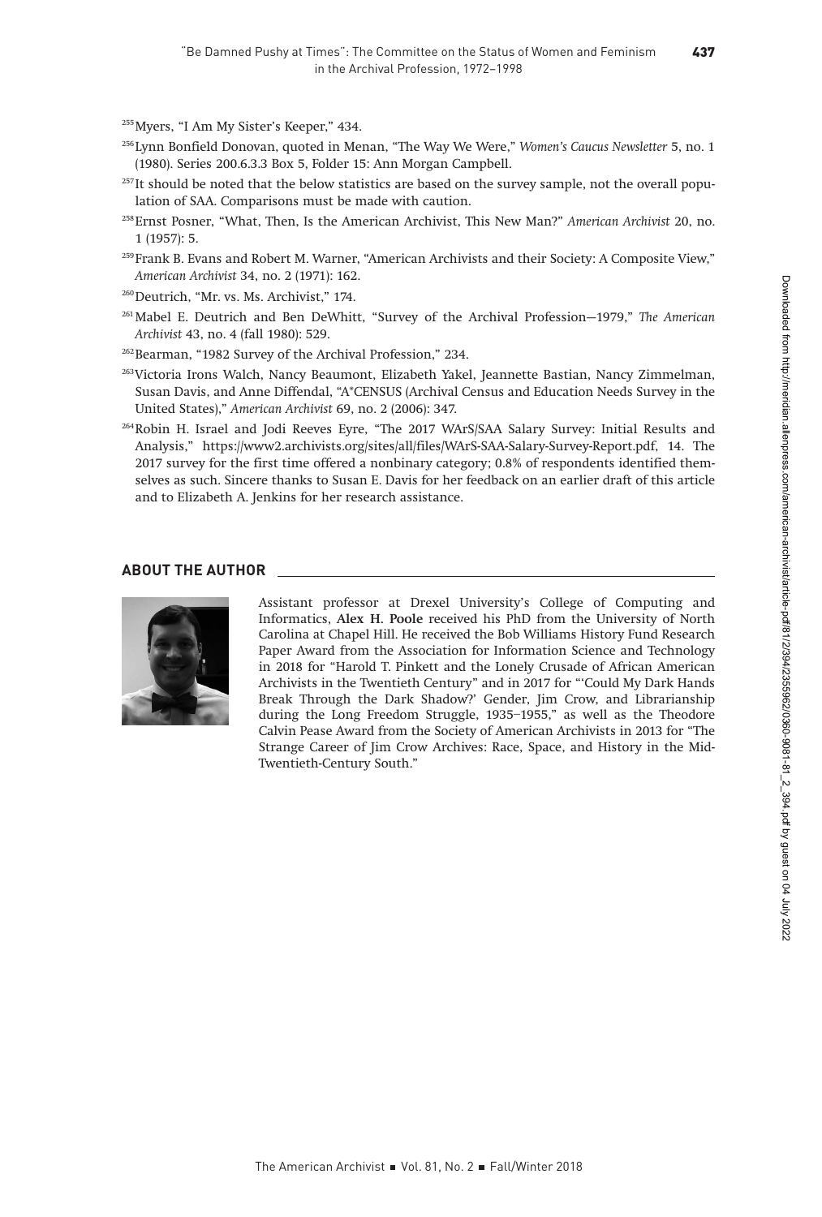[255] Myers, "I Am My Sister's Keeper," 434.

[256] Lynn Bonfield Donovan, quoted in Menan, "The Way We Were," *Women's Caucus Newsletter* 5, no. 1 (1980). Series 200.6.3.3 Box 5, Folder 15: Ann Morgan Campbell.

[257] It should be noted that the below statistics are based on the survey sample, not the overall population of SAA. Comparisons must be made with caution.

[258] Ernst Posner, "What, Then, Is the American Archivist, This New Man?" *American Archivist* 20, no. 1 (1957): 5.

[259] Frank B. Evans and Robert M. Warner, "American Archivists and their Society: A Composite View," *American Archivist* 34, no. 2 (1971): 162.

[260] Deutrich, "Mr. vs. Ms. Archivist," 174.

[261] Mabel E. Deutrich and Ben DeWhitt, "Survey of the Archival Profession—1979," *The American Archivist* 43, no. 4 (fall 1980): 529.

[262] Bearman, "1982 Survey of the Archival Profession," 234.

[263] Victoria Irons Walch, Nancy Beaumont, Elizabeth Yakel, Jeannette Bastian, Nancy Zimmelman, Susan Davis, and Anne Diffendal, "A*CENSUS (Archival Census and Education Needs Survey in the United States)," *American Archivist* 69, no. 2 (2006): 347.

[264] Robin H. Israel and Jodi Reeves Eyre, "The 2017 WArS/SAA Salary Survey: Initial Results and Analysis," https://www2.archivists.org/sites/all/files/WArS-SAA-Salary-Survey-Report.pdf, 14. The 2017 survey for the first time offered a nonbinary category; 0.8% of respondents identified themselves as such. Sincere thanks to Susan E. Davis for her feedback on an earlier draft of this article and to Elizabeth A. Jenkins for her research assistance.

## ABOUT THE AUTHOR

Assistant professor at Drexel University's College of Computing and Informatics, **Alex H. Poole** received his PhD from the University of North Carolina at Chapel Hill. He received the Bob Williams History Fund Research Paper Award from the Association for Information Science and Technology in 2018 for "Harold T. Pinkett and the Lonely Crusade of African American Archivists in the Twentieth Century" and in 2017 for "'Could My Dark Hands Break Through the Dark Shadow?' Gender, Jim Crow, and Librarianship during the Long Freedom Struggle, 1935–1955," as well as the Theodore Calvin Pease Award from the Society of American Archivists in 2013 for "The Strange Career of Jim Crow Archives: Race, Space, and History in the Mid-Twentieth-Century South."